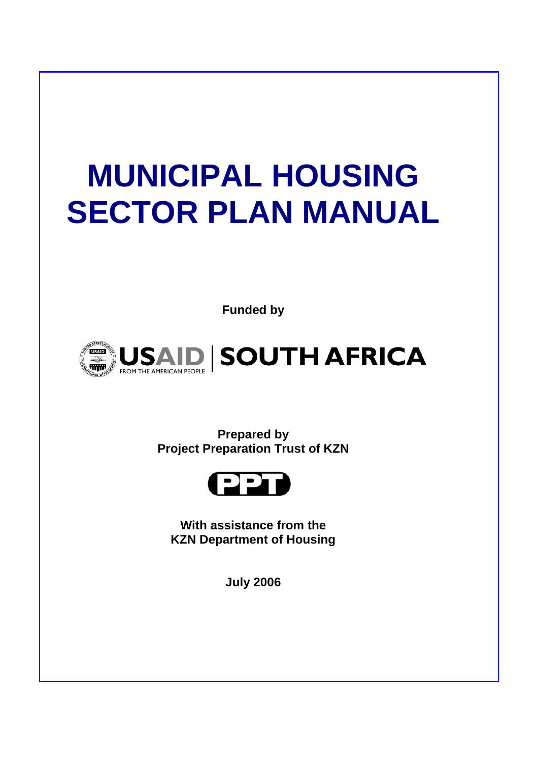# MUNICIPAL HOUSING SECTOR PLAN MANUAL

**Funded by**

USAID | SOUTH AFRICA
FROM THE AMERICAN PEOPLE

**Prepared by**
**Project Preparation Trust of KZN**

PPT

**With assistance from the**
**KZN Department of Housing**

**July 2006**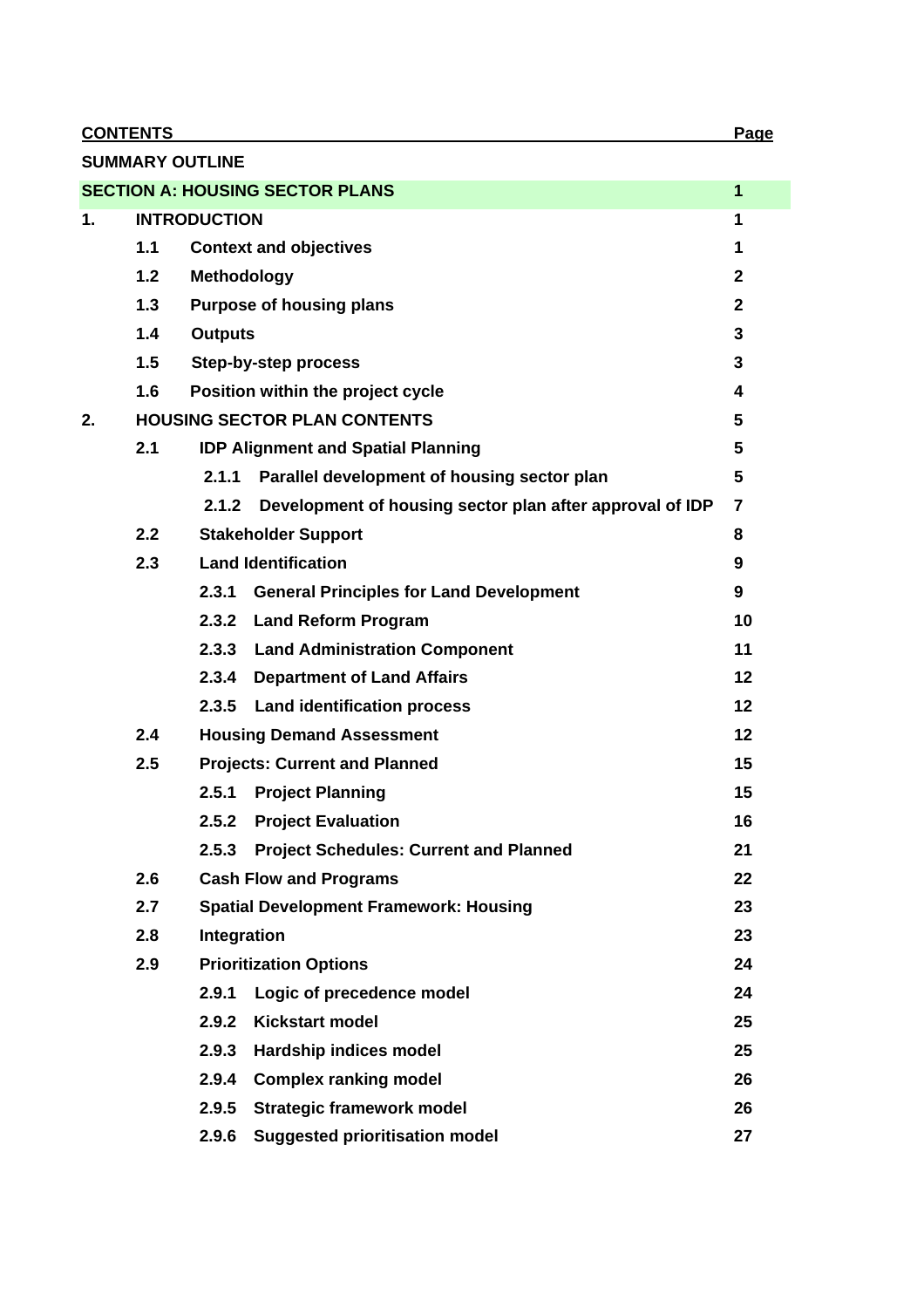| CONTENTS | | | Page |
|---|---|---|---|
| SUMMARY OUTLINE | | | |
| SECTION A: HOUSING SECTOR PLANS | | | 1 |
| 1. | INTRODUCTION | | 1 |
| | 1.1 | Context and objectives | 1 |
| | 1.2 | Methodology | 2 |
| | 1.3 | Purpose of housing plans | 2 |
| | 1.4 | Outputs | 3 |
| | 1.5 | Step-by-step process | 3 |
| | 1.6 | Position within the project cycle | 4 |
| 2. | HOUSING SECTOR PLAN CONTENTS | | 5 |
| | 2.1 | IDP Alignment and Spatial Planning | 5 |
| | | 2.1.1 Parallel development of housing sector plan | 5 |
| | | 2.1.2 Development of housing sector plan after approval of IDP | 7 |
| | 2.2 | Stakeholder Support | 8 |
| | 2.3 | Land Identification | 9 |
| | | 2.3.1 General Principles for Land Development | 9 |
| | | 2.3.2 Land Reform Program | 10 |
| | | 2.3.3 Land Administration Component | 11 |
| | | 2.3.4 Department of Land Affairs | 12 |
| | | 2.3.5 Land identification process | 12 |
| | 2.4 | Housing Demand Assessment | 12 |
| | 2.5 | Projects: Current and Planned | 15 |
| | | 2.5.1 Project Planning | 15 |
| | | 2.5.2 Project Evaluation | 16 |
| | | 2.5.3 Project Schedules: Current and Planned | 21 |
| | 2.6 | Cash Flow and Programs | 22 |
| | 2.7 | Spatial Development Framework: Housing | 23 |
| | 2.8 | Integration | 23 |
| | 2.9 | Prioritization Options | 24 |
| | | 2.9.1 Logic of precedence model | 24 |
| | | 2.9.2 Kickstart model | 25 |
| | | 2.9.3 Hardship indices model | 25 |
| | | 2.9.4 Complex ranking model | 26 |
| | | 2.9.5 Strategic framework model | 26 |
| | | 2.9.6 Suggested prioritisation model | 27 |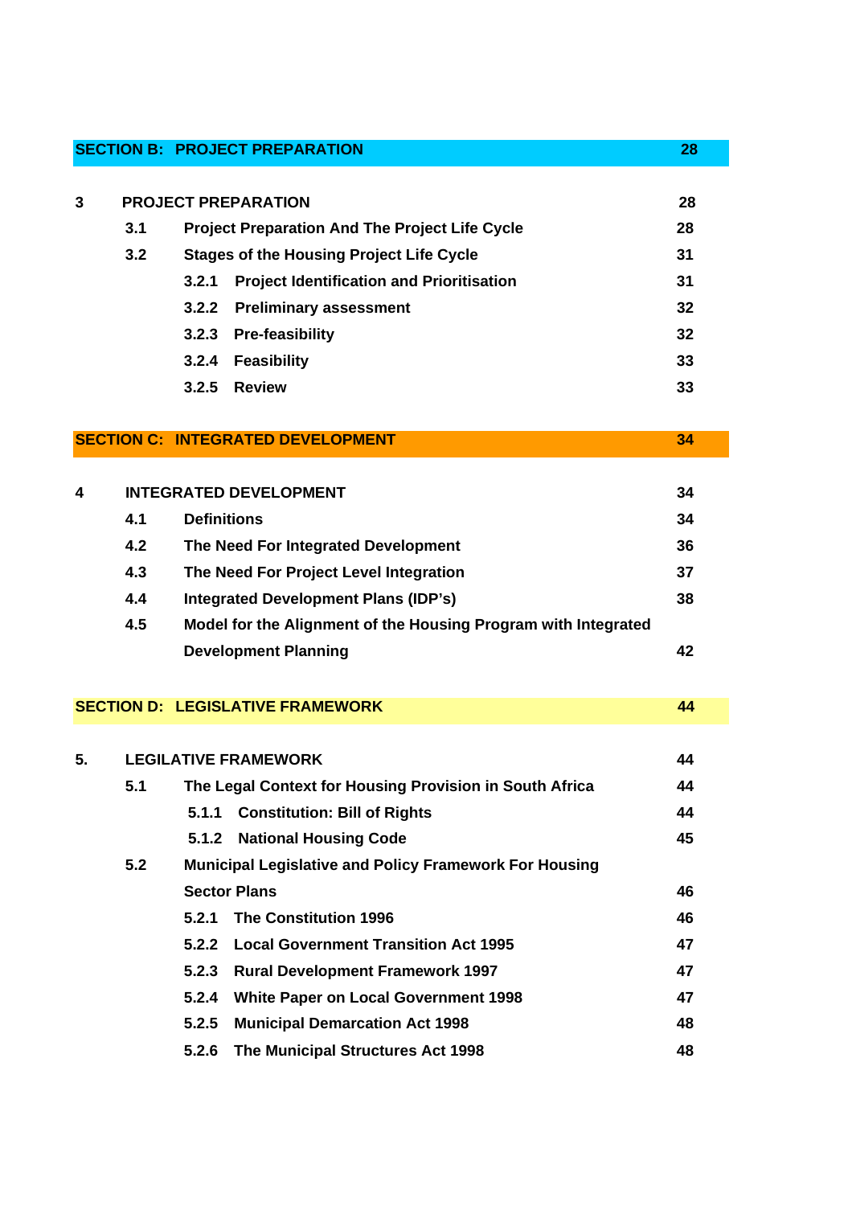| SECTION B: PROJECT PREPARATION | | | 28 |
|---|---|---|---|
| **3** | **PROJECT PREPARATION** | | **28** |
| | **3.1** | **Project Preparation And The Project Life Cycle** | **28** |
| | **3.2** | **Stages of the Housing Project Life Cycle** | **31** |
| | | **3.2.1 Project Identification and Prioritisation** | **31** |
| | | **3.2.2 Preliminary assessment** | **32** |
| | | **3.2.3 Pre-feasibility** | **32** |
| | | **3.2.4 Feasibility** | **33** |
| | | **3.2.5 Review** | **33** |
| **SECTION C: INTEGRATED DEVELOPMENT** | | | **34** |
| **4** | **INTEGRATED DEVELOPMENT** | | **34** |
| | **4.1** | **Definitions** | **34** |
| | **4.2** | **The Need For Integrated Development** | **36** |
| | **4.3** | **The Need For Project Level Integration** | **37** |
| | **4.4** | **Integrated Development Plans (IDP's)** | **38** |
| | **4.5** | **Model for the Alignment of the Housing Program with Integrated Development Planning** | **42** |
| **SECTION D: LEGISLATIVE FRAMEWORK** | | | **44** |
| **5.** | **LEGILATIVE FRAMEWORK** | | **44** |
| | **5.1** | **The Legal Context for Housing Provision in South Africa** | **44** |
| | | **5.1.1 Constitution: Bill of Rights** | **44** |
| | | **5.1.2 National Housing Code** | **45** |
| | **5.2** | **Municipal Legislative and Policy Framework For Housing Sector Plans** | **46** |
| | | **5.2.1 The Constitution 1996** | **46** |
| | | **5.2.2 Local Government Transition Act 1995** | **47** |
| | | **5.2.3 Rural Development Framework 1997** | **47** |
| | | **5.2.4 White Paper on Local Government 1998** | **47** |
| | | **5.2.5 Municipal Demarcation Act 1998** | **48** |
| | | **5.2.6 The Municipal Structures Act 1998** | **48** |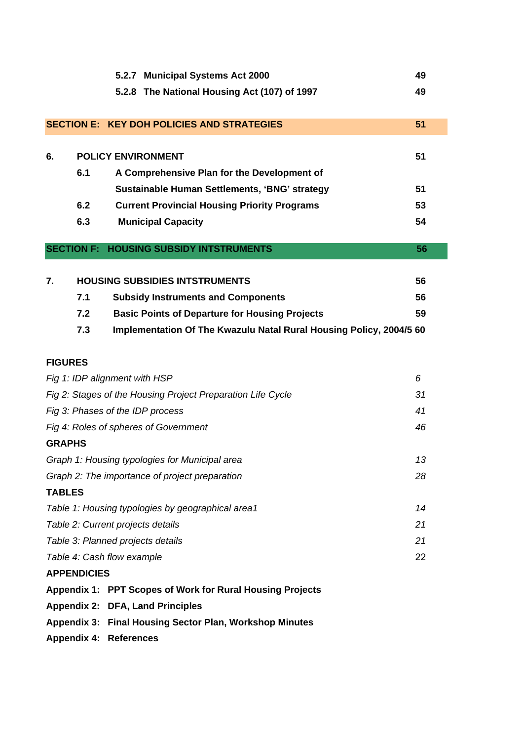| | | | |
|---|---|---|---|
| | | **5.2.7 Municipal Systems Act 2000** | **49** |
| | | **5.2.8 The National Housing Act (107) of 1997** | **49** |
| **SECTION E:** | | **KEY DOH POLICIES AND STRATEGIES** | **51** |
| **6.** | | **POLICY ENVIRONMENT** | **51** |
| | **6.1** | **A Comprehensive Plan for the Development of Sustainable Human Settlements, 'BNG' strategy** | **51** |
| | **6.2** | **Current Provincial Housing Priority Programs** | **53** |
| | **6.3** | **Municipal Capacity** | **54** |
| **SECTION F:** | | **HOUSING SUBSIDY INTSTRUMENTS** | **56** |
| **7.** | | **HOUSING SUBSIDIES INTSTRUMENTS** | **56** |
| | **7.1** | **Subsidy Instruments and Components** | **56** |
| | **7.2** | **Basic Points of Departure for Housing Projects** | **59** |
| | **7.3** | **Implementation Of The Kwazulu Natal Rural Housing Policy, 2004/5** | **60** |

**FIGURES**

| | |
|---|---|
| *Fig 1: IDP alignment with HSP* | *6* |
| *Fig 2: Stages of the Housing Project Preparation Life Cycle* | *31* |
| *Fig 3: Phases of the IDP process* | *41* |
| *Fig 4: Roles of spheres of Government* | *46* |

**GRAPHS**

| | |
|---|---|
| *Graph 1: Housing typologies for Municipal area* | *13* |
| *Graph 2: The importance of project preparation* | *28* |

**TABLES**

| | |
|---|---|
| *Table 1: Housing typologies by geographical area1* | *14* |
| *Table 2: Current projects details* | *21* |
| *Table 3: Planned projects details* | *21* |
| *Table 4: Cash flow example* | 22 |

**APPENDICIES**

**Appendix 1: PPT Scopes of Work for Rural Housing Projects**

**Appendix 2: DFA, Land Principles**

**Appendix 3: Final Housing Sector Plan, Workshop Minutes**

**Appendix 4: References**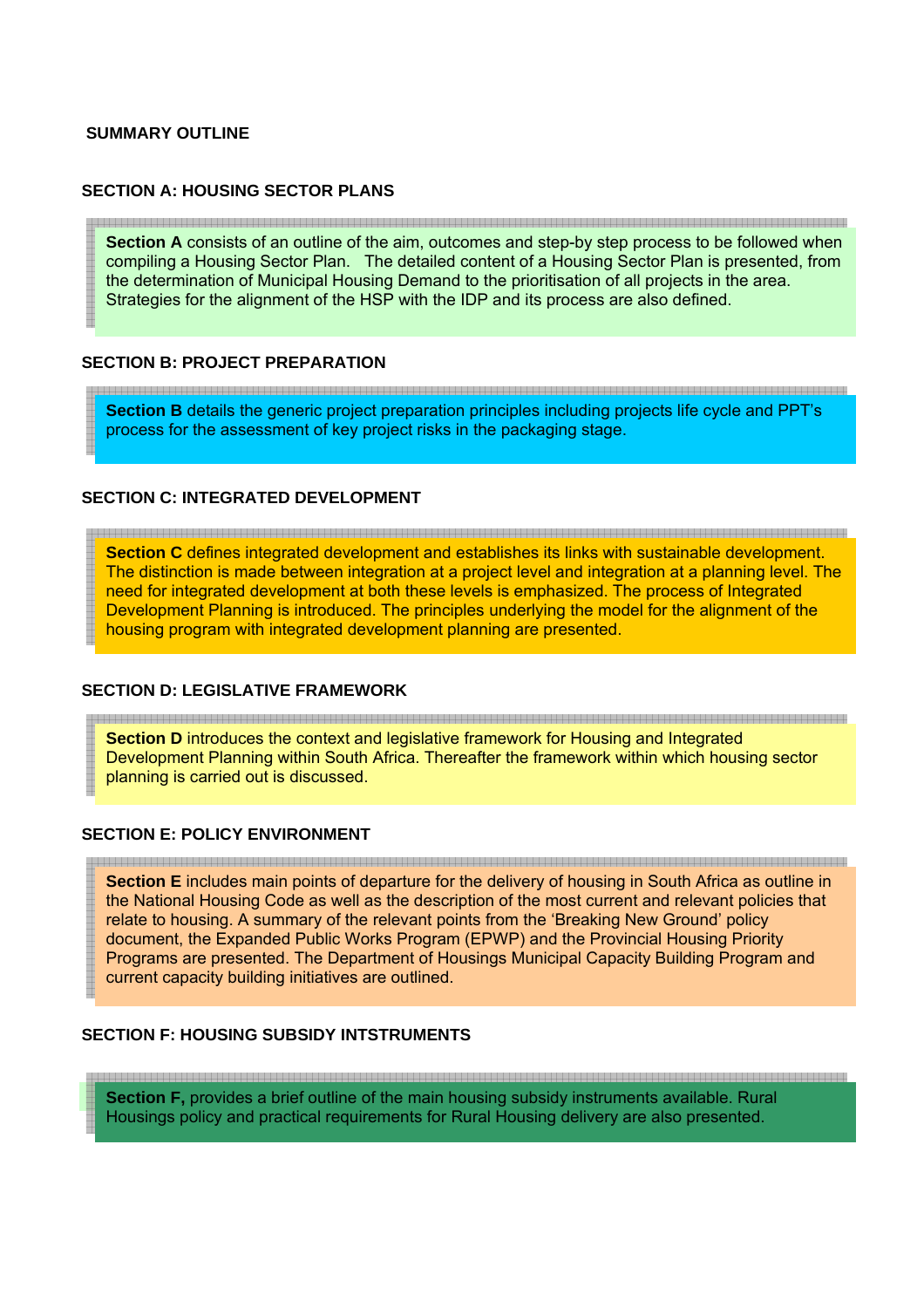**SUMMARY OUTLINE**

**SECTION A: HOUSING SECTOR PLANS**

**Section A** consists of an outline of the aim, outcomes and step-by step process to be followed when compiling a Housing Sector Plan. The detailed content of a Housing Sector Plan is presented, from the determination of Municipal Housing Demand to the prioritisation of all projects in the area. Strategies for the alignment of the HSP with the IDP and its process are also defined.

**SECTION B: PROJECT PREPARATION**

**Section B** details the generic project preparation principles including projects life cycle and PPT's process for the assessment of key project risks in the packaging stage.

**SECTION C: INTEGRATED DEVELOPMENT**

**Section C** defines integrated development and establishes its links with sustainable development. The distinction is made between integration at a project level and integration at a planning level. The need for integrated development at both these levels is emphasized. The process of Integrated Development Planning is introduced. The principles underlying the model for the alignment of the housing program with integrated development planning are presented.

**SECTION D: LEGISLATIVE FRAMEWORK**

**Section D** introduces the context and legislative framework for Housing and Integrated Development Planning within South Africa. Thereafter the framework within which housing sector planning is carried out is discussed.

**SECTION E: POLICY ENVIRONMENT**

**Section E** includes main points of departure for the delivery of housing in South Africa as outline in the National Housing Code as well as the description of the most current and relevant policies that relate to housing. A summary of the relevant points from the 'Breaking New Ground' policy document, the Expanded Public Works Program (EPWP) and the Provincial Housing Priority Programs are presented. The Department of Housings Municipal Capacity Building Program and current capacity building initiatives are outlined.

**SECTION F: HOUSING SUBSIDY INTSTRUMENTS**

**Section F,** provides a brief outline of the main housing subsidy instruments available. Rural Housings policy and practical requirements for Rural Housing delivery are also presented.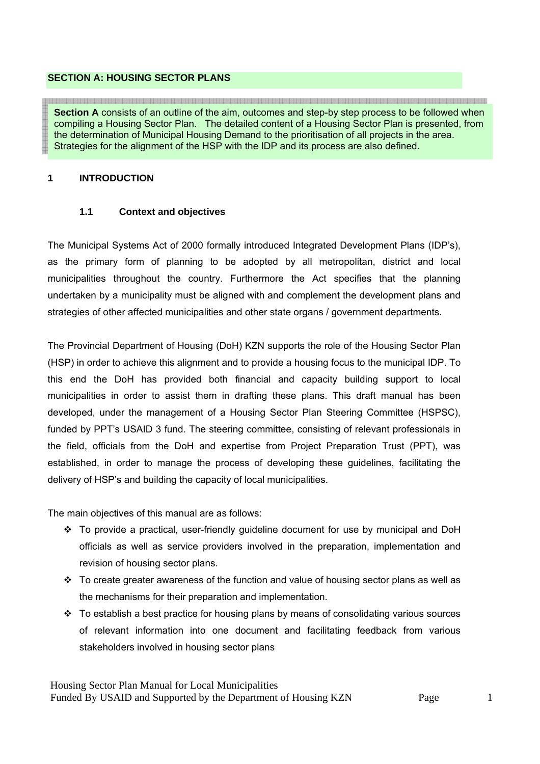## SECTION A: HOUSING SECTOR PLANS

**Section A** consists of an outline of the aim, outcomes and step-by step process to be followed when compiling a Housing Sector Plan. The detailed content of a Housing Sector Plan is presented, from the determination of Municipal Housing Demand to the prioritisation of all projects in the area. Strategies for the alignment of the HSP with the IDP and its process are also defined.

## 1 INTRODUCTION

### 1.1 Context and objectives

The Municipal Systems Act of 2000 formally introduced Integrated Development Plans (IDP's), as the primary form of planning to be adopted by all metropolitan, district and local municipalities throughout the country. Furthermore the Act specifies that the planning undertaken by a municipality must be aligned with and complement the development plans and strategies of other affected municipalities and other state organs / government departments.

The Provincial Department of Housing (DoH) KZN supports the role of the Housing Sector Plan (HSP) in order to achieve this alignment and to provide a housing focus to the municipal IDP. To this end the DoH has provided both financial and capacity building support to local municipalities in order to assist them in drafting these plans. This draft manual has been developed, under the management of a Housing Sector Plan Steering Committee (HSPSC), funded by PPT's USAID 3 fund. The steering committee, consisting of relevant professionals in the field, officials from the DoH and expertise from Project Preparation Trust (PPT), was established, in order to manage the process of developing these guidelines, facilitating the delivery of HSP's and building the capacity of local municipalities.

The main objectives of this manual are as follows:

- To provide a practical, user-friendly guideline document for use by municipal and DoH officials as well as service providers involved in the preparation, implementation and revision of housing sector plans.
- To create greater awareness of the function and value of housing sector plans as well as the mechanisms for their preparation and implementation.
- To establish a best practice for housing plans by means of consolidating various sources of relevant information into one document and facilitating feedback from various stakeholders involved in housing sector plans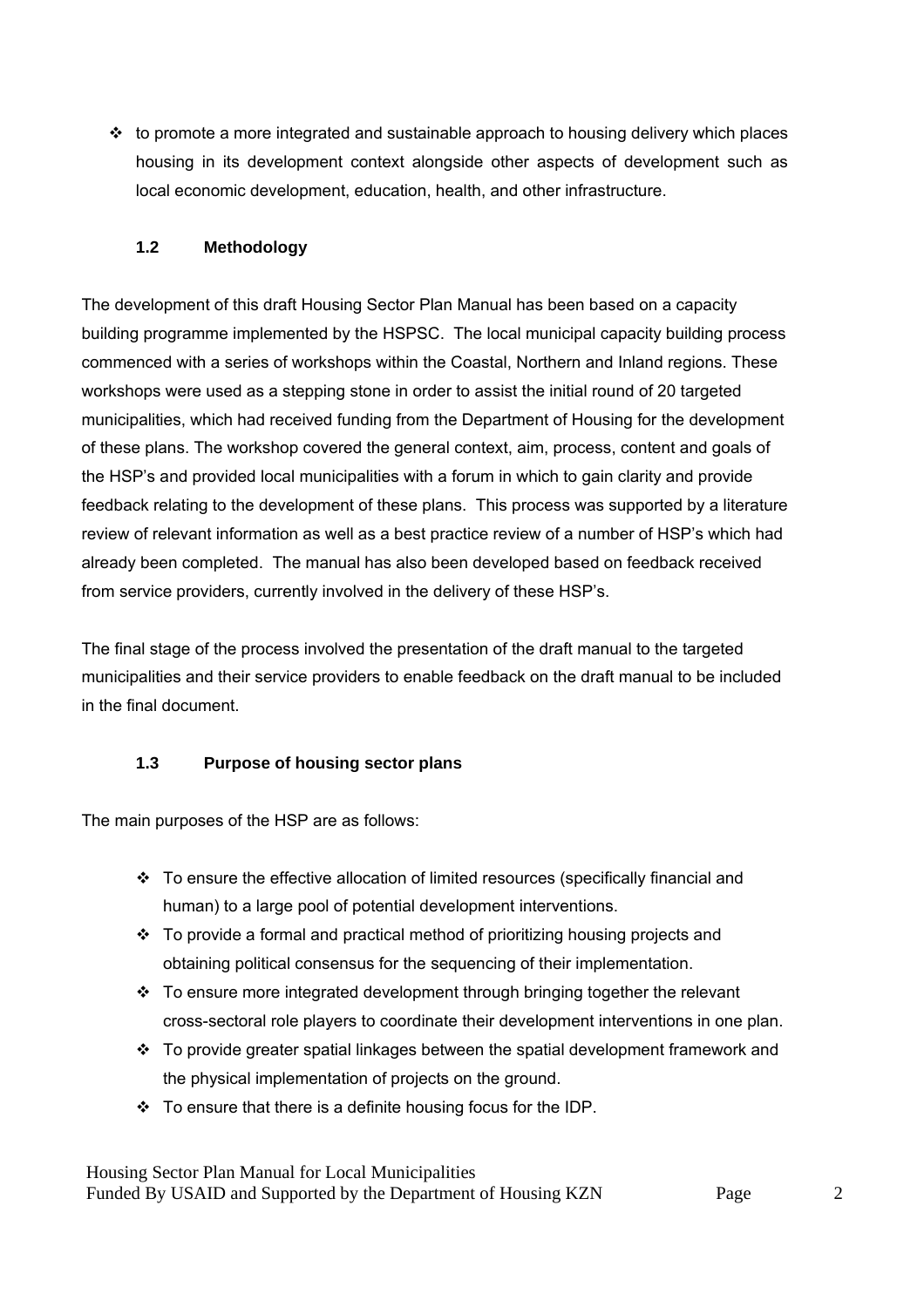- to promote a more integrated and sustainable approach to housing delivery which places housing in its development context alongside other aspects of development such as local economic development, education, health, and other infrastructure.

### 1.2 Methodology

The development of this draft Housing Sector Plan Manual has been based on a capacity building programme implemented by the HSPSC. The local municipal capacity building process commenced with a series of workshops within the Coastal, Northern and Inland regions. These workshops were used as a stepping stone in order to assist the initial round of 20 targeted municipalities, which had received funding from the Department of Housing for the development of these plans. The workshop covered the general context, aim, process, content and goals of the HSP's and provided local municipalities with a forum in which to gain clarity and provide feedback relating to the development of these plans. This process was supported by a literature review of relevant information as well as a best practice review of a number of HSP's which had already been completed. The manual has also been developed based on feedback received from service providers, currently involved in the delivery of these HSP's.

The final stage of the process involved the presentation of the draft manual to the targeted municipalities and their service providers to enable feedback on the draft manual to be included in the final document.

### 1.3 Purpose of housing sector plans

The main purposes of the HSP are as follows:

- To ensure the effective allocation of limited resources (specifically financial and human) to a large pool of potential development interventions.
- To provide a formal and practical method of prioritizing housing projects and obtaining political consensus for the sequencing of their implementation.
- To ensure more integrated development through bringing together the relevant cross-sectoral role players to coordinate their development interventions in one plan.
- To provide greater spatial linkages between the spatial development framework and the physical implementation of projects on the ground.
- To ensure that there is a definite housing focus for the IDP.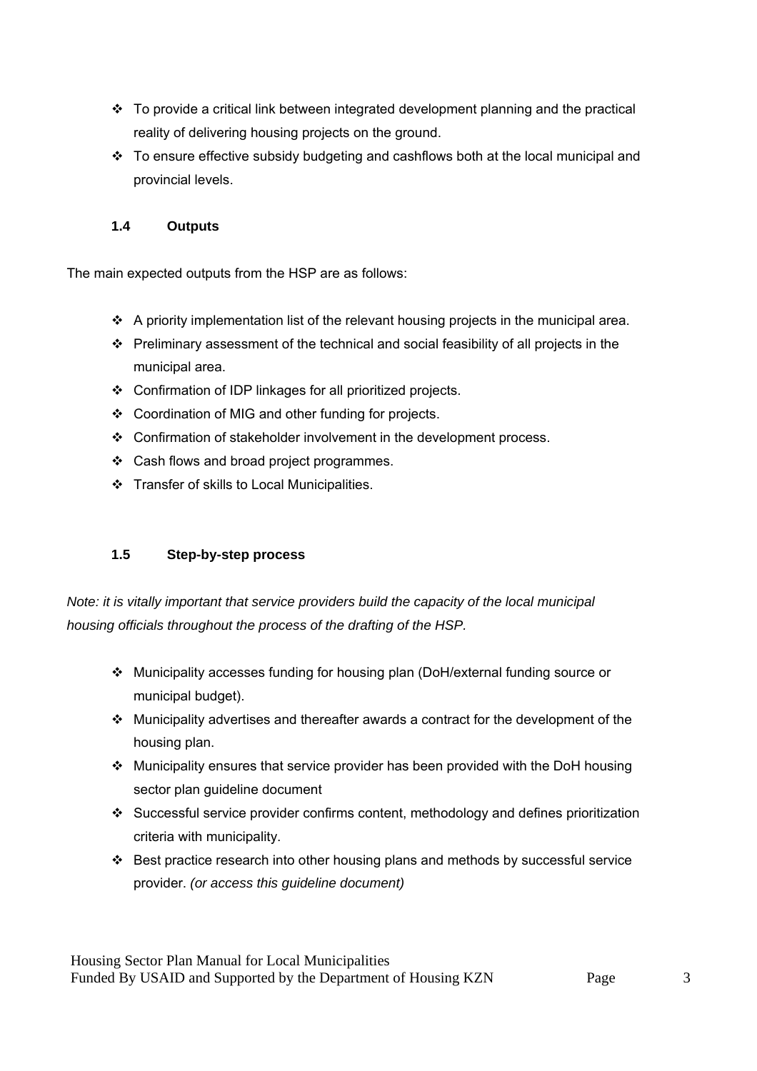- To provide a critical link between integrated development planning and the practical reality of delivering housing projects on the ground.
- To ensure effective subsidy budgeting and cashflows both at the local municipal and provincial levels.

### 1.4 Outputs

The main expected outputs from the HSP are as follows:

- A priority implementation list of the relevant housing projects in the municipal area.
- Preliminary assessment of the technical and social feasibility of all projects in the municipal area.
- Confirmation of IDP linkages for all prioritized projects.
- Coordination of MIG and other funding for projects.
- Confirmation of stakeholder involvement in the development process.
- Cash flows and broad project programmes.
- Transfer of skills to Local Municipalities.

### 1.5 Step-by-step process

*Note: it is vitally important that service providers build the capacity of the local municipal housing officials throughout the process of the drafting of the HSP.*

- Municipality accesses funding for housing plan (DoH/external funding source or municipal budget).
- Municipality advertises and thereafter awards a contract for the development of the housing plan.
- Municipality ensures that service provider has been provided with the DoH housing sector plan guideline document
- Successful service provider confirms content, methodology and defines prioritization criteria with municipality.
- Best practice research into other housing plans and methods by successful service provider. *(or access this guideline document)*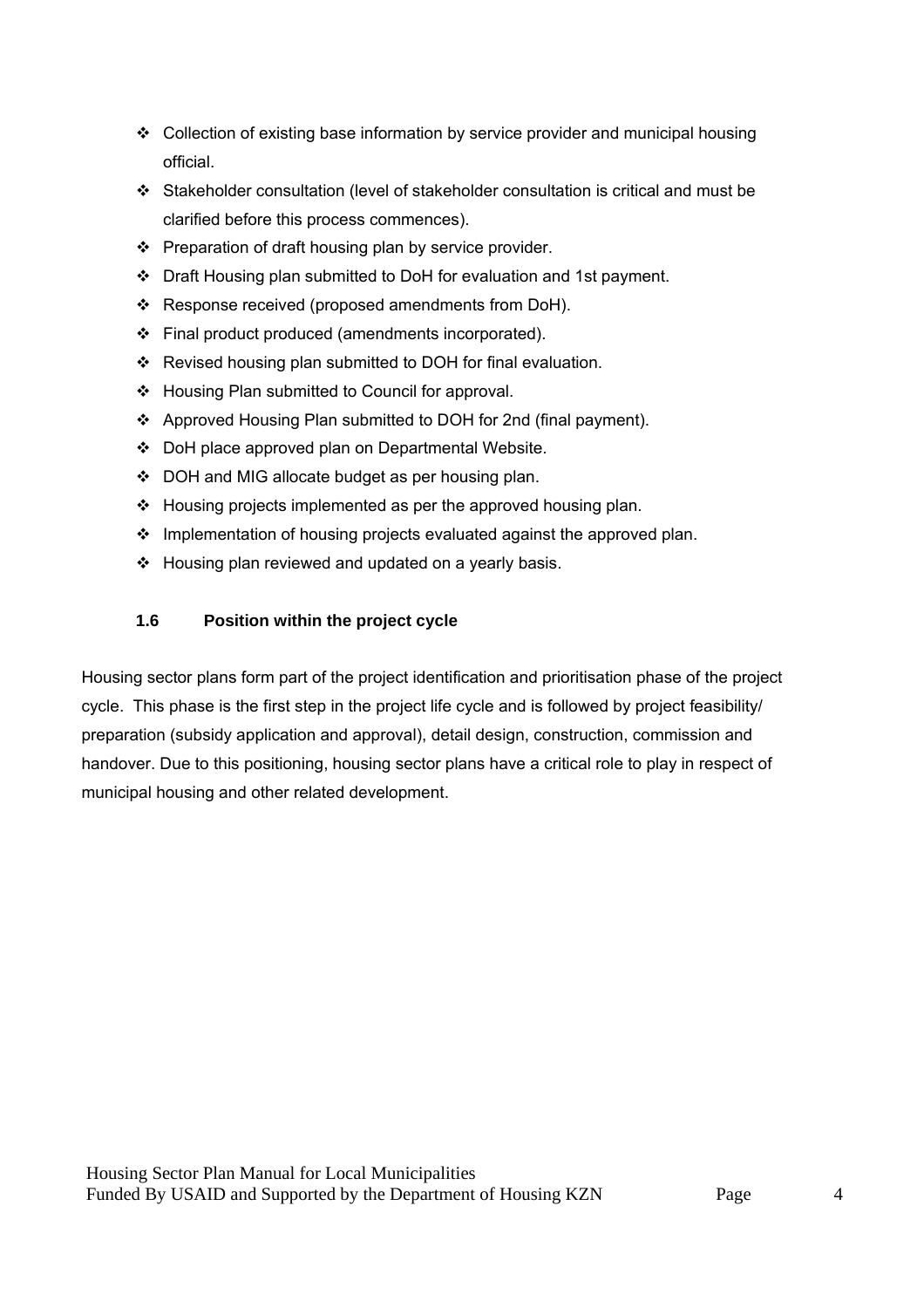- Collection of existing base information by service provider and municipal housing official.
- Stakeholder consultation (level of stakeholder consultation is critical and must be clarified before this process commences).
- Preparation of draft housing plan by service provider.
- Draft Housing plan submitted to DoH for evaluation and 1st payment.
- Response received (proposed amendments from DoH).
- Final product produced (amendments incorporated).
- Revised housing plan submitted to DOH for final evaluation.
- Housing Plan submitted to Council for approval.
- Approved Housing Plan submitted to DOH for 2nd (final payment).
- DoH place approved plan on Departmental Website.
- DOH and MIG allocate budget as per housing plan.
- Housing projects implemented as per the approved housing plan.
- Implementation of housing projects evaluated against the approved plan.
- Housing plan reviewed and updated on a yearly basis.

### 1.6 Position within the project cycle

Housing sector plans form part of the project identification and prioritisation phase of the project cycle. This phase is the first step in the project life cycle and is followed by project feasibility/ preparation (subsidy application and approval), detail design, construction, commission and handover. Due to this positioning, housing sector plans have a critical role to play in respect of municipal housing and other related development.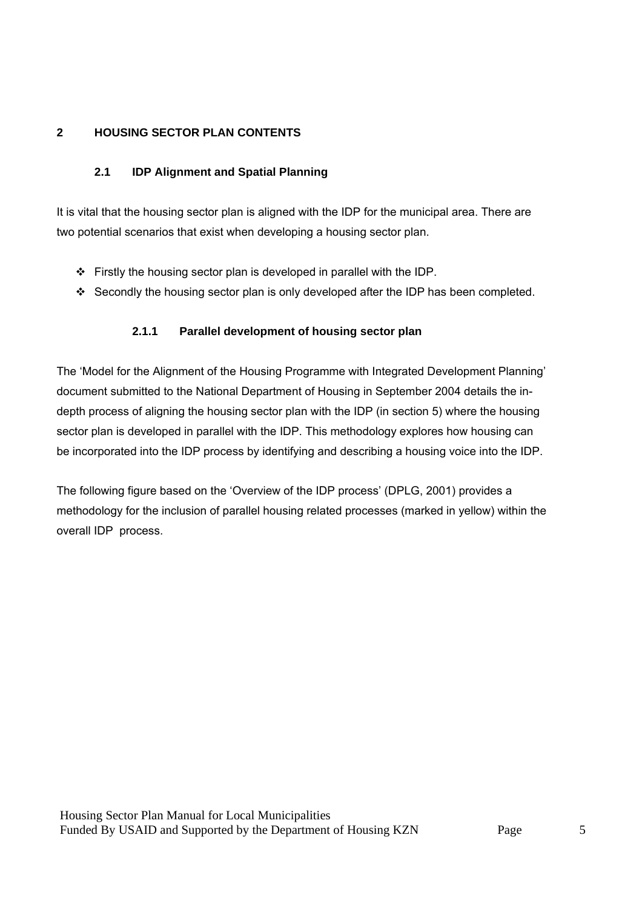# 2 HOUSING SECTOR PLAN CONTENTS

## 2.1 IDP Alignment and Spatial Planning

It is vital that the housing sector plan is aligned with the IDP for the municipal area. There are two potential scenarios that exist when developing a housing sector plan.

- Firstly the housing sector plan is developed in parallel with the IDP.
- Secondly the housing sector plan is only developed after the IDP has been completed.

### 2.1.1 Parallel development of housing sector plan

The 'Model for the Alignment of the Housing Programme with Integrated Development Planning' document submitted to the National Department of Housing in September 2004 details the in-depth process of aligning the housing sector plan with the IDP (in section 5) where the housing sector plan is developed in parallel with the IDP. This methodology explores how housing can be incorporated into the IDP process by identifying and describing a housing voice into the IDP.

The following figure based on the 'Overview of the IDP process' (DPLG, 2001) provides a methodology for the inclusion of parallel housing related processes (marked in yellow) within the overall IDP process.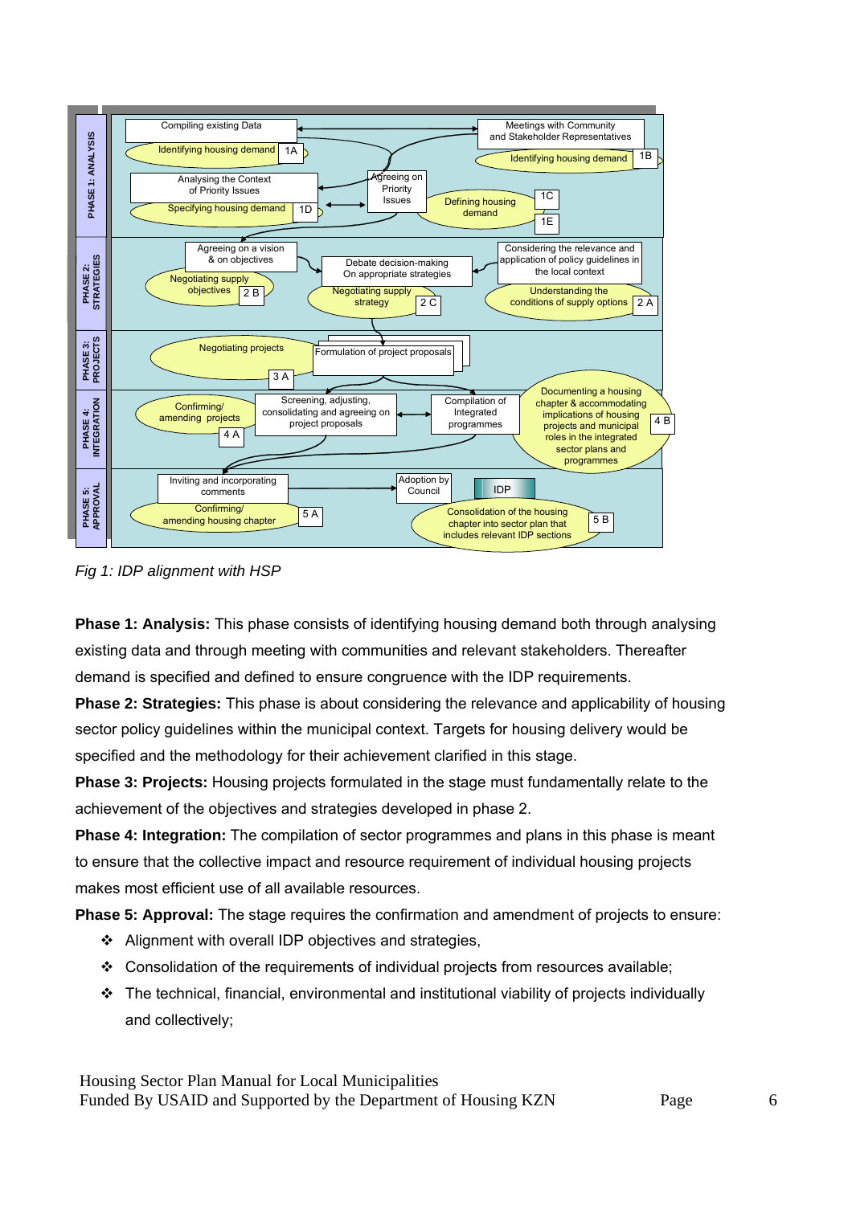| | | | |
|---|---|---|---|
| **PHASE 1: ANALYSIS** | Compiling existing Data / Identifying housing demand 1A | Analysing the Context of Priority Issues / Specifying housing demand 1D | Agreeing on Priority Issues | Meetings with Community and Stakeholder Representatives / Identifying housing demand 1B | Defining housing demand 1C 1E |
| **PHASE 2: STRATEGIES** | Agreeing on a vision & on objectives / Negotiating supply objectives 2 B | Debate decision-making On appropriate strategies / Negotiating supply strategy 2 C | Considering the relevance and application of policy guidelines in the local context / Understanding the conditions of supply options 2 A |
| **PHASE 3: PROJECTS** | Negotiating projects 3 A | Formulation of project proposals |
| **PHASE 4: INTEGRATION** | Confirming/ amending projects 4 A | Screening, adjusting, consolidating and agreeing on project proposals | Compilation of Integrated programmes | Documenting a housing chapter & accommodating implications of housing projects and municipal roles in the integrated sector plans and programmes 4 B |
| **PHASE 5: APPROVAL** | Inviting and incorporating comments / Confirming/ amending housing chapter 5 A | Adoption by Council | IDP / Consolidation of the housing chapter into sector plan that includes relevant IDP sections 5 B |

*Fig 1: IDP alignment with HSP*

**Phase 1: Analysis:** This phase consists of identifying housing demand both through analysing existing data and through meeting with communities and relevant stakeholders. Thereafter demand is specified and defined to ensure congruence with the IDP requirements.

**Phase 2: Strategies:** This phase is about considering the relevance and applicability of housing sector policy guidelines within the municipal context. Targets for housing delivery would be specified and the methodology for their achievement clarified in this stage.

**Phase 3: Projects:** Housing projects formulated in the stage must fundamentally relate to the achievement of the objectives and strategies developed in phase 2.

**Phase 4: Integration:** The compilation of sector programmes and plans in this phase is meant to ensure that the collective impact and resource requirement of individual housing projects makes most efficient use of all available resources.

**Phase 5: Approval:** The stage requires the confirmation and amendment of projects to ensure:

- Alignment with overall IDP objectives and strategies,
- Consolidation of the requirements of individual projects from resources available;
- The technical, financial, environmental and institutional viability of projects individually and collectively;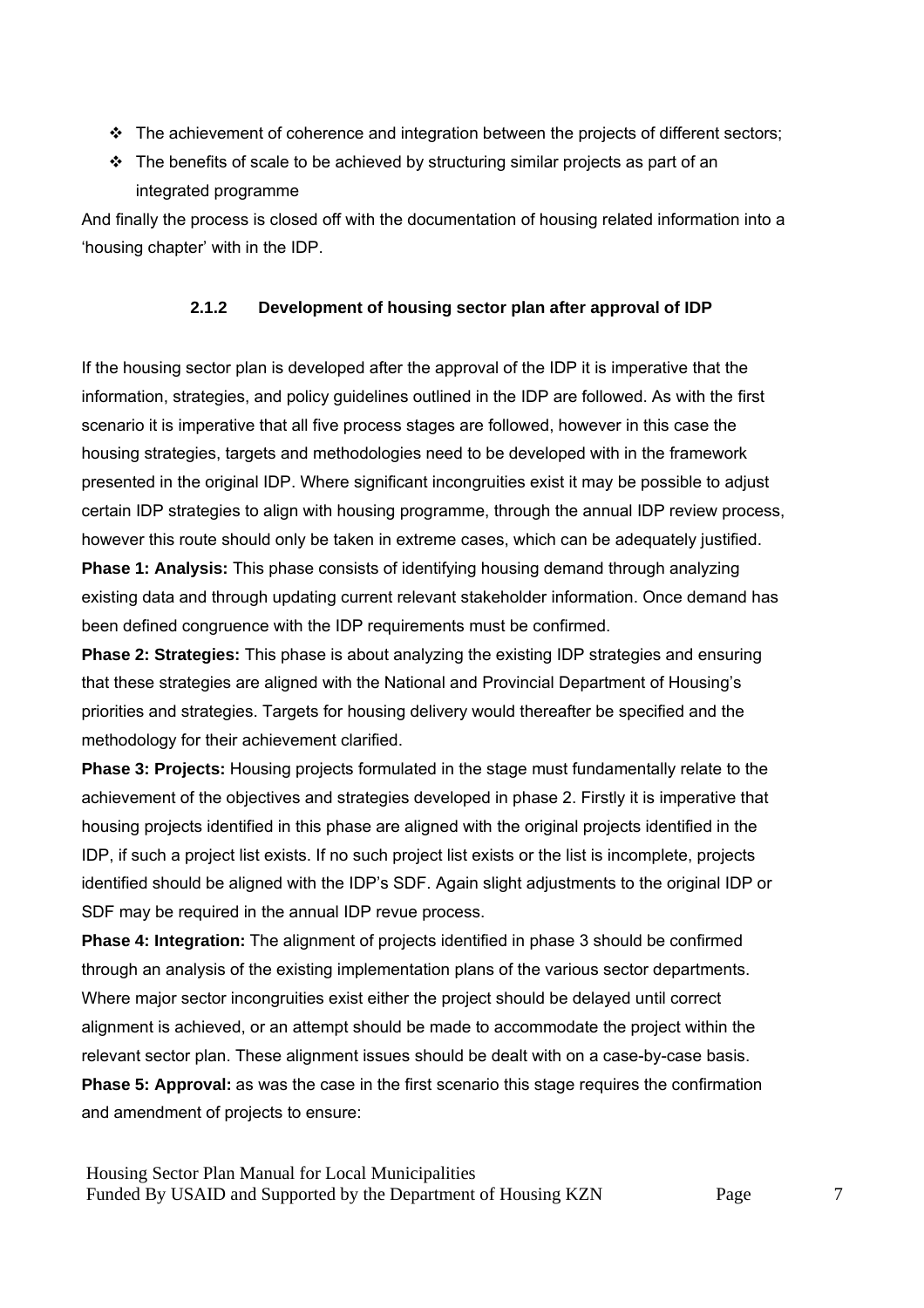- The achievement of coherence and integration between the projects of different sectors;
- The benefits of scale to be achieved by structuring similar projects as part of an integrated programme

And finally the process is closed off with the documentation of housing related information into a 'housing chapter' with in the IDP.

#### 2.1.2 Development of housing sector plan after approval of IDP

If the housing sector plan is developed after the approval of the IDP it is imperative that the information, strategies, and policy guidelines outlined in the IDP are followed. As with the first scenario it is imperative that all five process stages are followed, however in this case the housing strategies, targets and methodologies need to be developed with in the framework presented in the original IDP. Where significant incongruities exist it may be possible to adjust certain IDP strategies to align with housing programme, through the annual IDP review process, however this route should only be taken in extreme cases, which can be adequately justified.

**Phase 1: Analysis:** This phase consists of identifying housing demand through analyzing existing data and through updating current relevant stakeholder information. Once demand has been defined congruence with the IDP requirements must be confirmed.

**Phase 2: Strategies:** This phase is about analyzing the existing IDP strategies and ensuring that these strategies are aligned with the National and Provincial Department of Housing's priorities and strategies. Targets for housing delivery would thereafter be specified and the methodology for their achievement clarified.

**Phase 3: Projects:** Housing projects formulated in the stage must fundamentally relate to the achievement of the objectives and strategies developed in phase 2. Firstly it is imperative that housing projects identified in this phase are aligned with the original projects identified in the IDP, if such a project list exists. If no such project list exists or the list is incomplete, projects identified should be aligned with the IDP's SDF. Again slight adjustments to the original IDP or SDF may be required in the annual IDP revue process.

**Phase 4: Integration:** The alignment of projects identified in phase 3 should be confirmed through an analysis of the existing implementation plans of the various sector departments. Where major sector incongruities exist either the project should be delayed until correct alignment is achieved, or an attempt should be made to accommodate the project within the relevant sector plan. These alignment issues should be dealt with on a case-by-case basis.

**Phase 5: Approval:** as was the case in the first scenario this stage requires the confirmation and amendment of projects to ensure: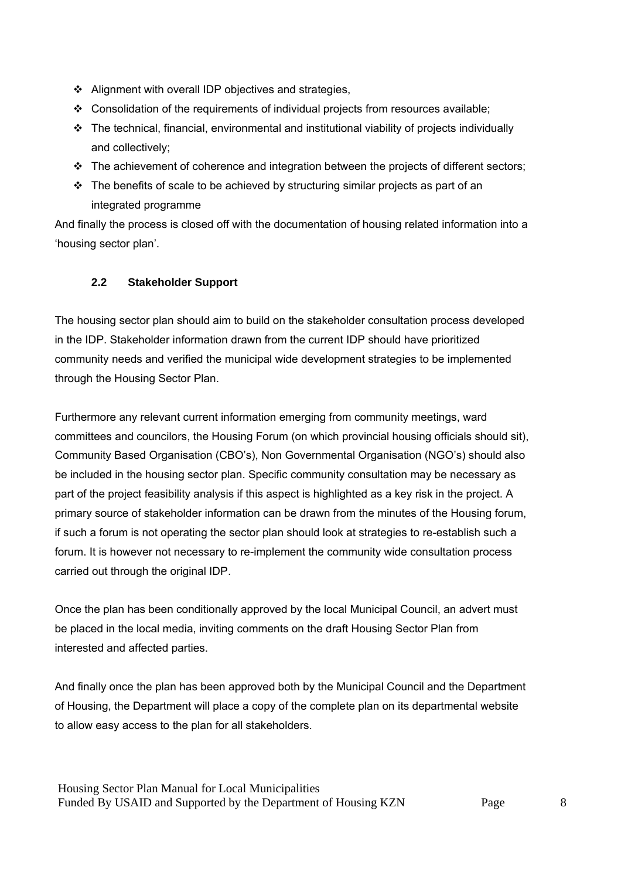- Alignment with overall IDP objectives and strategies,
- Consolidation of the requirements of individual projects from resources available;
- The technical, financial, environmental and institutional viability of projects individually and collectively;
- The achievement of coherence and integration between the projects of different sectors;
- The benefits of scale to be achieved by structuring similar projects as part of an integrated programme

And finally the process is closed off with the documentation of housing related information into a 'housing sector plan'.

### 2.2 Stakeholder Support

The housing sector plan should aim to build on the stakeholder consultation process developed in the IDP. Stakeholder information drawn from the current IDP should have prioritized community needs and verified the municipal wide development strategies to be implemented through the Housing Sector Plan.

Furthermore any relevant current information emerging from community meetings, ward committees and councilors, the Housing Forum (on which provincial housing officials should sit), Community Based Organisation (CBO's), Non Governmental Organisation (NGO's) should also be included in the housing sector plan. Specific community consultation may be necessary as part of the project feasibility analysis if this aspect is highlighted as a key risk in the project. A primary source of stakeholder information can be drawn from the minutes of the Housing forum, if such a forum is not operating the sector plan should look at strategies to re-establish such a forum. It is however not necessary to re-implement the community wide consultation process carried out through the original IDP.

Once the plan has been conditionally approved by the local Municipal Council, an advert must be placed in the local media, inviting comments on the draft Housing Sector Plan from interested and affected parties.

And finally once the plan has been approved both by the Municipal Council and the Department of Housing, the Department will place a copy of the complete plan on its departmental website to allow easy access to the plan for all stakeholders.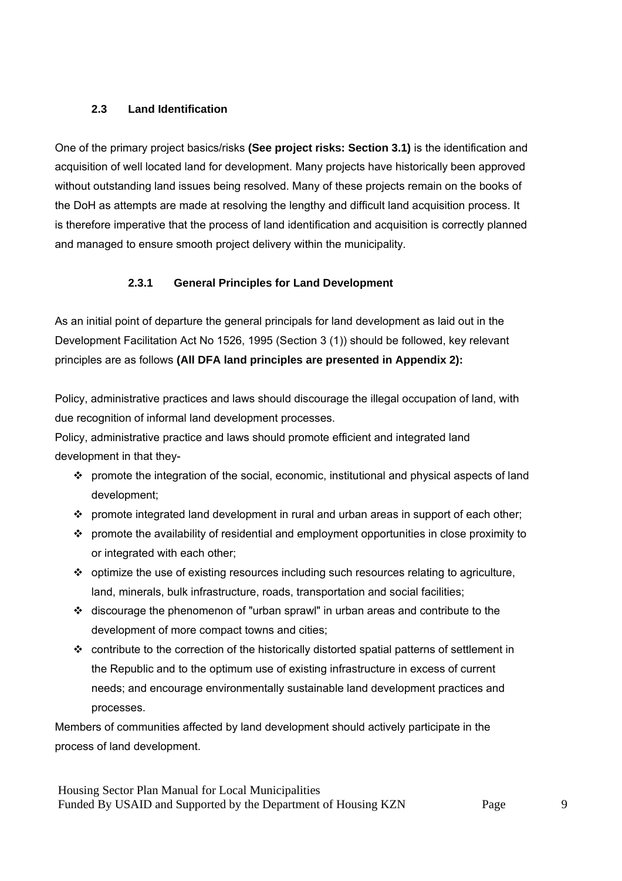### 2.3 Land Identification

One of the primary project basics/risks **(See project risks: Section 3.1)** is the identification and acquisition of well located land for development. Many projects have historically been approved without outstanding land issues being resolved. Many of these projects remain on the books of the DoH as attempts are made at resolving the lengthy and difficult land acquisition process. It is therefore imperative that the process of land identification and acquisition is correctly planned and managed to ensure smooth project delivery within the municipality.

#### 2.3.1 General Principles for Land Development

As an initial point of departure the general principals for land development as laid out in the Development Facilitation Act No 1526, 1995 (Section 3 (1)) should be followed, key relevant principles are as follows **(All DFA land principles are presented in Appendix 2):**

Policy, administrative practices and laws should discourage the illegal occupation of land, with due recognition of informal land development processes.

Policy, administrative practice and laws should promote efficient and integrated land development in that they-

- promote the integration of the social, economic, institutional and physical aspects of land development;
- promote integrated land development in rural and urban areas in support of each other;
- promote the availability of residential and employment opportunities in close proximity to or integrated with each other;
- optimize the use of existing resources including such resources relating to agriculture, land, minerals, bulk infrastructure, roads, transportation and social facilities;
- discourage the phenomenon of "urban sprawl" in urban areas and contribute to the development of more compact towns and cities;
- contribute to the correction of the historically distorted spatial patterns of settlement in the Republic and to the optimum use of existing infrastructure in excess of current needs; and encourage environmentally sustainable land development practices and processes.

Members of communities affected by land development should actively participate in the process of land development.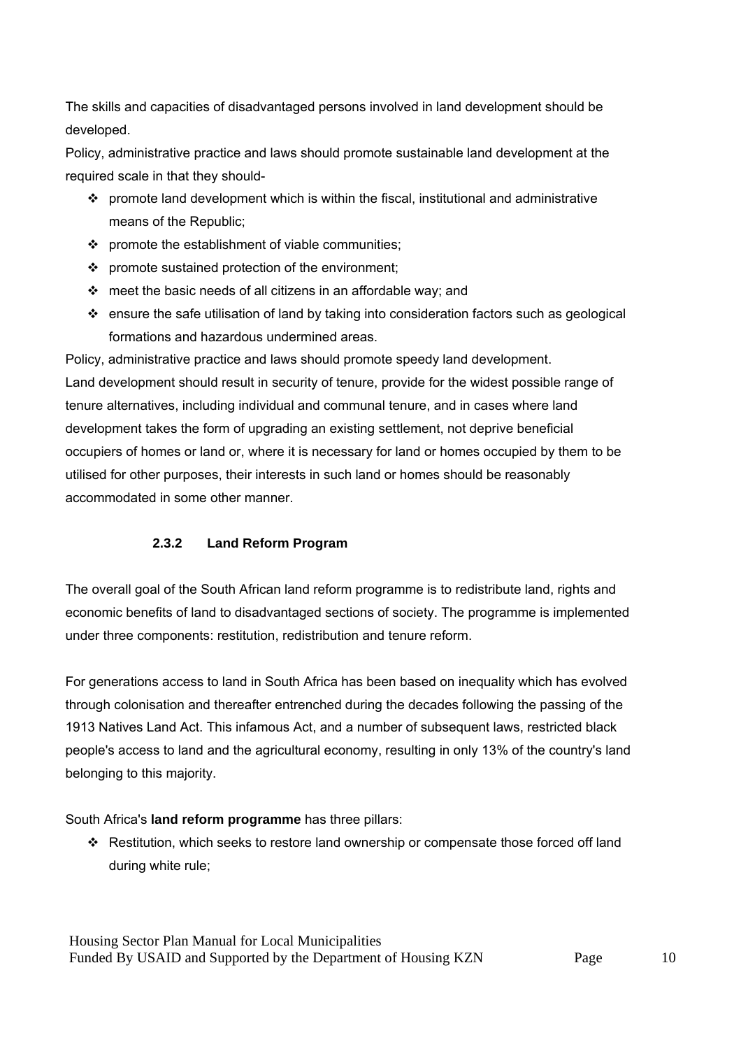The skills and capacities of disadvantaged persons involved in land development should be developed.

Policy, administrative practice and laws should promote sustainable land development at the required scale in that they should-

- promote land development which is within the fiscal, institutional and administrative means of the Republic;
- promote the establishment of viable communities;
- promote sustained protection of the environment;
- meet the basic needs of all citizens in an affordable way; and
- ensure the safe utilisation of land by taking into consideration factors such as geological formations and hazardous undermined areas.

Policy, administrative practice and laws should promote speedy land development.

Land development should result in security of tenure, provide for the widest possible range of tenure alternatives, including individual and communal tenure, and in cases where land development takes the form of upgrading an existing settlement, not deprive beneficial occupiers of homes or land or, where it is necessary for land or homes occupied by them to be utilised for other purposes, their interests in such land or homes should be reasonably accommodated in some other manner.

### 2.3.2 Land Reform Program

The overall goal of the South African land reform programme is to redistribute land, rights and economic benefits of land to disadvantaged sections of society. The programme is implemented under three components: restitution, redistribution and tenure reform.

For generations access to land in South Africa has been based on inequality which has evolved through colonisation and thereafter entrenched during the decades following the passing of the 1913 Natives Land Act. This infamous Act, and a number of subsequent laws, restricted black people's access to land and the agricultural economy, resulting in only 13% of the country's land belonging to this majority.

South Africa's **land reform programme** has three pillars:

- Restitution, which seeks to restore land ownership or compensate those forced off land during white rule;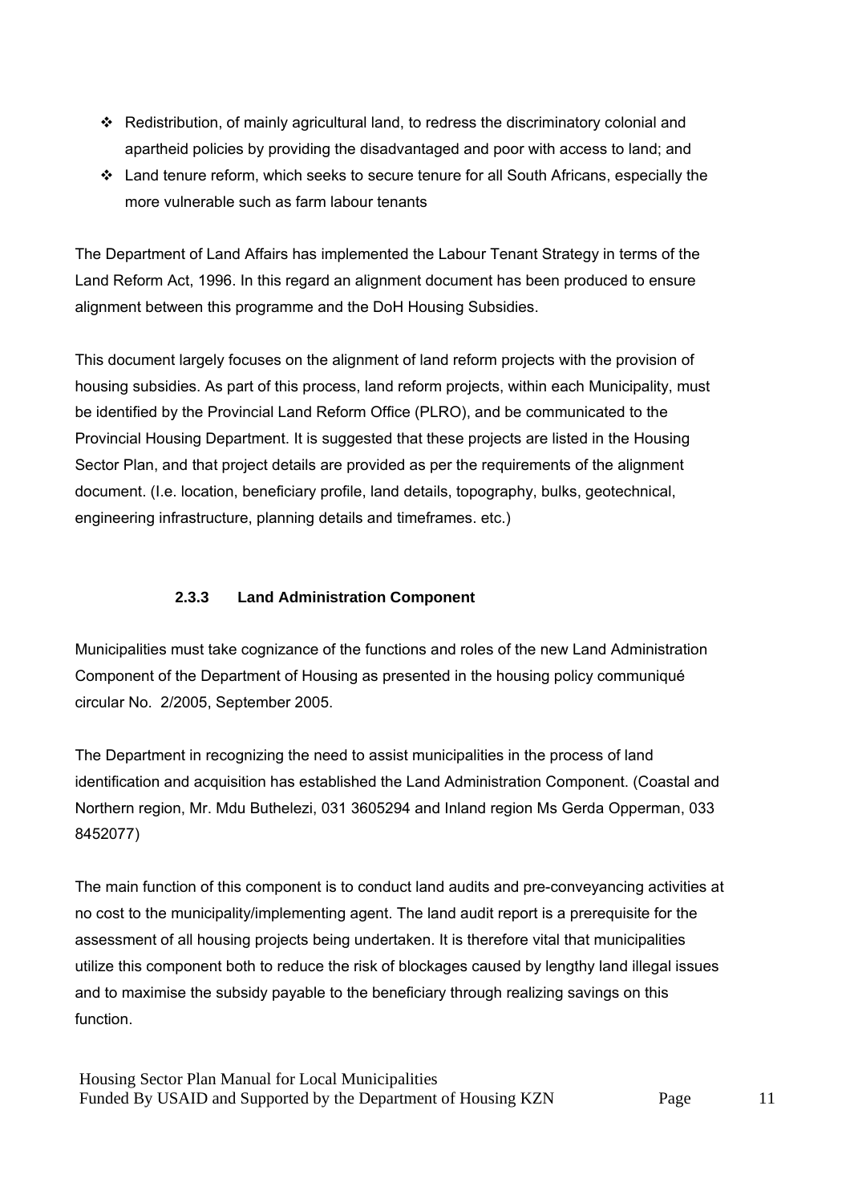- Redistribution, of mainly agricultural land, to redress the discriminatory colonial and apartheid policies by providing the disadvantaged and poor with access to land; and
- Land tenure reform, which seeks to secure tenure for all South Africans, especially the more vulnerable such as farm labour tenants

The Department of Land Affairs has implemented the Labour Tenant Strategy in terms of the Land Reform Act, 1996. In this regard an alignment document has been produced to ensure alignment between this programme and the DoH Housing Subsidies.

This document largely focuses on the alignment of land reform projects with the provision of housing subsidies. As part of this process, land reform projects, within each Municipality, must be identified by the Provincial Land Reform Office (PLRO), and be communicated to the Provincial Housing Department. It is suggested that these projects are listed in the Housing Sector Plan, and that project details are provided as per the requirements of the alignment document. (I.e. location, beneficiary profile, land details, topography, bulks, geotechnical, engineering infrastructure, planning details and timeframes. etc.)

#### 2.3.3 Land Administration Component

Municipalities must take cognizance of the functions and roles of the new Land Administration Component of the Department of Housing as presented in the housing policy communiqué circular No. 2/2005, September 2005.

The Department in recognizing the need to assist municipalities in the process of land identification and acquisition has established the Land Administration Component. (Coastal and Northern region, Mr. Mdu Buthelezi, 031 3605294 and Inland region Ms Gerda Opperman, 033 8452077)

The main function of this component is to conduct land audits and pre-conveyancing activities at no cost to the municipality/implementing agent. The land audit report is a prerequisite for the assessment of all housing projects being undertaken. It is therefore vital that municipalities utilize this component both to reduce the risk of blockages caused by lengthy land illegal issues and to maximise the subsidy payable to the beneficiary through realizing savings on this function.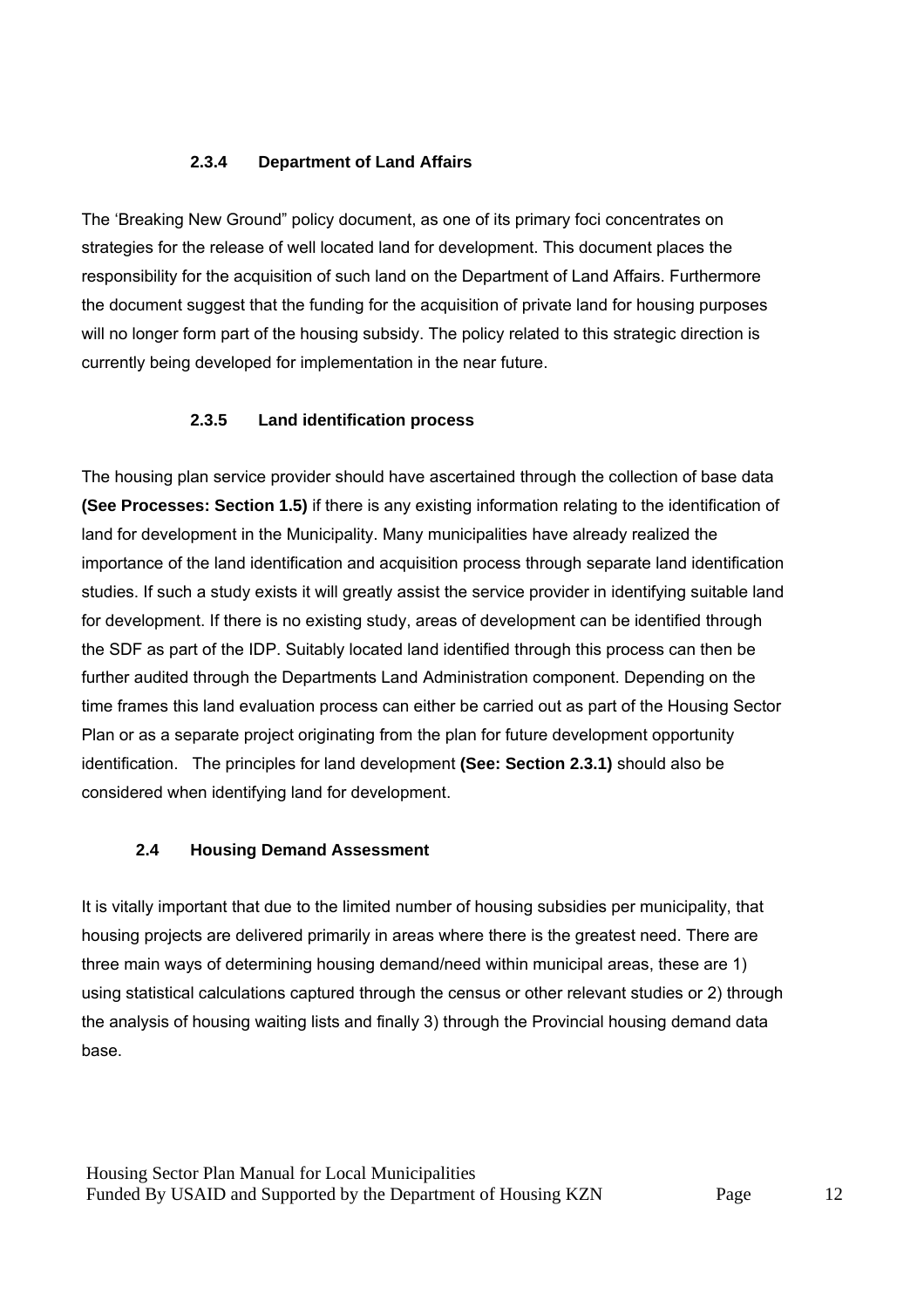### 2.3.4 Department of Land Affairs

The ‘Breaking New Ground” policy document, as one of its primary foci concentrates on strategies for the release of well located land for development. This document places the responsibility for the acquisition of such land on the Department of Land Affairs. Furthermore the document suggest that the funding for the acquisition of private land for housing purposes will no longer form part of the housing subsidy. The policy related to this strategic direction is currently being developed for implementation in the near future.

### 2.3.5 Land identification process

The housing plan service provider should have ascertained through the collection of base data **(See Processes: Section 1.5)** if there is any existing information relating to the identification of land for development in the Municipality. Many municipalities have already realized the importance of the land identification and acquisition process through separate land identification studies. If such a study exists it will greatly assist the service provider in identifying suitable land for development. If there is no existing study, areas of development can be identified through the SDF as part of the IDP. Suitably located land identified through this process can then be further audited through the Departments Land Administration component. Depending on the time frames this land evaluation process can either be carried out as part of the Housing Sector Plan or as a separate project originating from the plan for future development opportunity identification. The principles for land development **(See: Section 2.3.1)** should also be considered when identifying land for development.

## 2.4 Housing Demand Assessment

It is vitally important that due to the limited number of housing subsidies per municipality, that housing projects are delivered primarily in areas where there is the greatest need. There are three main ways of determining housing demand/need within municipal areas, these are 1) using statistical calculations captured through the census or other relevant studies or 2) through the analysis of housing waiting lists and finally 3) through the Provincial housing demand data base.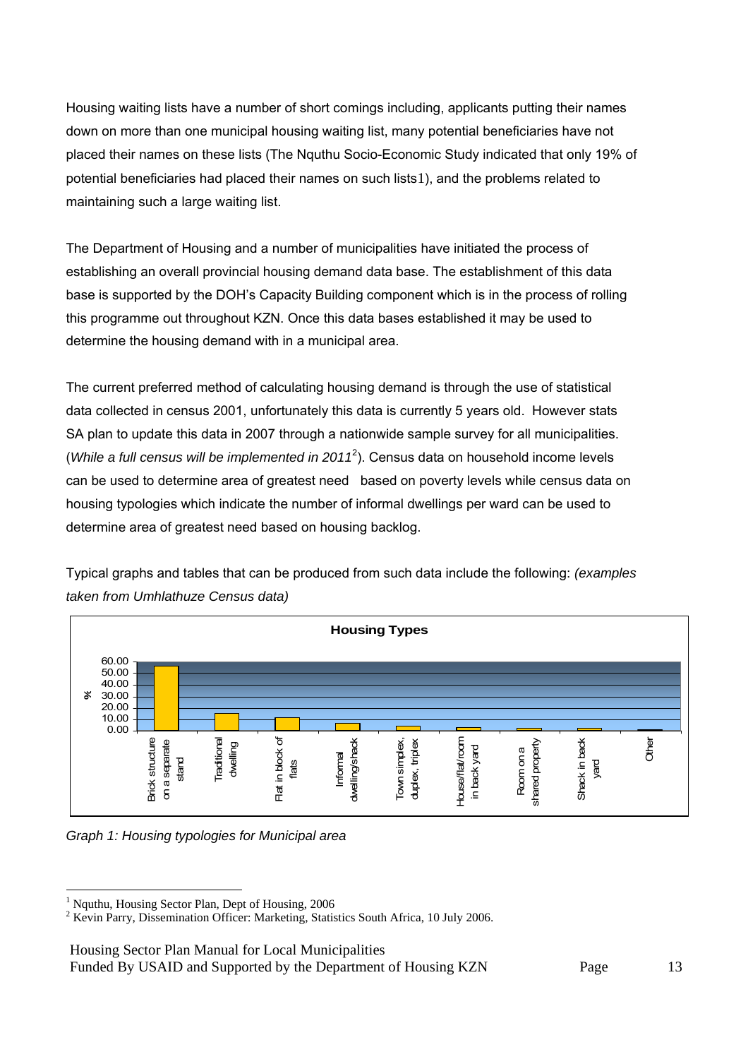Housing waiting lists have a number of short comings including, applicants putting their names down on more than one municipal housing waiting list, many potential beneficiaries have not placed their names on these lists (The Nquthu Socio-Economic Study indicated that only 19% of potential beneficiaries had placed their names on such lists1), and the problems related to maintaining such a large waiting list.

The Department of Housing and a number of municipalities have initiated the process of establishing an overall provincial housing demand data base. The establishment of this data base is supported by the DOH's Capacity Building component which is in the process of rolling this programme out throughout KZN. Once this data bases established it may be used to determine the housing demand with in a municipal area.

The current preferred method of calculating housing demand is through the use of statistical data collected in census 2001, unfortunately this data is currently 5 years old. However stats SA plan to update this data in 2007 through a nationwide sample survey for all municipalities. (*While a full census will be implemented in 2011*[2]). Census data on household income levels can be used to determine area of greatest need based on poverty levels while census data on housing typologies which indicate the number of informal dwellings per ward can be used to determine area of greatest need based on housing backlog.

Typical graphs and tables that can be produced from such data include the following: *(examples taken from Umhlathuze Census data)*

**Housing Types**

| Housing type | % (approx.) |
|---|---|
| Brick structure on a separate stand | ~55 |
| Traditional dwelling | ~15 |
| Flat in block of flats | ~11 |
| Informal dwelling/shack | ~6 |
| Town simplex, duplex, triplex | ~4 |
| House/flat/room in back yard | ~2 |
| Room on a shared property | ~2 |
| Shack in back yard | ~2 |
| Other | ~1 |

*Graph 1: Housing typologies for Municipal area*

---

[1] Nquthu, Housing Sector Plan, Dept of Housing, 2006

[2] Kevin Parry, Dissemination Officer: Marketing, Statistics South Africa, 10 July 2006.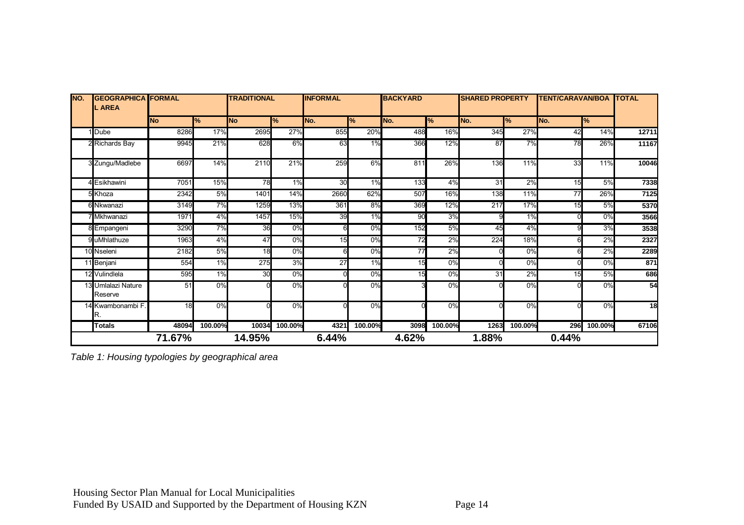| NO. | GEOGRAPHICAL AREA | FORMAL | | TRADITIONAL | | INFORMAL | | BACKYARD | | SHARED PROPERTY | | TENT/CARAVAN/BOA | | TOTAL |
|---|---|---|---|---|---|---|---|---|---|---|---|---|---|---|
| | | No | % | No | % | No. | % | No. | % | No. | % | No. | % | |
| 1 | Dube | 8286 | 17% | 2695 | 27% | 855 | 20% | 488 | 16% | 345 | 27% | 42 | 14% | 12711 |
| 2 | Richards Bay | 9945 | 21% | 628 | 6% | 63 | 1% | 366 | 12% | 87 | 7% | 78 | 26% | 11167 |
| 3 | Zungu/Madlebe | 6697 | 14% | 2110 | 21% | 259 | 6% | 811 | 26% | 136 | 11% | 33 | 11% | 10046 |
| 4 | Esikhawini | 7051 | 15% | 78 | 1% | 30 | 1% | 133 | 4% | 31 | 2% | 15 | 5% | 7338 |
| 5 | Khoza | 2342 | 5% | 1401 | 14% | 2660 | 62% | 507 | 16% | 138 | 11% | 77 | 26% | 7125 |
| 6 | Nkwanazi | 3149 | 7% | 1259 | 13% | 361 | 8% | 369 | 12% | 217 | 17% | 15 | 5% | 5370 |
| 7 | Mkhwanazi | 1971 | 4% | 1457 | 15% | 39 | 1% | 90 | 3% | 9 | 1% | 0 | 0% | 3566 |
| 8 | Empangeni | 3290 | 7% | 36 | 0% | 6 | 0% | 152 | 5% | 45 | 4% | 9 | 3% | 3538 |
| 9 | uMhlathuze | 1963 | 4% | 47 | 0% | 15 | 0% | 72 | 2% | 224 | 18% | 6 | 2% | 2327 |
| 10 | Nseleni | 2182 | 5% | 18 | 0% | 6 | 0% | 77 | 2% | 0 | 0% | 6 | 2% | 2289 |
| 11 | Benjani | 554 | 1% | 275 | 3% | 27 | 1% | 15 | 0% | 0 | 0% | 0 | 0% | 871 |
| 12 | Vulindlela | 595 | 1% | 30 | 0% | 0 | 0% | 15 | 0% | 31 | 2% | 15 | 5% | 686 |
| 13 | Umlalazi Nature Reserve | 51 | 0% | 0 | 0% | 0 | 0% | 3 | 0% | 0 | 0% | 0 | 0% | 54 |
| 14 | Kwambonambi F. R. | 18 | 0% | 0 | 0% | 0 | 0% | 0 | 0% | 0 | 0% | 0 | 0% | 18 |
| | **Totals** | **48094** | **100.00%** | **10034** | **100.00%** | **4321** | **100.00%** | **3098** | **100.00%** | **1263** | **100.00%** | **296** | **100.00%** | **67106** |
| | | **71.67%** | | **14.95%** | | **6.44%** | | **4.62%** | | **1.88%** | | **0.44%** | | |

*Table 1: Housing typologies by geographical area*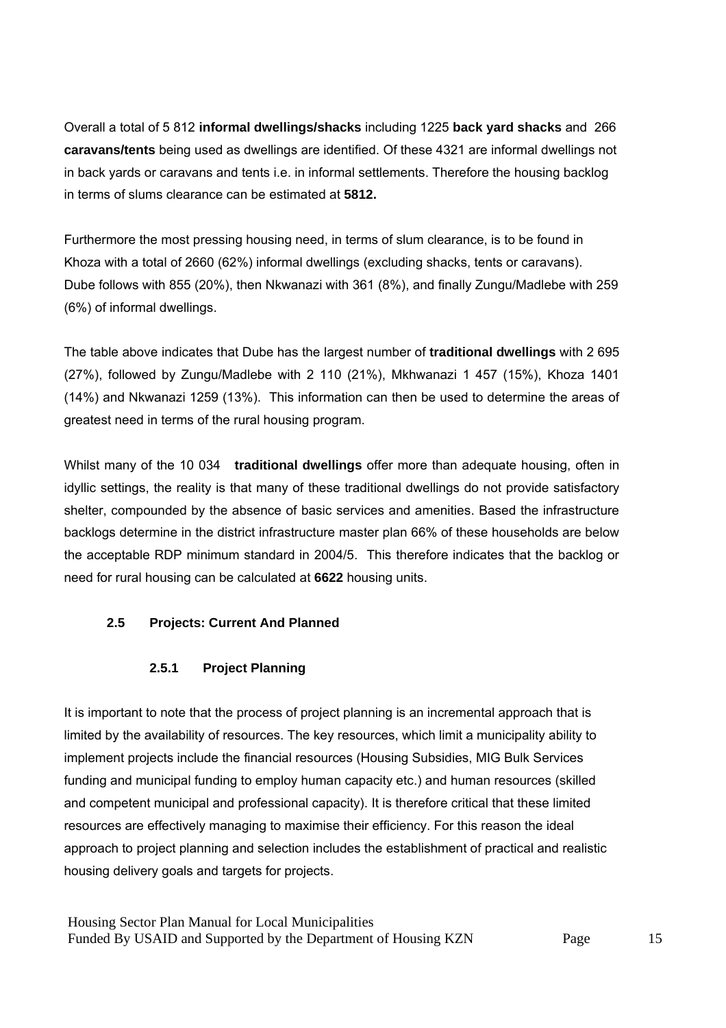Overall a total of 5 812 **informal dwellings/shacks** including 1225 **back yard shacks** and 266 **caravans/tents** being used as dwellings are identified. Of these 4321 are informal dwellings not in back yards or caravans and tents i.e. in informal settlements. Therefore the housing backlog in terms of slums clearance can be estimated at **5812.**

Furthermore the most pressing housing need, in terms of slum clearance, is to be found in Khoza with a total of 2660 (62%) informal dwellings (excluding shacks, tents or caravans). Dube follows with 855 (20%), then Nkwanazi with 361 (8%), and finally Zungu/Madlebe with 259 (6%) of informal dwellings.

The table above indicates that Dube has the largest number of **traditional dwellings** with 2 695 (27%), followed by Zungu/Madlebe with 2 110 (21%), Mkhwanazi 1 457 (15%), Khoza 1401 (14%) and Nkwanazi 1259 (13%). This information can then be used to determine the areas of greatest need in terms of the rural housing program.

Whilst many of the 10 034 **traditional dwellings** offer more than adequate housing, often in idyllic settings, the reality is that many of these traditional dwellings do not provide satisfactory shelter, compounded by the absence of basic services and amenities. Based the infrastructure backlogs determine in the district infrastructure master plan 66% of these households are below the acceptable RDP minimum standard in 2004/5. This therefore indicates that the backlog or need for rural housing can be calculated at **6622** housing units.

## 2.5 Projects: Current And Planned

### 2.5.1 Project Planning

It is important to note that the process of project planning is an incremental approach that is limited by the availability of resources. The key resources, which limit a municipality ability to implement projects include the financial resources (Housing Subsidies, MIG Bulk Services funding and municipal funding to employ human capacity etc.) and human resources (skilled and competent municipal and professional capacity). It is therefore critical that these limited resources are effectively managing to maximise their efficiency. For this reason the ideal approach to project planning and selection includes the establishment of practical and realistic housing delivery goals and targets for projects.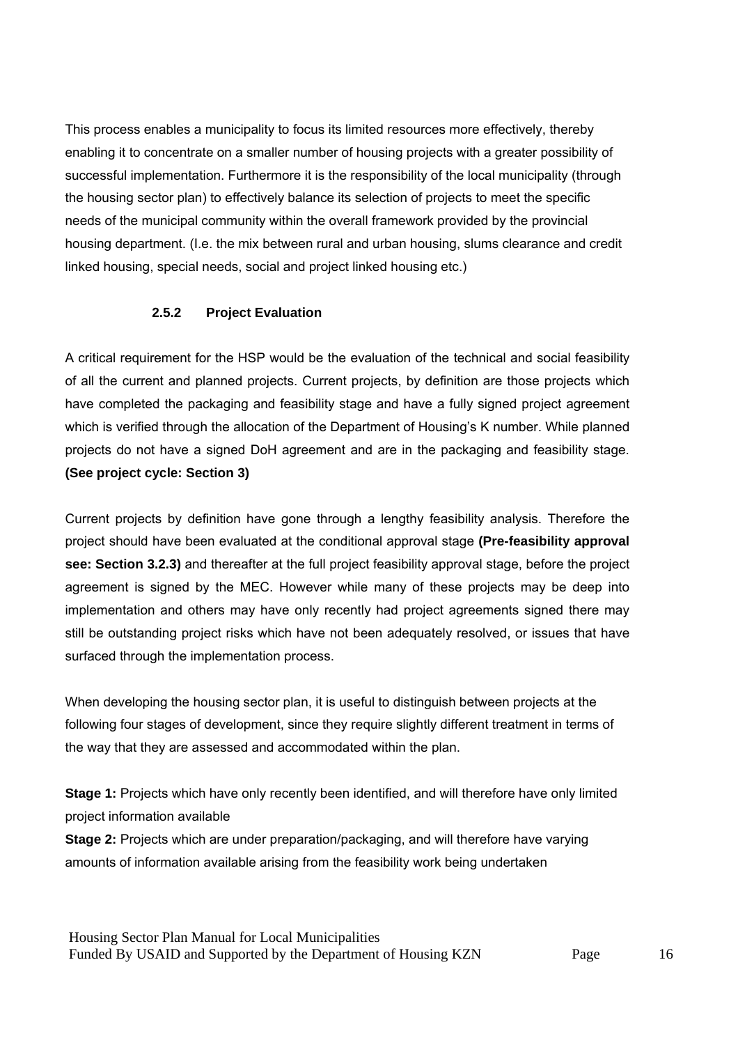This process enables a municipality to focus its limited resources more effectively, thereby enabling it to concentrate on a smaller number of housing projects with a greater possibility of successful implementation. Furthermore it is the responsibility of the local municipality (through the housing sector plan) to effectively balance its selection of projects to meet the specific needs of the municipal community within the overall framework provided by the provincial housing department. (I.e. the mix between rural and urban housing, slums clearance and credit linked housing, special needs, social and project linked housing etc.)

### 2.5.2 Project Evaluation

A critical requirement for the HSP would be the evaluation of the technical and social feasibility of all the current and planned projects. Current projects, by definition are those projects which have completed the packaging and feasibility stage and have a fully signed project agreement which is verified through the allocation of the Department of Housing's K number. While planned projects do not have a signed DoH agreement and are in the packaging and feasibility stage. **(See project cycle: Section 3)**

Current projects by definition have gone through a lengthy feasibility analysis. Therefore the project should have been evaluated at the conditional approval stage **(Pre-feasibility approval see: Section 3.2.3)** and thereafter at the full project feasibility approval stage, before the project agreement is signed by the MEC. However while many of these projects may be deep into implementation and others may have only recently had project agreements signed there may still be outstanding project risks which have not been adequately resolved, or issues that have surfaced through the implementation process.

When developing the housing sector plan, it is useful to distinguish between projects at the following four stages of development, since they require slightly different treatment in terms of the way that they are assessed and accommodated within the plan.

**Stage 1:** Projects which have only recently been identified, and will therefore have only limited project information available
**Stage 2:** Projects which are under preparation/packaging, and will therefore have varying amounts of information available arising from the feasibility work being undertaken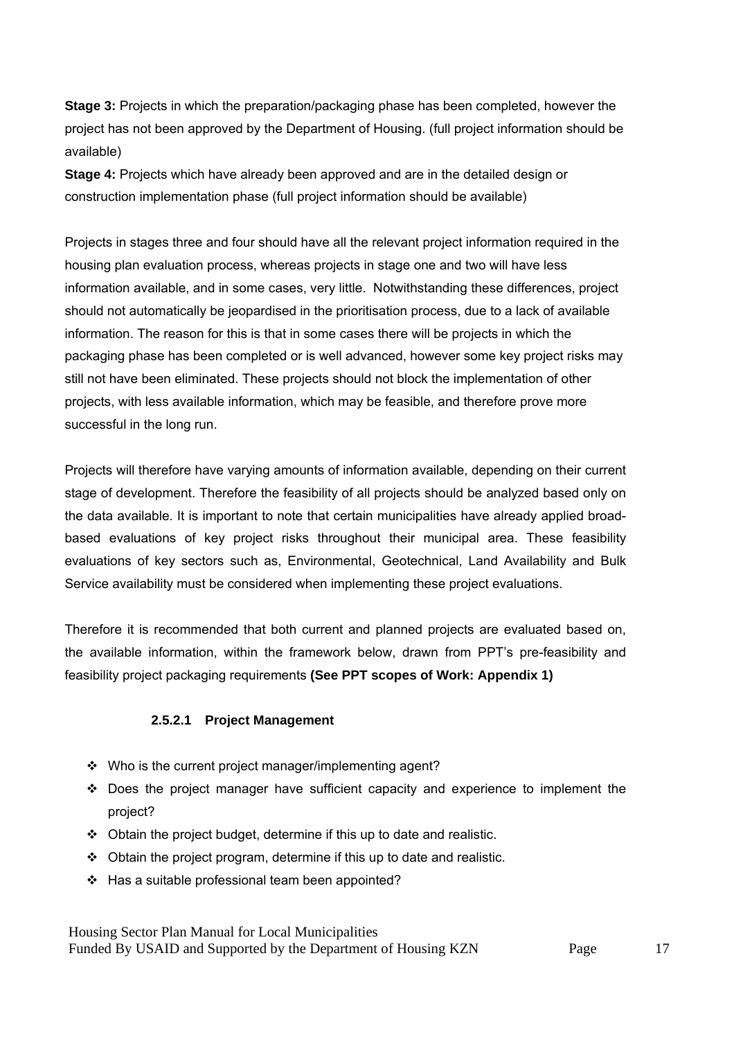**Stage 3:** Projects in which the preparation/packaging phase has been completed, however the project has not been approved by the Department of Housing. (full project information should be available)

**Stage 4:** Projects which have already been approved and are in the detailed design or construction implementation phase (full project information should be available)

Projects in stages three and four should have all the relevant project information required in the housing plan evaluation process, whereas projects in stage one and two will have less information available, and in some cases, very little. Notwithstanding these differences, project should not automatically be jeopardised in the prioritisation process, due to a lack of available information. The reason for this is that in some cases there will be projects in which the packaging phase has been completed or is well advanced, however some key project risks may still not have been eliminated. These projects should not block the implementation of other projects, with less available information, which may be feasible, and therefore prove more successful in the long run.

Projects will therefore have varying amounts of information available, depending on their current stage of development. Therefore the feasibility of all projects should be analyzed based only on the data available. It is important to note that certain municipalities have already applied broad-based evaluations of key project risks throughout their municipal area. These feasibility evaluations of key sectors such as, Environmental, Geotechnical, Land Availability and Bulk Service availability must be considered when implementing these project evaluations.

Therefore it is recommended that both current and planned projects are evaluated based on, the available information, within the framework below, drawn from PPT's pre-feasibility and feasibility project packaging requirements **(See PPT scopes of Work: Appendix 1)**

#### 2.5.2.1 Project Management

- Who is the current project manager/implementing agent?
- Does the project manager have sufficient capacity and experience to implement the project?
- Obtain the project budget, determine if this up to date and realistic.
- Obtain the project program, determine if this up to date and realistic.
- Has a suitable professional team been appointed?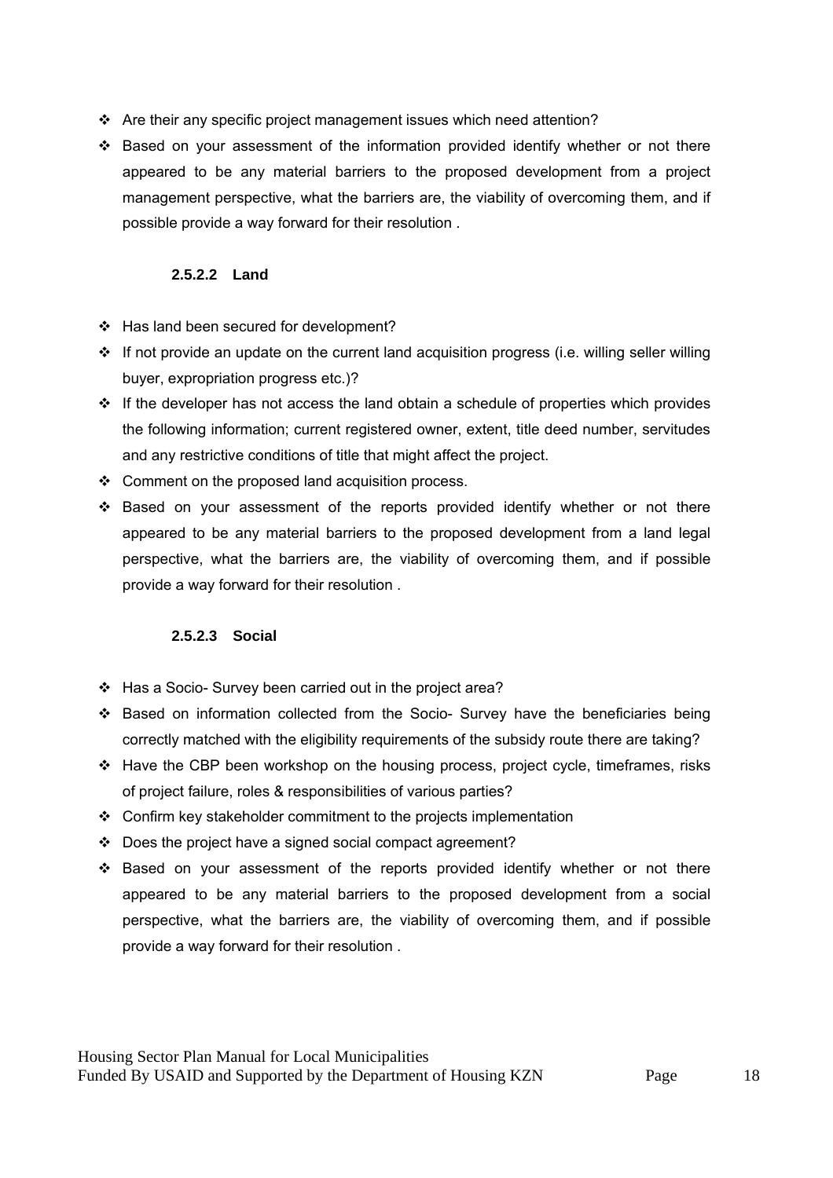- Are their any specific project management issues which need attention?
- Based on your assessment of the information provided identify whether or not there appeared to be any material barriers to the proposed development from a project management perspective, what the barriers are, the viability of overcoming them, and if possible provide a way forward for their resolution .

#### 2.5.2.2 Land

- Has land been secured for development?
- If not provide an update on the current land acquisition progress (i.e. willing seller willing buyer, expropriation progress etc.)?
- If the developer has not access the land obtain a schedule of properties which provides the following information; current registered owner, extent, title deed number, servitudes and any restrictive conditions of title that might affect the project.
- Comment on the proposed land acquisition process.
- Based on your assessment of the reports provided identify whether or not there appeared to be any material barriers to the proposed development from a land legal perspective, what the barriers are, the viability of overcoming them, and if possible provide a way forward for their resolution .

#### 2.5.2.3 Social

- Has a Socio- Survey been carried out in the project area?
- Based on information collected from the Socio- Survey have the beneficiaries being correctly matched with the eligibility requirements of the subsidy route there are taking?
- Have the CBP been workshop on the housing process, project cycle, timeframes, risks of project failure, roles & responsibilities of various parties?
- Confirm key stakeholder commitment to the projects implementation
- Does the project have a signed social compact agreement?
- Based on your assessment of the reports provided identify whether or not there appeared to be any material barriers to the proposed development from a social perspective, what the barriers are, the viability of overcoming them, and if possible provide a way forward for their resolution .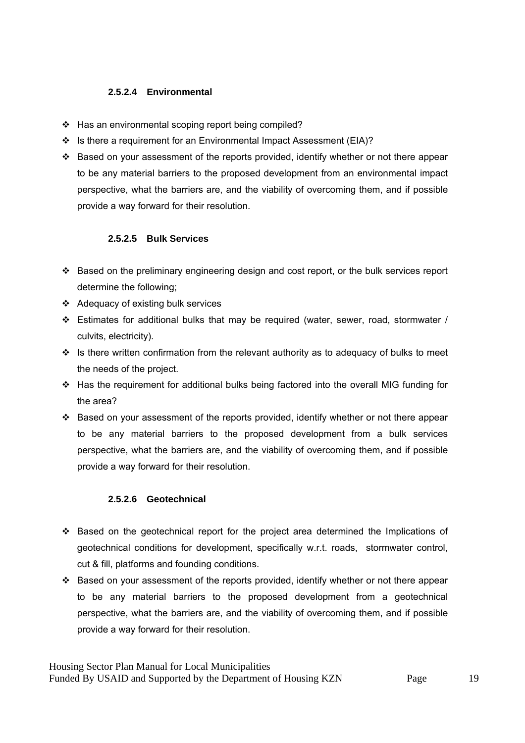#### 2.5.2.4 Environmental

- Has an environmental scoping report being compiled?
- Is there a requirement for an Environmental Impact Assessment (EIA)?
- Based on your assessment of the reports provided, identify whether or not there appear to be any material barriers to the proposed development from an environmental impact perspective, what the barriers are, and the viability of overcoming them, and if possible provide a way forward for their resolution.

#### 2.5.2.5 Bulk Services

- Based on the preliminary engineering design and cost report, or the bulk services report determine the following;
- Adequacy of existing bulk services
- Estimates for additional bulks that may be required (water, sewer, road, stormwater / culvits, electricity).
- Is there written confirmation from the relevant authority as to adequacy of bulks to meet the needs of the project.
- Has the requirement for additional bulks being factored into the overall MIG funding for the area?
- Based on your assessment of the reports provided, identify whether or not there appear to be any material barriers to the proposed development from a bulk services perspective, what the barriers are, and the viability of overcoming them, and if possible provide a way forward for their resolution.

#### 2.5.2.6 Geotechnical

- Based on the geotechnical report for the project area determined the Implications of geotechnical conditions for development, specifically w.r.t. roads, stormwater control, cut & fill, platforms and founding conditions.
- Based on your assessment of the reports provided, identify whether or not there appear to be any material barriers to the proposed development from a geotechnical perspective, what the barriers are, and the viability of overcoming them, and if possible provide a way forward for their resolution.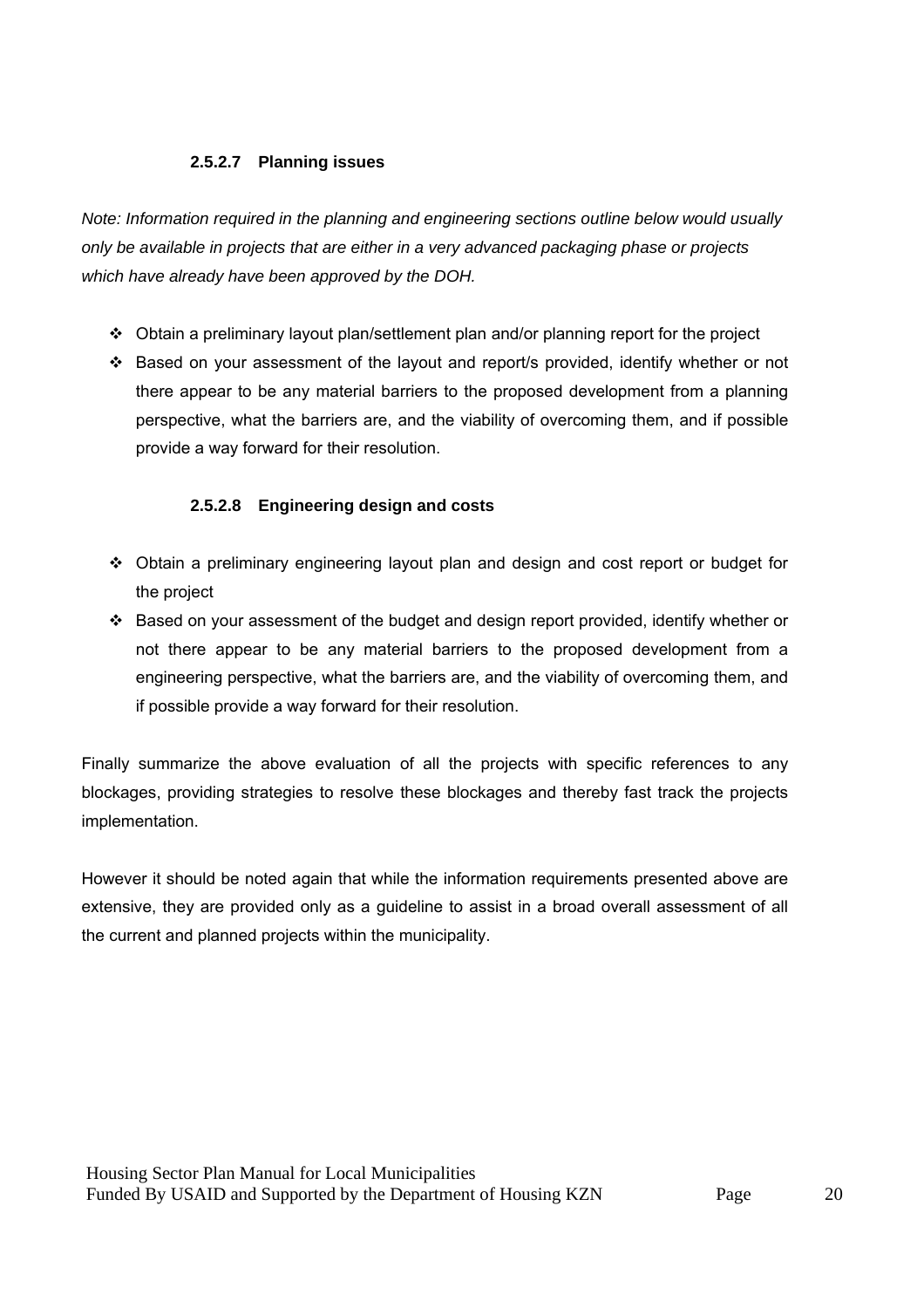#### 2.5.2.7 Planning issues

*Note: Information required in the planning and engineering sections outline below would usually only be available in projects that are either in a very advanced packaging phase or projects which have already have been approved by the DOH.*

- Obtain a preliminary layout plan/settlement plan and/or planning report for the project
- Based on your assessment of the layout and report/s provided, identify whether or not there appear to be any material barriers to the proposed development from a planning perspective, what the barriers are, and the viability of overcoming them, and if possible provide a way forward for their resolution.

#### 2.5.2.8 Engineering design and costs

- Obtain a preliminary engineering layout plan and design and cost report or budget for the project
- Based on your assessment of the budget and design report provided, identify whether or not there appear to be any material barriers to the proposed development from a engineering perspective, what the barriers are, and the viability of overcoming them, and if possible provide a way forward for their resolution.

Finally summarize the above evaluation of all the projects with specific references to any blockages, providing strategies to resolve these blockages and thereby fast track the projects implementation.

However it should be noted again that while the information requirements presented above are extensive, they are provided only as a guideline to assist in a broad overall assessment of all the current and planned projects within the municipality.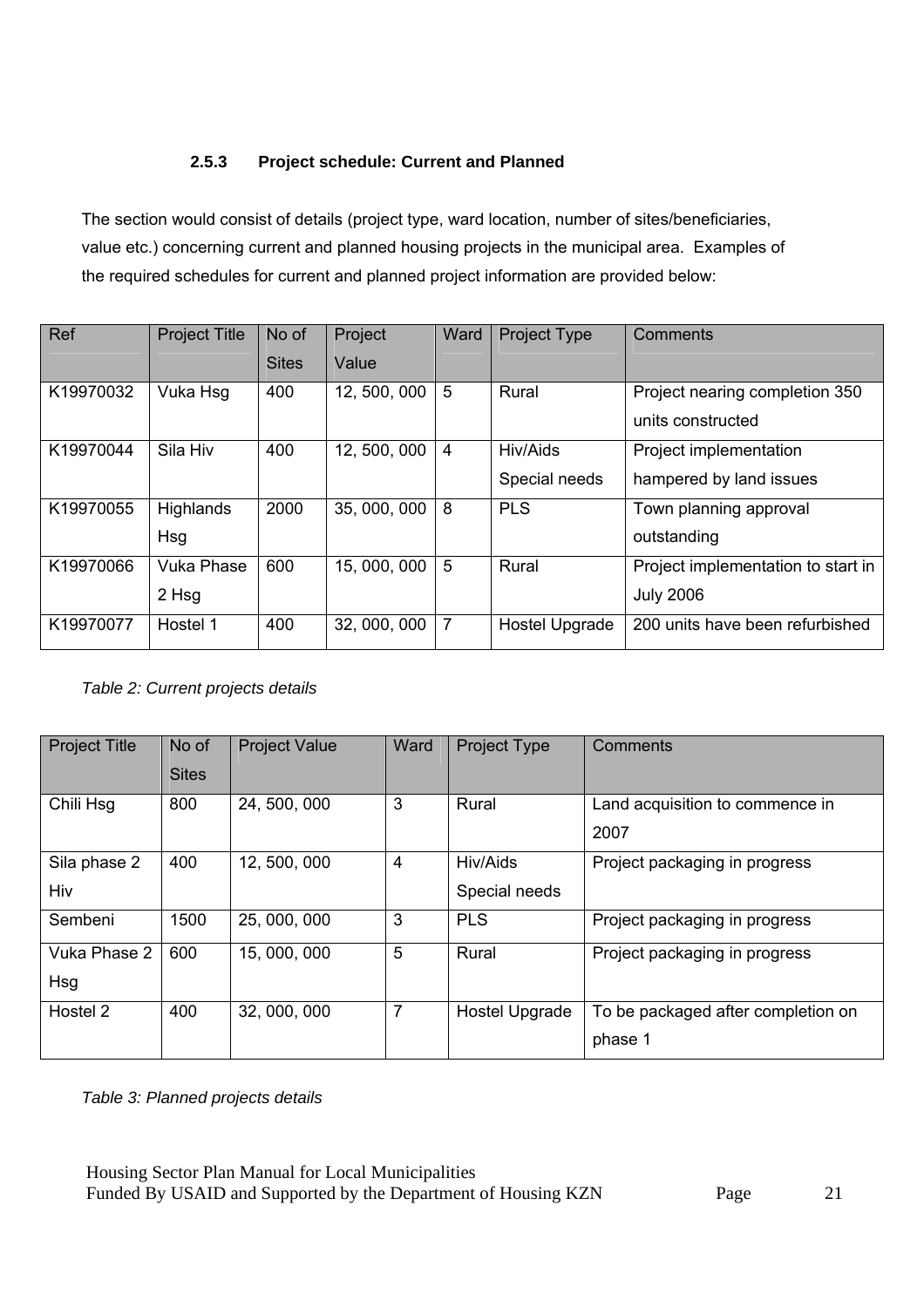### 2.5.3 Project schedule: Current and Planned

The section would consist of details (project type, ward location, number of sites/beneficiaries, value etc.) concerning current and planned housing projects in the municipal area. Examples of the required schedules for current and planned project information are provided below:

| Ref | Project Title | No of Sites | Project Value | Ward | Project Type | Comments |
|---|---|---|---|---|---|---|
| K19970032 | Vuka Hsg | 400 | 12, 500, 000 | 5 | Rural | Project nearing completion 350 units constructed |
| K19970044 | Sila Hiv | 400 | 12, 500, 000 | 4 | Hiv/Aids Special needs | Project implementation hampered by land issues |
| K19970055 | Highlands Hsg | 2000 | 35, 000, 000 | 8 | PLS | Town planning approval outstanding |
| K19970066 | Vuka Phase 2 Hsg | 600 | 15, 000, 000 | 5 | Rural | Project implementation to start in July 2006 |
| K19970077 | Hostel 1 | 400 | 32, 000, 000 | 7 | Hostel Upgrade | 200 units have been refurbished |

*Table 2: Current projects details*

| Project Title | No of Sites | Project Value | Ward | Project Type | Comments |
|---|---|---|---|---|---|
| Chili Hsg | 800 | 24, 500, 000 | 3 | Rural | Land acquisition to commence in 2007 |
| Sila phase 2 Hiv | 400 | 12, 500, 000 | 4 | Hiv/Aids Special needs | Project packaging in progress |
| Sembeni | 1500 | 25, 000, 000 | 3 | PLS | Project packaging in progress |
| Vuka Phase 2 Hsg | 600 | 15, 000, 000 | 5 | Rural | Project packaging in progress |
| Hostel 2 | 400 | 32, 000, 000 | 7 | Hostel Upgrade | To be packaged after completion on phase 1 |

*Table 3: Planned projects details*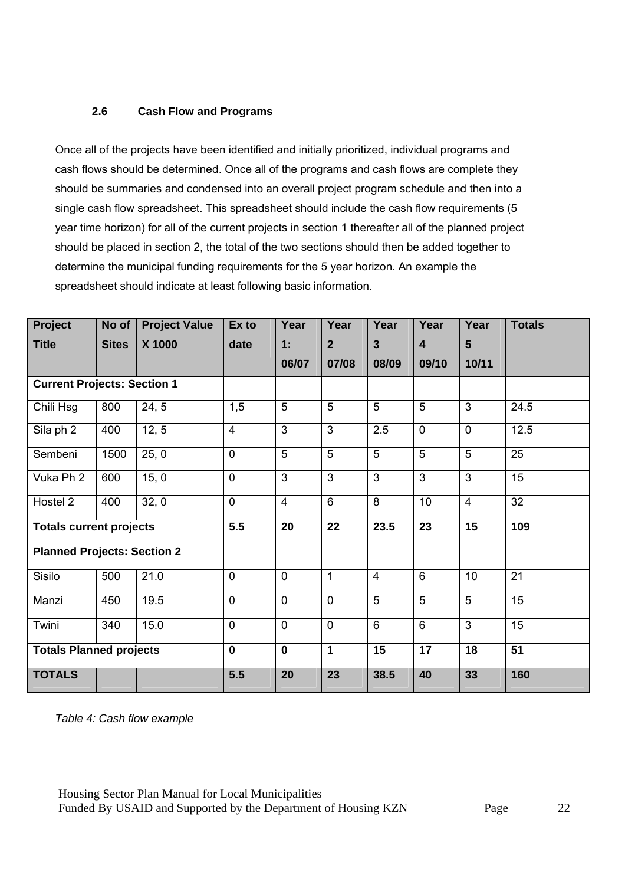### 2.6 Cash Flow and Programs

Once all of the projects have been identified and initially prioritized, individual programs and cash flows should be determined. Once all of the programs and cash flows are complete they should be summaries and condensed into an overall project program schedule and then into a single cash flow spreadsheet. This spreadsheet should include the cash flow requirements (5 year time horizon) for all of the current projects in section 1 thereafter all of the planned project should be placed in section 2, the total of the two sections should then be added together to determine the municipal funding requirements for the 5 year horizon. An example the spreadsheet should indicate at least following basic information.

| **Project Title** | **No of Sites** | **Project Value X 1000** | **Ex to date** | **Year 1: 06/07** | **Year 2 07/08** | **Year 3 08/09** | **Year 4 09/10** | **Year 5 10/11** | **Totals** |
|---|---|---|---|---|---|---|---|---|---|
| **Current Projects: Section 1** | | | | | | | | | |
| Chili Hsg | 800 | 24, 5 | 1,5 | 5 | 5 | 5 | 5 | 3 | 24.5 |
| Sila ph 2 | 400 | 12, 5 | 4 | 3 | 3 | 2.5 | 0 | 0 | 12.5 |
| Sembeni | 1500 | 25, 0 | 0 | 5 | 5 | 5 | 5 | 5 | 25 |
| Vuka Ph 2 | 600 | 15, 0 | 0 | 3 | 3 | 3 | 3 | 3 | 15 |
| Hostel 2 | 400 | 32, 0 | 0 | 4 | 6 | 8 | 10 | 4 | 32 |
| **Totals current projects** | | | **5.5** | **20** | **22** | **23.5** | **23** | **15** | **109** |
| **Planned Projects: Section 2** | | | | | | | | | |
| Sisilo | 500 | 21.0 | 0 | 0 | 1 | 4 | 6 | 10 | 21 |
| Manzi | 450 | 19.5 | 0 | 0 | 0 | 5 | 5 | 5 | 15 |
| Twini | 340 | 15.0 | 0 | 0 | 0 | 6 | 6 | 3 | 15 |
| **Totals Planned projects** | | | **0** | **0** | **1** | **15** | **17** | **18** | **51** |
| **TOTALS** | | | **5.5** | **20** | **23** | **38.5** | **40** | **33** | **160** |

*Table 4: Cash flow example*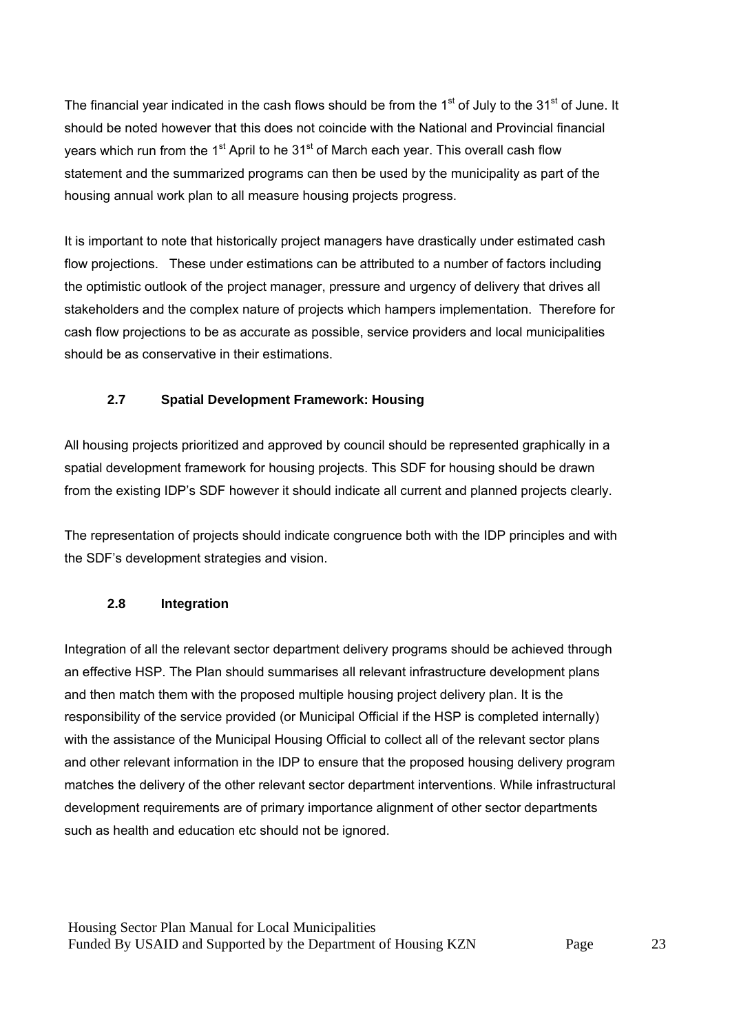The financial year indicated in the cash flows should be from the 1st of July to the 31st of June. It should be noted however that this does not coincide with the National and Provincial financial years which run from the 1st April to he 31st of March each year. This overall cash flow statement and the summarized programs can then be used by the municipality as part of the housing annual work plan to all measure housing projects progress.

It is important to note that historically project managers have drastically under estimated cash flow projections. These under estimations can be attributed to a number of factors including the optimistic outlook of the project manager, pressure and urgency of delivery that drives all stakeholders and the complex nature of projects which hampers implementation. Therefore for cash flow projections to be as accurate as possible, service providers and local municipalities should be as conservative in their estimations.

### 2.7 Spatial Development Framework: Housing

All housing projects prioritized and approved by council should be represented graphically in a spatial development framework for housing projects. This SDF for housing should be drawn from the existing IDP's SDF however it should indicate all current and planned projects clearly.

The representation of projects should indicate congruence both with the IDP principles and with the SDF's development strategies and vision.

### 2.8 Integration

Integration of all the relevant sector department delivery programs should be achieved through an effective HSP. The Plan should summarises all relevant infrastructure development plans and then match them with the proposed multiple housing project delivery plan. It is the responsibility of the service provided (or Municipal Official if the HSP is completed internally) with the assistance of the Municipal Housing Official to collect all of the relevant sector plans and other relevant information in the IDP to ensure that the proposed housing delivery program matches the delivery of the other relevant sector department interventions. While infrastructural development requirements are of primary importance alignment of other sector departments such as health and education etc should not be ignored.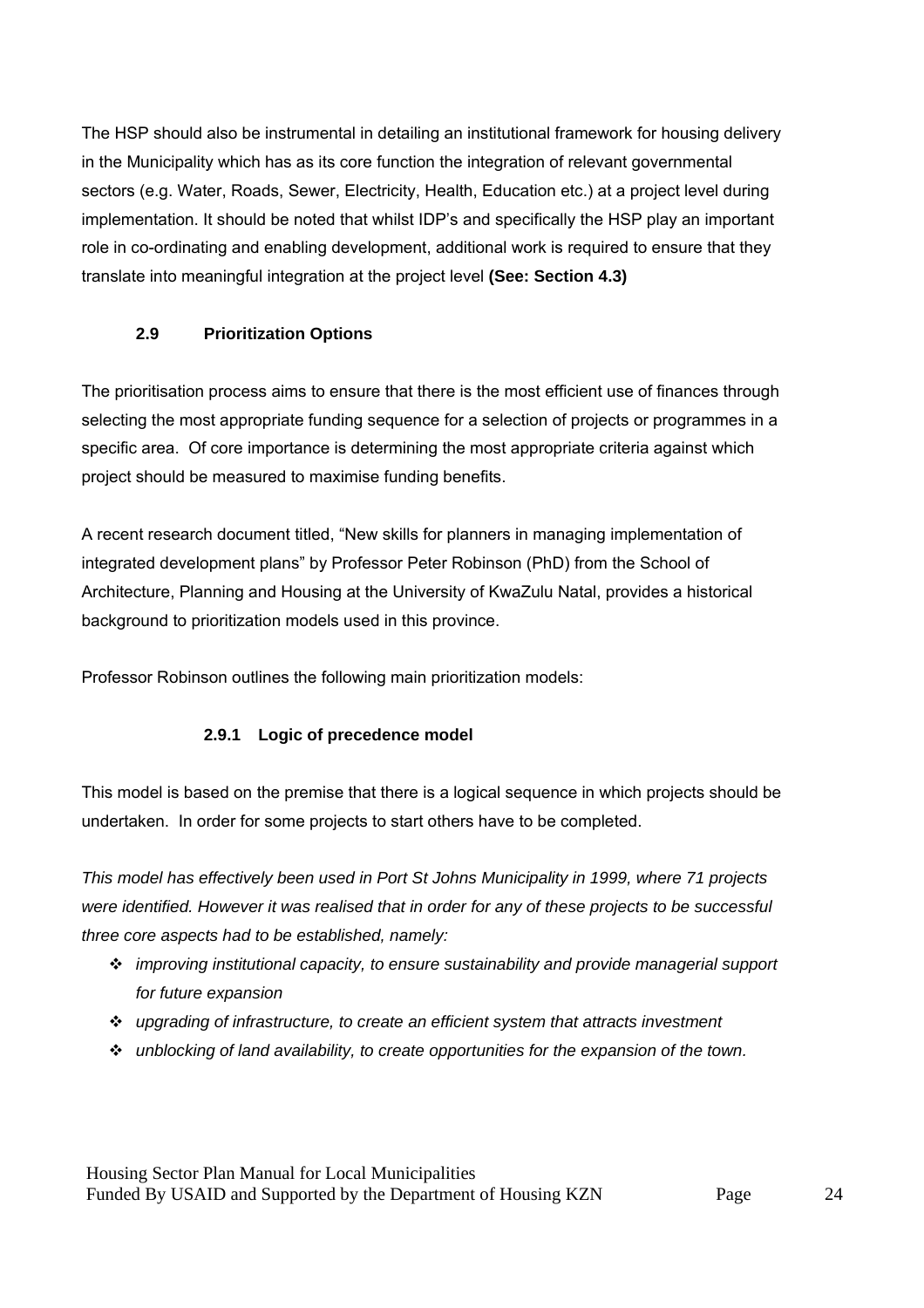The HSP should also be instrumental in detailing an institutional framework for housing delivery in the Municipality which has as its core function the integration of relevant governmental sectors (e.g. Water, Roads, Sewer, Electricity, Health, Education etc.) at a project level during implementation. It should be noted that whilst IDP's and specifically the HSP play an important role in co-ordinating and enabling development, additional work is required to ensure that they translate into meaningful integration at the project level **(See: Section 4.3)**

## 2.9 Prioritization Options

The prioritisation process aims to ensure that there is the most efficient use of finances through selecting the most appropriate funding sequence for a selection of projects or programmes in a specific area. Of core importance is determining the most appropriate criteria against which project should be measured to maximise funding benefits.

A recent research document titled, "New skills for planners in managing implementation of integrated development plans" by Professor Peter Robinson (PhD) from the School of Architecture, Planning and Housing at the University of KwaZulu Natal, provides a historical background to prioritization models used in this province.

Professor Robinson outlines the following main prioritization models:

### 2.9.1 Logic of precedence model

This model is based on the premise that there is a logical sequence in which projects should be undertaken. In order for some projects to start others have to be completed.

*This model has effectively been used in Port St Johns Municipality in 1999, where 71 projects were identified. However it was realised that in order for any of these projects to be successful three core aspects had to be established, namely:*

- *improving institutional capacity, to ensure sustainability and provide managerial support for future expansion*
- *upgrading of infrastructure, to create an efficient system that attracts investment*
- *unblocking of land availability, to create opportunities for the expansion of the town.*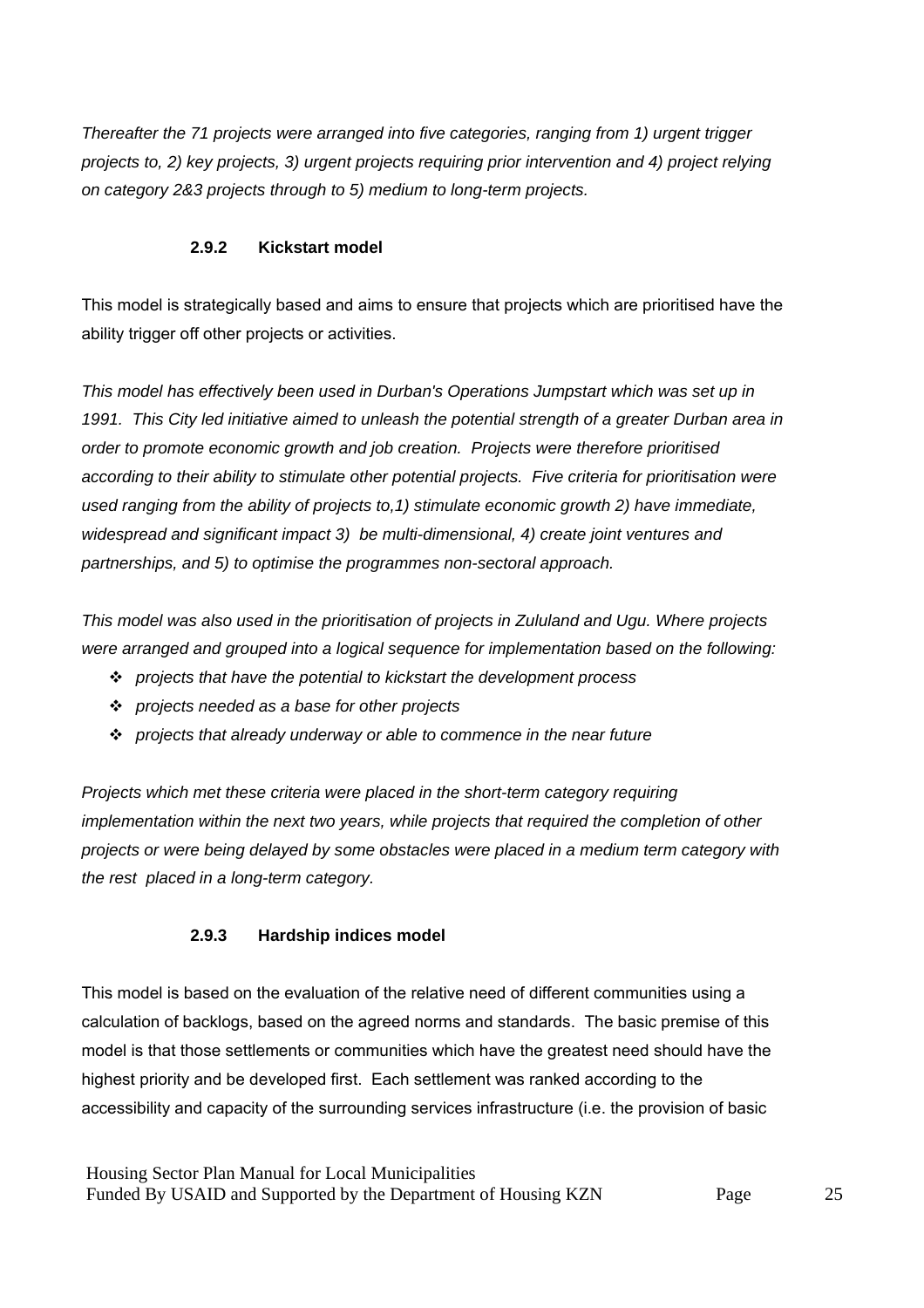*Thereafter the 71 projects were arranged into five categories, ranging from 1) urgent trigger projects to, 2) key projects, 3) urgent projects requiring prior intervention and 4) project relying on category 2&3 projects through to 5) medium to long-term projects.*

#### 2.9.2 Kickstart model

This model is strategically based and aims to ensure that projects which are prioritised have the ability trigger off other projects or activities.

*This model has effectively been used in Durban's Operations Jumpstart which was set up in 1991. This City led initiative aimed to unleash the potential strength of a greater Durban area in order to promote economic growth and job creation. Projects were therefore prioritised according to their ability to stimulate other potential projects. Five criteria for prioritisation were used ranging from the ability of projects to,1) stimulate economic growth 2) have immediate, widespread and significant impact 3) be multi-dimensional, 4) create joint ventures and partnerships, and 5) to optimise the programmes non-sectoral approach.*

*This model was also used in the prioritisation of projects in Zululand and Ugu. Where projects were arranged and grouped into a logical sequence for implementation based on the following:*

- *projects that have the potential to kickstart the development process*
- *projects needed as a base for other projects*
- *projects that already underway or able to commence in the near future*

*Projects which met these criteria were placed in the short-term category requiring implementation within the next two years, while projects that required the completion of other projects or were being delayed by some obstacles were placed in a medium term category with the rest placed in a long-term category.*

#### 2.9.3 Hardship indices model

This model is based on the evaluation of the relative need of different communities using a calculation of backlogs, based on the agreed norms and standards. The basic premise of this model is that those settlements or communities which have the greatest need should have the highest priority and be developed first. Each settlement was ranked according to the accessibility and capacity of the surrounding services infrastructure (i.e. the provision of basic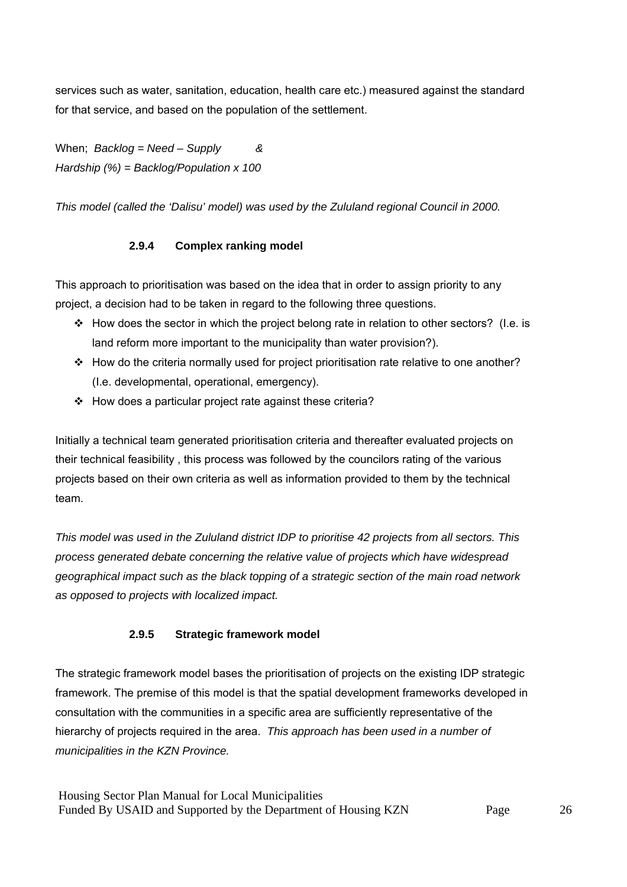services such as water, sanitation, education, health care etc.) measured against the standard for that service, and based on the population of the settlement.

When; *Backlog = Need – Supply* &
*Hardship (%) = Backlog/Population x 100*

*This model (called the 'Dalisu' model) was used by the Zululand regional Council in 2000.*

### 2.9.4 Complex ranking model

This approach to prioritisation was based on the idea that in order to assign priority to any project, a decision had to be taken in regard to the following three questions.

- How does the sector in which the project belong rate in relation to other sectors? (I.e. is land reform more important to the municipality than water provision?).
- How do the criteria normally used for project prioritisation rate relative to one another? (I.e. developmental, operational, emergency).
- How does a particular project rate against these criteria?

Initially a technical team generated prioritisation criteria and thereafter evaluated projects on their technical feasibility , this process was followed by the councilors rating of the various projects based on their own criteria as well as information provided to them by the technical team.

*This model was used in the Zululand district IDP to prioritise 42 projects from all sectors. This process generated debate concerning the relative value of projects which have widespread geographical impact such as the black topping of a strategic section of the main road network as opposed to projects with localized impact.*

### 2.9.5 Strategic framework model

The strategic framework model bases the prioritisation of projects on the existing IDP strategic framework. The premise of this model is that the spatial development frameworks developed in consultation with the communities in a specific area are sufficiently representative of the hierarchy of projects required in the area. *This approach has been used in a number of municipalities in the KZN Province.*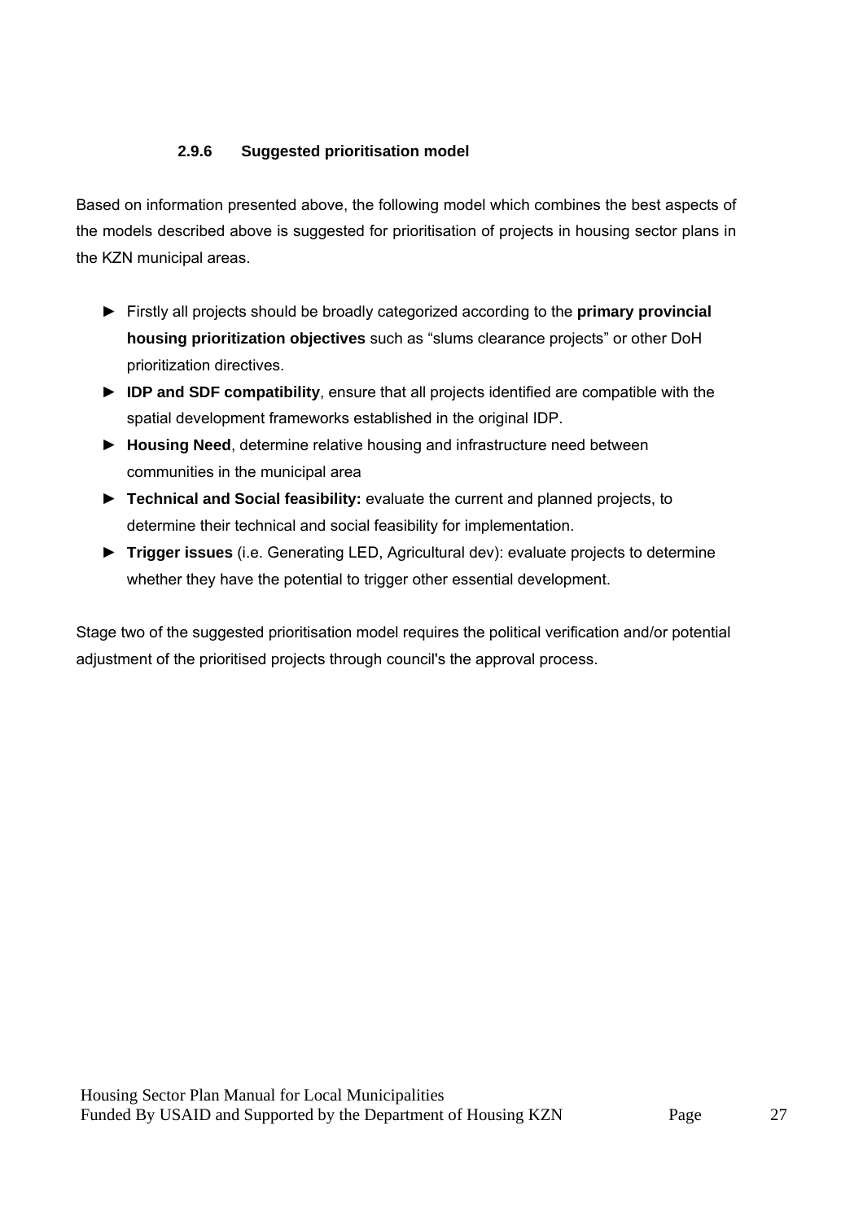#### 2.9.6 Suggested prioritisation model

Based on information presented above, the following model which combines the best aspects of the models described above is suggested for prioritisation of projects in housing sector plans in the KZN municipal areas.

- Firstly all projects should be broadly categorized according to the **primary provincial housing prioritization objectives** such as “slums clearance projects” or other DoH prioritization directives.
- **IDP and SDF compatibility**, ensure that all projects identified are compatible with the spatial development frameworks established in the original IDP.
- **Housing Need**, determine relative housing and infrastructure need between communities in the municipal area
- **Technical and Social feasibility:** evaluate the current and planned projects, to determine their technical and social feasibility for implementation.
- **Trigger issues** (i.e. Generating LED, Agricultural dev): evaluate projects to determine whether they have the potential to trigger other essential development.

Stage two of the suggested prioritisation model requires the political verification and/or potential adjustment of the prioritised projects through council's the approval process.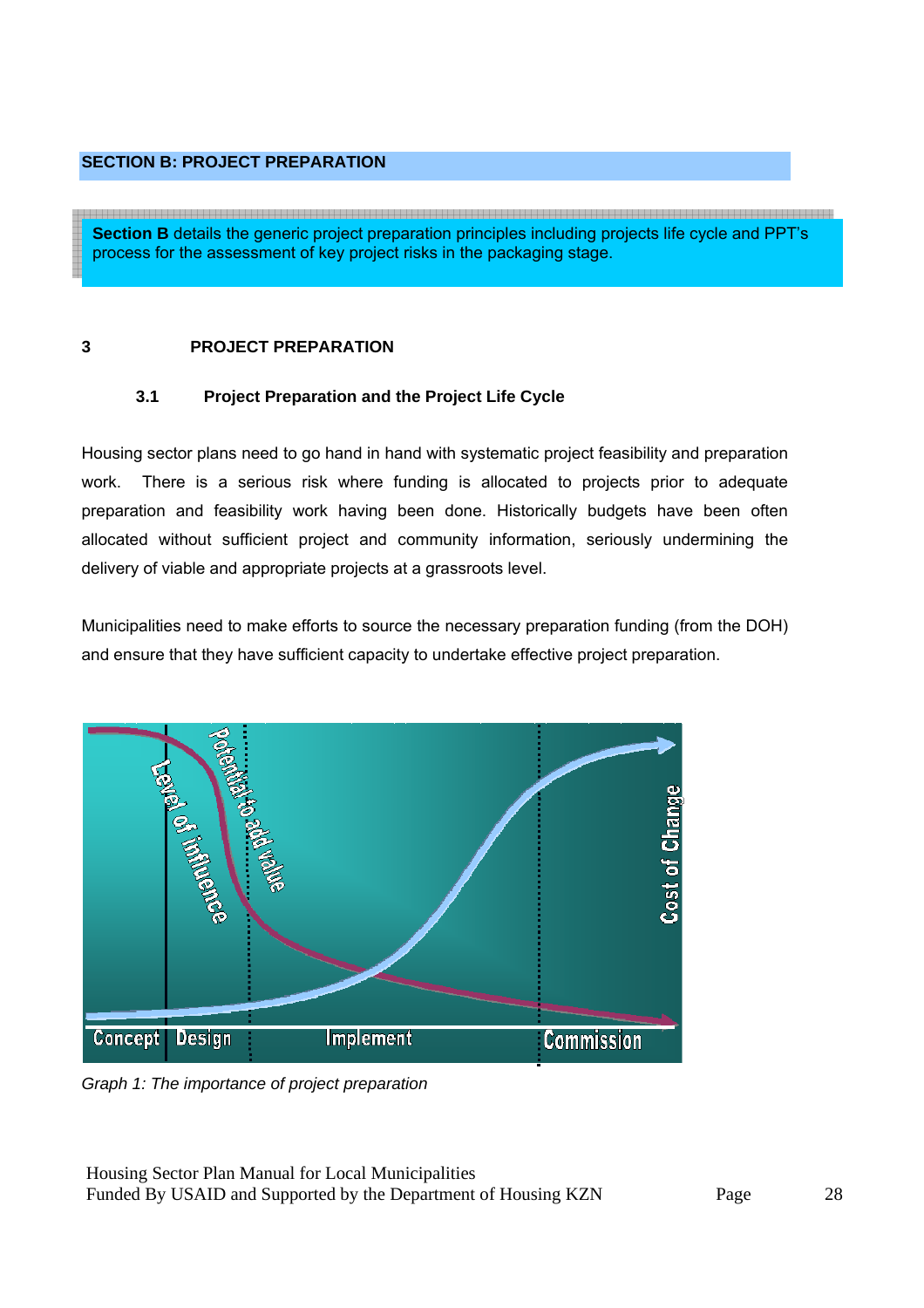**SECTION B: PROJECT PREPARATION**

**Section B** details the generic project preparation principles including projects life cycle and PPT's process for the assessment of key project risks in the packaging stage.

# 3 PROJECT PREPARATION

## 3.1 Project Preparation and the Project Life Cycle

Housing sector plans need to go hand in hand with systematic project feasibility and preparation work. There is a serious risk where funding is allocated to projects prior to adequate preparation and feasibility work having been done. Historically budgets have been often allocated without sufficient project and community information, seriously undermining the delivery of viable and appropriate projects at a grassroots level.

Municipalities need to make efforts to source the necessary preparation funding (from the DOH) and ensure that they have sufficient capacity to undertake effective project preparation.

*Graph 1: The importance of project preparation*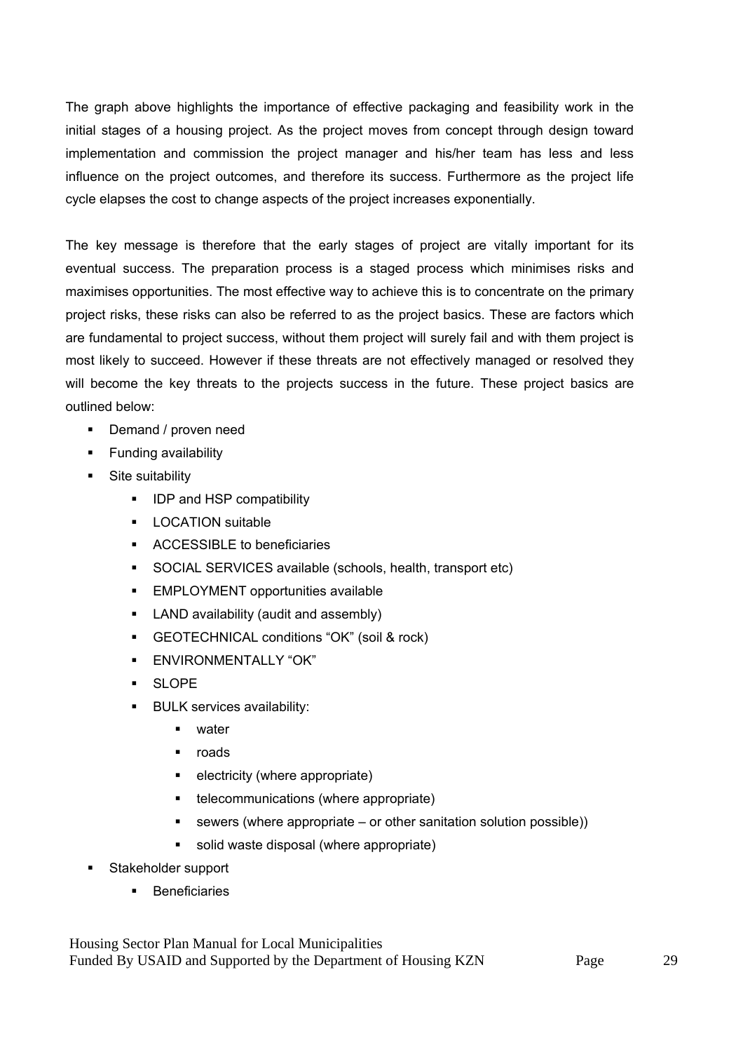The graph above highlights the importance of effective packaging and feasibility work in the initial stages of a housing project. As the project moves from concept through design toward implementation and commission the project manager and his/her team has less and less influence on the project outcomes, and therefore its success. Furthermore as the project life cycle elapses the cost to change aspects of the project increases exponentially.

The key message is therefore that the early stages of project are vitally important for its eventual success. The preparation process is a staged process which minimises risks and maximises opportunities. The most effective way to achieve this is to concentrate on the primary project risks, these risks can also be referred to as the project basics. These are factors which are fundamental to project success, without them project will surely fail and with them project is most likely to succeed. However if these threats are not effectively managed or resolved they will become the key threats to the projects success in the future. These project basics are outlined below:

- Demand / proven need
- Funding availability
- Site suitability
  - IDP and HSP compatibility
  - LOCATION suitable
  - ACCESSIBLE to beneficiaries
  - SOCIAL SERVICES available (schools, health, transport etc)
  - EMPLOYMENT opportunities available
  - LAND availability (audit and assembly)
  - GEOTECHNICAL conditions "OK" (soil & rock)
  - ENVIRONMENTALLY "OK"
  - SLOPE
  - BULK services availability:
    - water
    - roads
    - electricity (where appropriate)
    - telecommunications (where appropriate)
    - sewers (where appropriate – or other sanitation solution possible))
    - solid waste disposal (where appropriate)
- Stakeholder support
  - Beneficiaries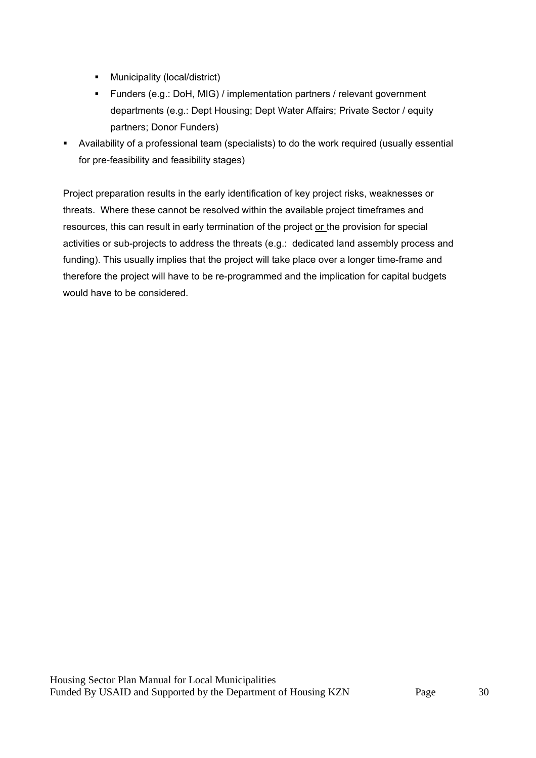- Municipality (local/district)
  - Funders (e.g.: DoH, MIG) / implementation partners / relevant government departments (e.g.: Dept Housing; Dept Water Affairs; Private Sector / equity partners; Donor Funders)
- Availability of a professional team (specialists) to do the work required (usually essential for pre-feasibility and feasibility stages)

Project preparation results in the early identification of key project risks, weaknesses or threats. Where these cannot be resolved within the available project timeframes and resources, this can result in early termination of the project or the provision for special activities or sub-projects to address the threats (e.g.: dedicated land assembly process and funding). This usually implies that the project will take place over a longer time-frame and therefore the project will have to be re-programmed and the implication for capital budgets would have to be considered.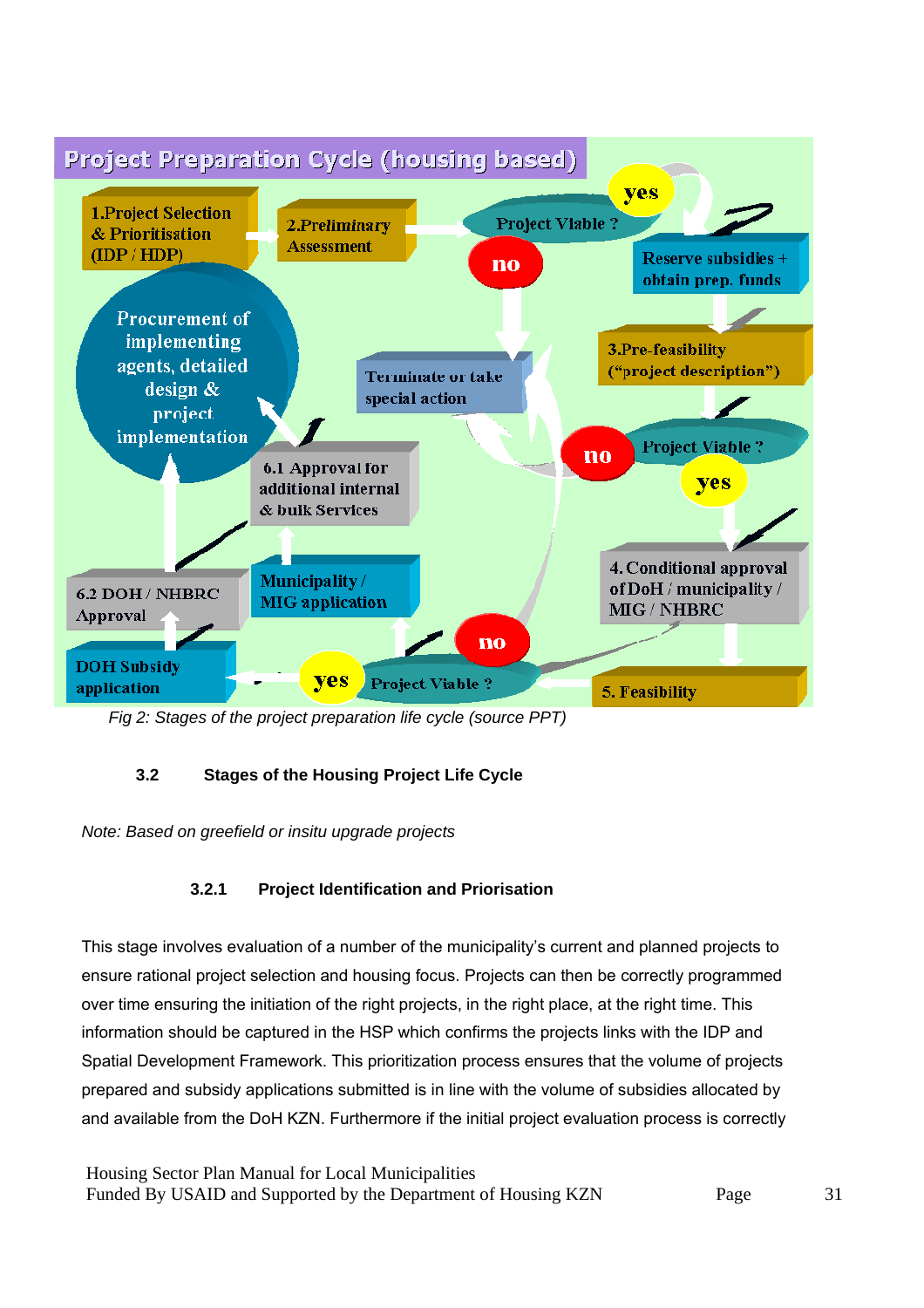**Project Preparation Cycle (housing based)**

- 1.Project Selection & Prioritisation (IDP / HDP)
- 2.Preliminary Assessment
- Project Viable ? yes / no
- Reserve subsidies + obtain prep. funds
- Terminate or take special action
- 3.Pre-feasibility ("project description")
- Project Viable ? no / yes
- 4. Conditional approval of DoH / municipality / MIG / NHBRC
- 5. Feasibility
- Project Viable ? yes / no
- DOH Subsidy application
- 6.2 DOH / NHBRC Approval
- Municipality / MIG application
- 6.1 Approval for additional internal & bulk Services
- Procurement of implementing agents, detailed design & project implementation

*Fig 2: Stages of the project preparation life cycle (source PPT)*

## 3.2 Stages of the Housing Project Life Cycle

*Note: Based on greefield or insitu upgrade projects*

### 3.2.1 Project Identification and Priorisation

This stage involves evaluation of a number of the municipality's current and planned projects to ensure rational project selection and housing focus. Projects can then be correctly programmed over time ensuring the initiation of the right projects, in the right place, at the right time. This information should be captured in the HSP which confirms the projects links with the IDP and Spatial Development Framework. This prioritization process ensures that the volume of projects prepared and subsidy applications submitted is in line with the volume of subsidies allocated by and available from the DoH KZN. Furthermore if the initial project evaluation process is correctly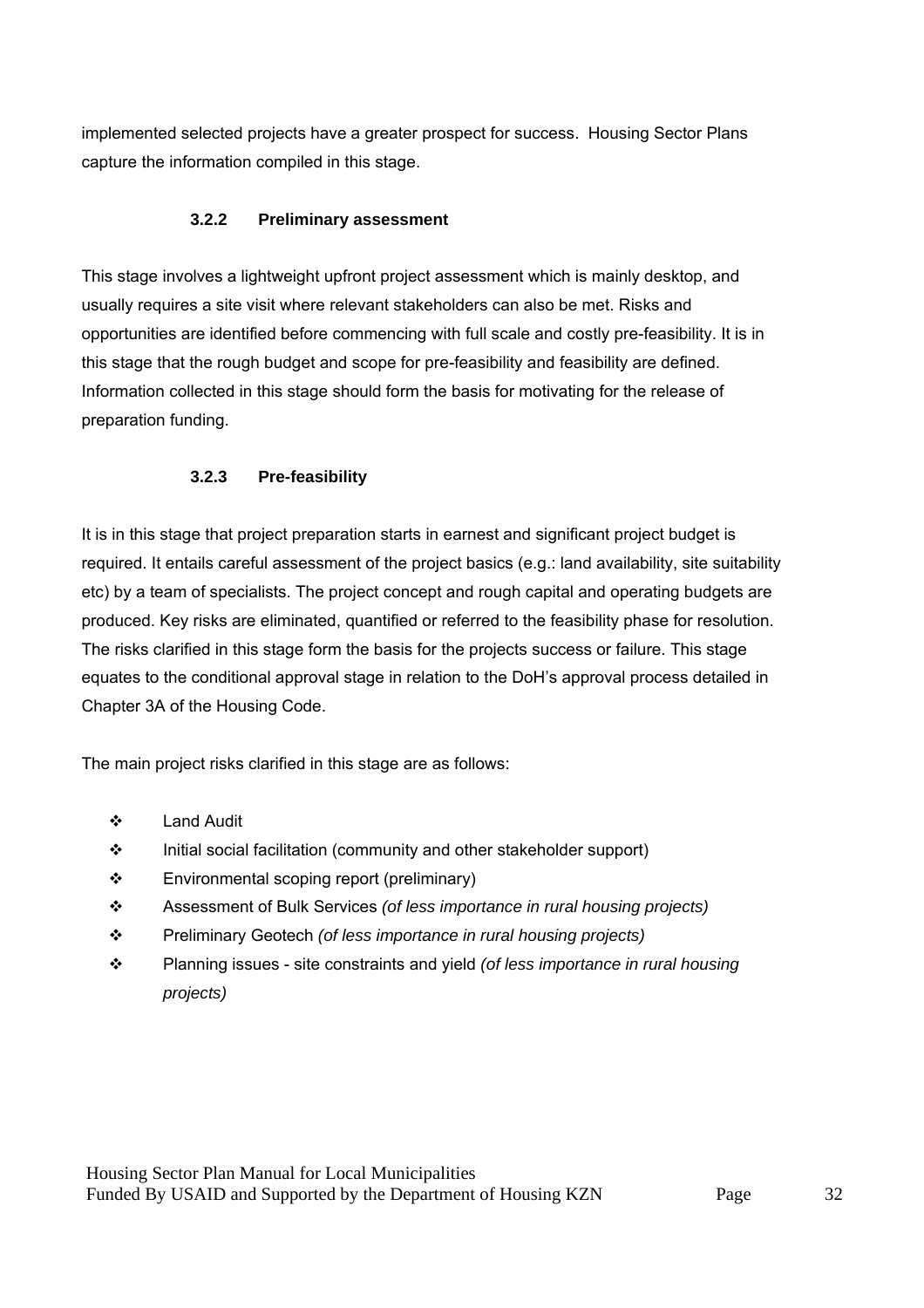implemented selected projects have a greater prospect for success. Housing Sector Plans capture the information compiled in this stage.

### 3.2.2 Preliminary assessment

This stage involves a lightweight upfront project assessment which is mainly desktop, and usually requires a site visit where relevant stakeholders can also be met. Risks and opportunities are identified before commencing with full scale and costly pre-feasibility. It is in this stage that the rough budget and scope for pre-feasibility and feasibility are defined. Information collected in this stage should form the basis for motivating for the release of preparation funding.

### 3.2.3 Pre-feasibility

It is in this stage that project preparation starts in earnest and significant project budget is required. It entails careful assessment of the project basics (e.g.: land availability, site suitability etc) by a team of specialists. The project concept and rough capital and operating budgets are produced. Key risks are eliminated, quantified or referred to the feasibility phase for resolution. The risks clarified in this stage form the basis for the projects success or failure. This stage equates to the conditional approval stage in relation to the DoH's approval process detailed in Chapter 3A of the Housing Code.

The main project risks clarified in this stage are as follows:

- Land Audit
- Initial social facilitation (community and other stakeholder support)
- Environmental scoping report (preliminary)
- Assessment of Bulk Services *(of less importance in rural housing projects)*
- Preliminary Geotech *(of less importance in rural housing projects)*
- Planning issues - site constraints and yield *(of less importance in rural housing projects)*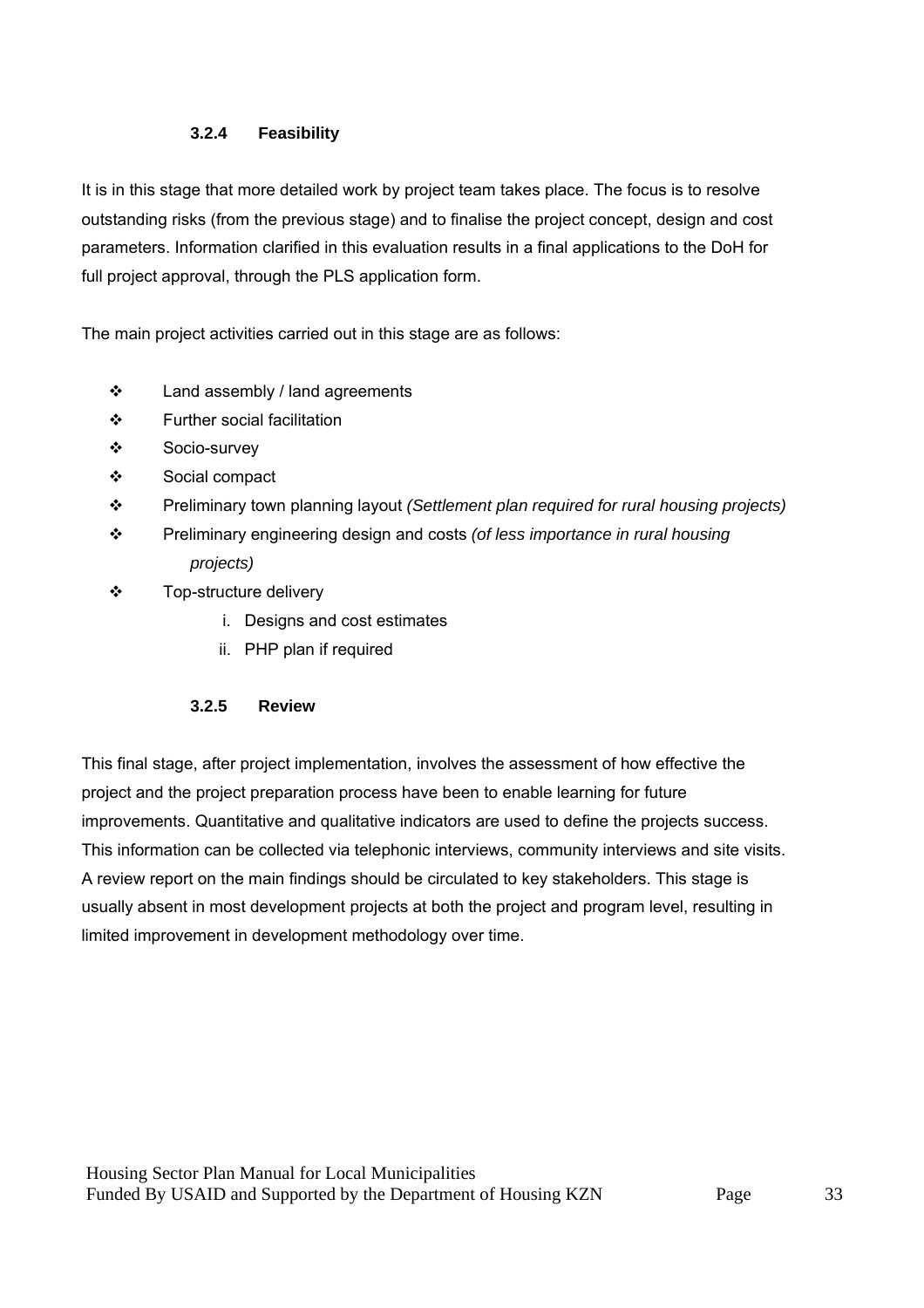### 3.2.4 Feasibility

It is in this stage that more detailed work by project team takes place. The focus is to resolve outstanding risks (from the previous stage) and to finalise the project concept, design and cost parameters. Information clarified in this evaluation results in a final applications to the DoH for full project approval, through the PLS application form.

The main project activities carried out in this stage are as follows:

- Land assembly / land agreements
- Further social facilitation
- Socio-survey
- Social compact
- Preliminary town planning layout *(Settlement plan required for rural housing projects)*
- Preliminary engineering design and costs *(of less importance in rural housing projects)*
- Top-structure delivery
    i. Designs and cost estimates
    ii. PHP plan if required

### 3.2.5 Review

This final stage, after project implementation, involves the assessment of how effective the project and the project preparation process have been to enable learning for future improvements. Quantitative and qualitative indicators are used to define the projects success. This information can be collected via telephonic interviews, community interviews and site visits. A review report on the main findings should be circulated to key stakeholders. This stage is usually absent in most development projects at both the project and program level, resulting in limited improvement in development methodology over time.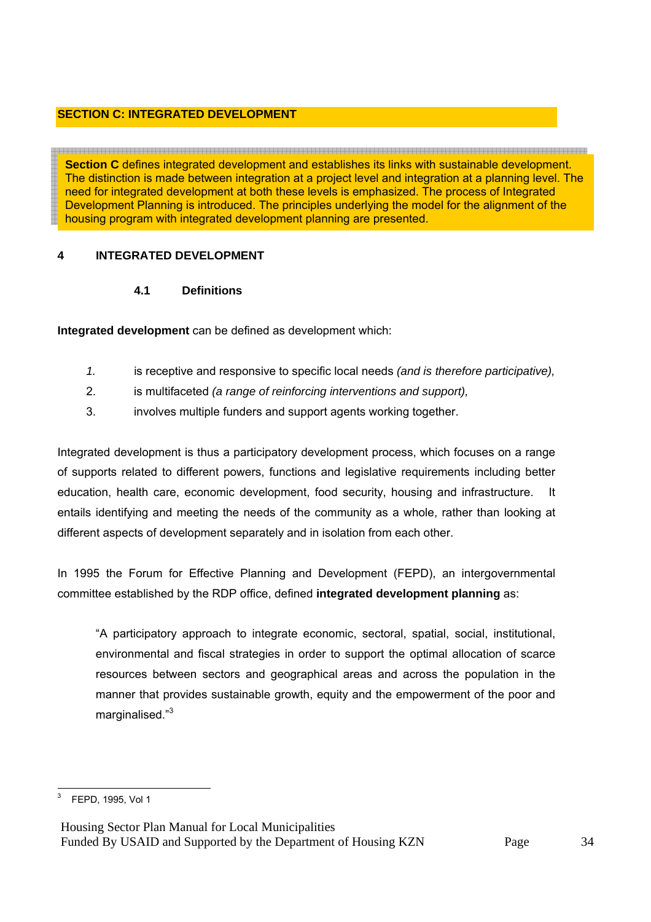## SECTION C: INTEGRATED DEVELOPMENT

**Section C** defines integrated development and establishes its links with sustainable development. The distinction is made between integration at a project level and integration at a planning level. The need for integrated development at both these levels is emphasized. The process of Integrated Development Planning is introduced. The principles underlying the model for the alignment of the housing program with integrated development planning are presented.

## 4 INTEGRATED DEVELOPMENT

### 4.1 Definitions

**Integrated development** can be defined as development which:

1. is receptive and responsive to specific local needs *(and is therefore participative),*
2. is multifaceted *(a range of reinforcing interventions and support),*
3. involves multiple funders and support agents working together.

Integrated development is thus a participatory development process, which focuses on a range of supports related to different powers, functions and legislative requirements including better education, health care, economic development, food security, housing and infrastructure. It entails identifying and meeting the needs of the community as a whole, rather than looking at different aspects of development separately and in isolation from each other.

In 1995 the Forum for Effective Planning and Development (FEPD), an intergovernmental committee established by the RDP office, defined **integrated development planning** as:

> "A participatory approach to integrate economic, sectoral, spatial, social, institutional, environmental and fiscal strategies in order to support the optimal allocation of scarce resources between sectors and geographical areas and across the population in the manner that provides sustainable growth, equity and the empowerment of the poor and marginalised."[3]

[3] FEPD, 1995, Vol 1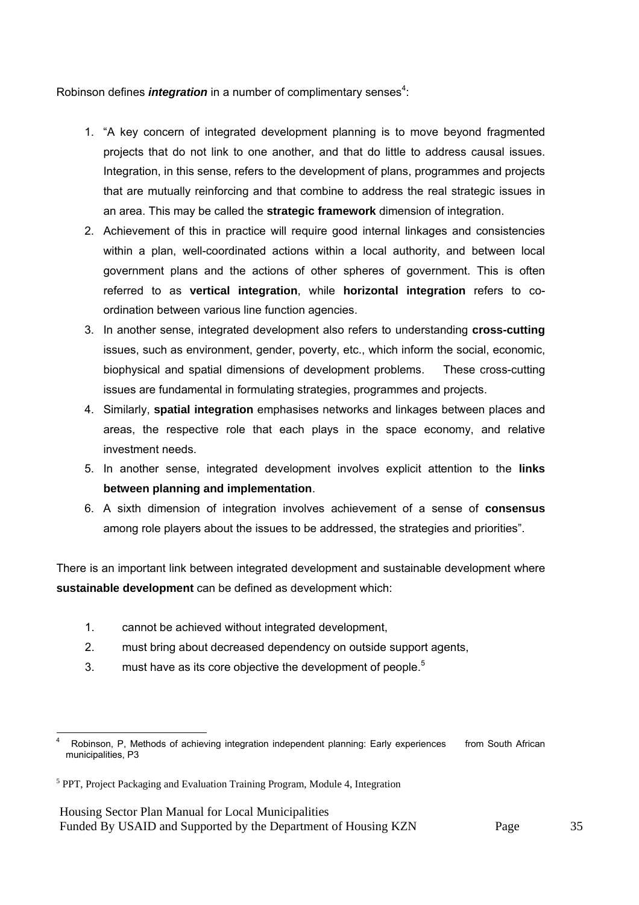Robinson defines ***integration*** in a number of complimentary senses[4]:

1. "A key concern of integrated development planning is to move beyond fragmented projects that do not link to one another, and that do little to address causal issues. Integration, in this sense, refers to the development of plans, programmes and projects that are mutually reinforcing and that combine to address the real strategic issues in an area. This may be called the **strategic framework** dimension of integration.
2. Achievement of this in practice will require good internal linkages and consistencies within a plan, well-coordinated actions within a local authority, and between local government plans and the actions of other spheres of government. This is often referred to as **vertical integration**, while **horizontal integration** refers to co-ordination between various line function agencies.
3. In another sense, integrated development also refers to understanding **cross-cutting** issues, such as environment, gender, poverty, etc., which inform the social, economic, biophysical and spatial dimensions of development problems. These cross-cutting issues are fundamental in formulating strategies, programmes and projects.
4. Similarly, **spatial integration** emphasises networks and linkages between places and areas, the respective role that each plays in the space economy, and relative investment needs.
5. In another sense, integrated development involves explicit attention to the **links between planning and implementation**.
6. A sixth dimension of integration involves achievement of a sense of **consensus** among role players about the issues to be addressed, the strategies and priorities".

There is an important link between integrated development and sustainable development where **sustainable development** can be defined as development which:

1. cannot be achieved without integrated development,
2. must bring about decreased dependency on outside support agents,
3. must have as its core objective the development of people.[5]

---

[4] Robinson, P, Methods of achieving integration independent planning: Early experiences from South African municipalities, P3

[5] PPT, Project Packaging and Evaluation Training Program, Module 4, Integration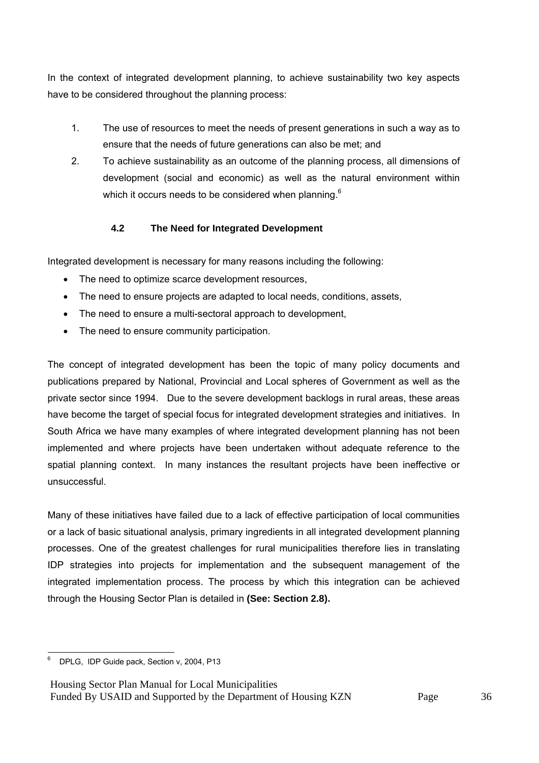In the context of integrated development planning, to achieve sustainability two key aspects have to be considered throughout the planning process:

1. The use of resources to meet the needs of present generations in such a way as to ensure that the needs of future generations can also be met; and
2. To achieve sustainability as an outcome of the planning process, all dimensions of development (social and economic) as well as the natural environment within which it occurs needs to be considered when planning.[6]

### 4.2 The Need for Integrated Development

Integrated development is necessary for many reasons including the following:

- The need to optimize scarce development resources,
- The need to ensure projects are adapted to local needs, conditions, assets,
- The need to ensure a multi-sectoral approach to development,
- The need to ensure community participation.

The concept of integrated development has been the topic of many policy documents and publications prepared by National, Provincial and Local spheres of Government as well as the private sector since 1994. Due to the severe development backlogs in rural areas, these areas have become the target of special focus for integrated development strategies and initiatives. In South Africa we have many examples of where integrated development planning has not been implemented and where projects have been undertaken without adequate reference to the spatial planning context. In many instances the resultant projects have been ineffective or unsuccessful.

Many of these initiatives have failed due to a lack of effective participation of local communities or a lack of basic situational analysis, primary ingredients in all integrated development planning processes. One of the greatest challenges for rural municipalities therefore lies in translating IDP strategies into projects for implementation and the subsequent management of the integrated implementation process. The process by which this integration can be achieved through the Housing Sector Plan is detailed in **(See: Section 2.8).**

---

[6] DPLG, IDP Guide pack, Section v, 2004, P13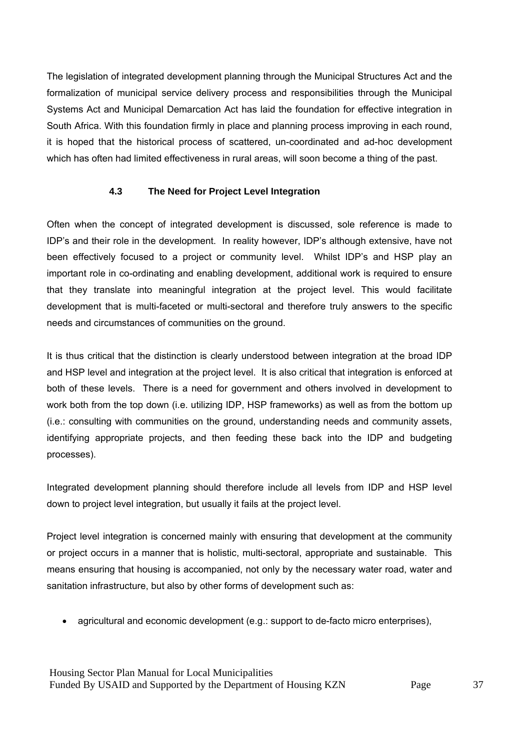The legislation of integrated development planning through the Municipal Structures Act and the formalization of municipal service delivery process and responsibilities through the Municipal Systems Act and Municipal Demarcation Act has laid the foundation for effective integration in South Africa. With this foundation firmly in place and planning process improving in each round, it is hoped that the historical process of scattered, un-coordinated and ad-hoc development which has often had limited effectiveness in rural areas, will soon become a thing of the past.

### 4.3 The Need for Project Level Integration

Often when the concept of integrated development is discussed, sole reference is made to IDP's and their role in the development. In reality however, IDP's although extensive, have not been effectively focused to a project or community level. Whilst IDP's and HSP play an important role in co-ordinating and enabling development, additional work is required to ensure that they translate into meaningful integration at the project level. This would facilitate development that is multi-faceted or multi-sectoral and therefore truly answers to the specific needs and circumstances of communities on the ground.

It is thus critical that the distinction is clearly understood between integration at the broad IDP and HSP level and integration at the project level. It is also critical that integration is enforced at both of these levels. There is a need for government and others involved in development to work both from the top down (i.e. utilizing IDP, HSP frameworks) as well as from the bottom up (i.e.: consulting with communities on the ground, understanding needs and community assets, identifying appropriate projects, and then feeding these back into the IDP and budgeting processes).

Integrated development planning should therefore include all levels from IDP and HSP level down to project level integration, but usually it fails at the project level.

Project level integration is concerned mainly with ensuring that development at the community or project occurs in a manner that is holistic, multi-sectoral, appropriate and sustainable. This means ensuring that housing is accompanied, not only by the necessary water road, water and sanitation infrastructure, but also by other forms of development such as:

- agricultural and economic development (e.g.: support to de-facto micro enterprises),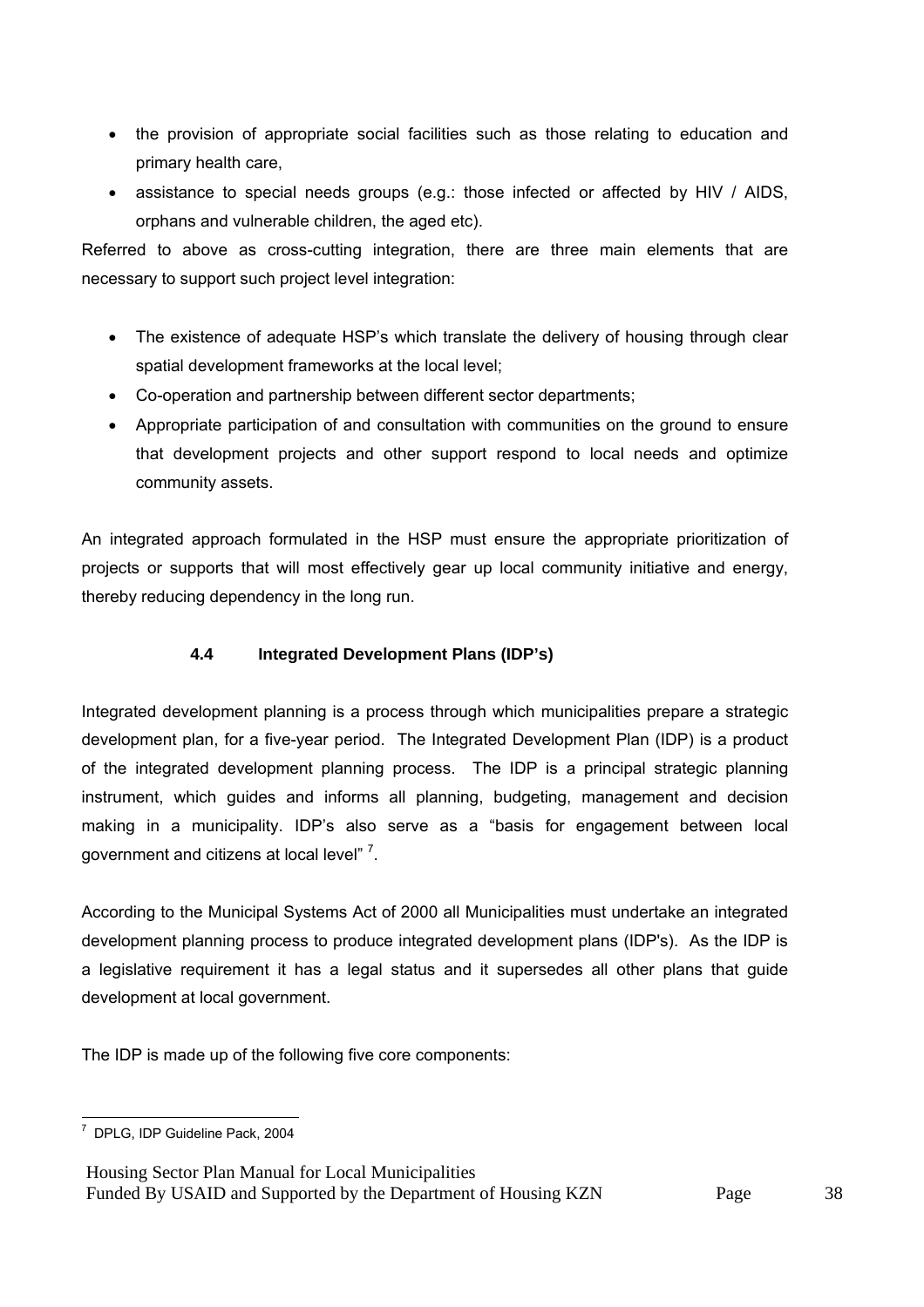- the provision of appropriate social facilities such as those relating to education and primary health care,
- assistance to special needs groups (e.g.: those infected or affected by HIV / AIDS, orphans and vulnerable children, the aged etc).

Referred to above as cross-cutting integration, there are three main elements that are necessary to support such project level integration:

- The existence of adequate HSP's which translate the delivery of housing through clear spatial development frameworks at the local level;
- Co-operation and partnership between different sector departments;
- Appropriate participation of and consultation with communities on the ground to ensure that development projects and other support respond to local needs and optimize community assets.

An integrated approach formulated in the HSP must ensure the appropriate prioritization of projects or supports that will most effectively gear up local community initiative and energy, thereby reducing dependency in the long run.

### 4.4 Integrated Development Plans (IDP's)

Integrated development planning is a process through which municipalities prepare a strategic development plan, for a five-year period. The Integrated Development Plan (IDP) is a product of the integrated development planning process. The IDP is a principal strategic planning instrument, which guides and informs all planning, budgeting, management and decision making in a municipality. IDP's also serve as a "basis for engagement between local government and citizens at local level" [7].

According to the Municipal Systems Act of 2000 all Municipalities must undertake an integrated development planning process to produce integrated development plans (IDP's). As the IDP is a legislative requirement it has a legal status and it supersedes all other plans that guide development at local government.

The IDP is made up of the following five core components:

---

[7] DPLG, IDP Guideline Pack, 2004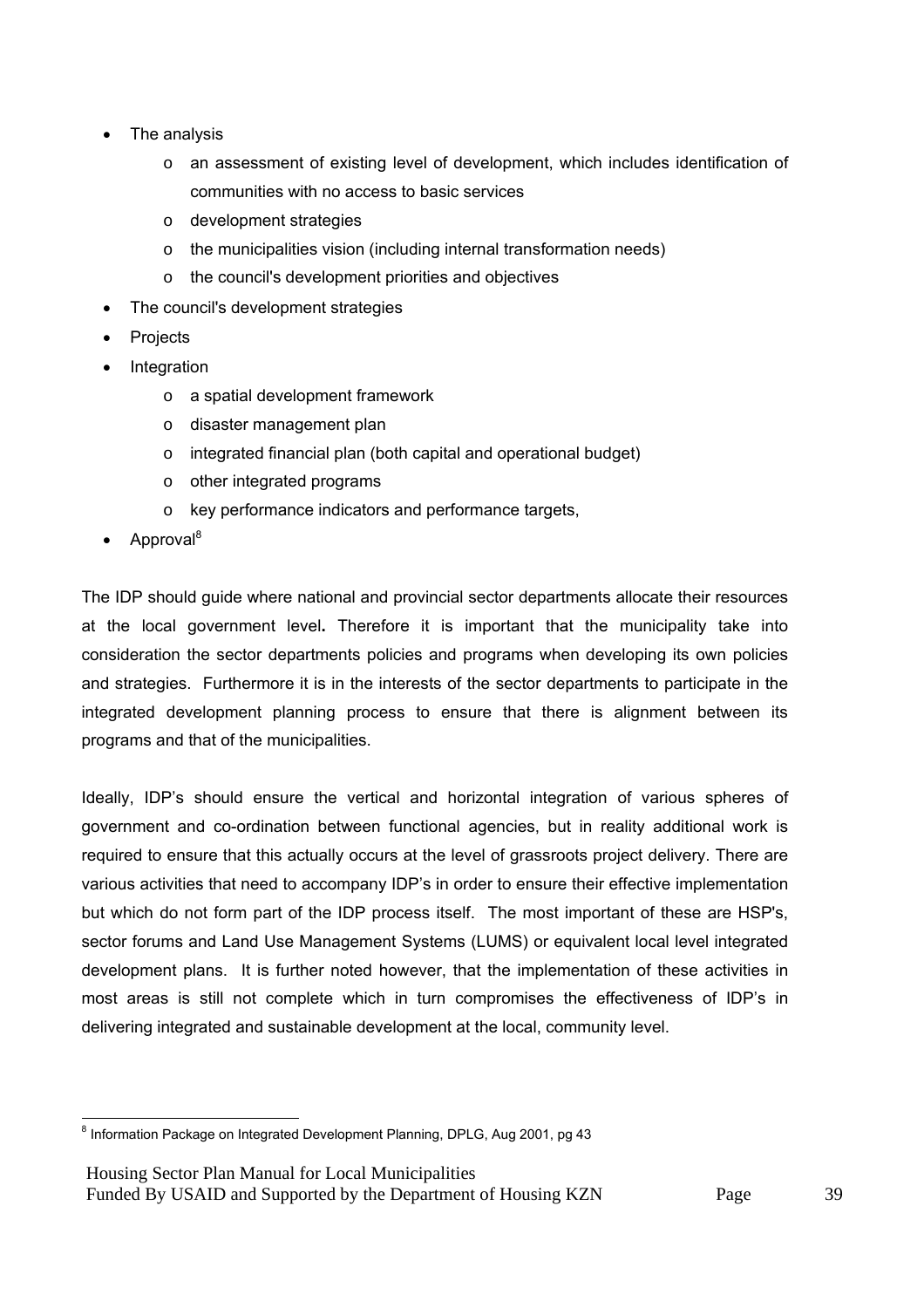- The analysis
  - an assessment of existing level of development, which includes identification of communities with no access to basic services
  - development strategies
  - the municipalities vision (including internal transformation needs)
  - the council's development priorities and objectives
- The council's development strategies
- Projects
- Integration
  - a spatial development framework
  - disaster management plan
  - integrated financial plan (both capital and operational budget)
  - other integrated programs
  - key performance indicators and performance targets,
- Approval[8]

The IDP should guide where national and provincial sector departments allocate their resources at the local government level**.** Therefore it is important that the municipality take into consideration the sector departments policies and programs when developing its own policies and strategies. Furthermore it is in the interests of the sector departments to participate in the integrated development planning process to ensure that there is alignment between its programs and that of the municipalities.

Ideally, IDP's should ensure the vertical and horizontal integration of various spheres of government and co-ordination between functional agencies, but in reality additional work is required to ensure that this actually occurs at the level of grassroots project delivery. There are various activities that need to accompany IDP's in order to ensure their effective implementation but which do not form part of the IDP process itself. The most important of these are HSP's, sector forums and Land Use Management Systems (LUMS) or equivalent local level integrated development plans. It is further noted however, that the implementation of these activities in most areas is still not complete which in turn compromises the effectiveness of IDP's in delivering integrated and sustainable development at the local, community level.

---

[8] Information Package on Integrated Development Planning, DPLG, Aug 2001, pg 43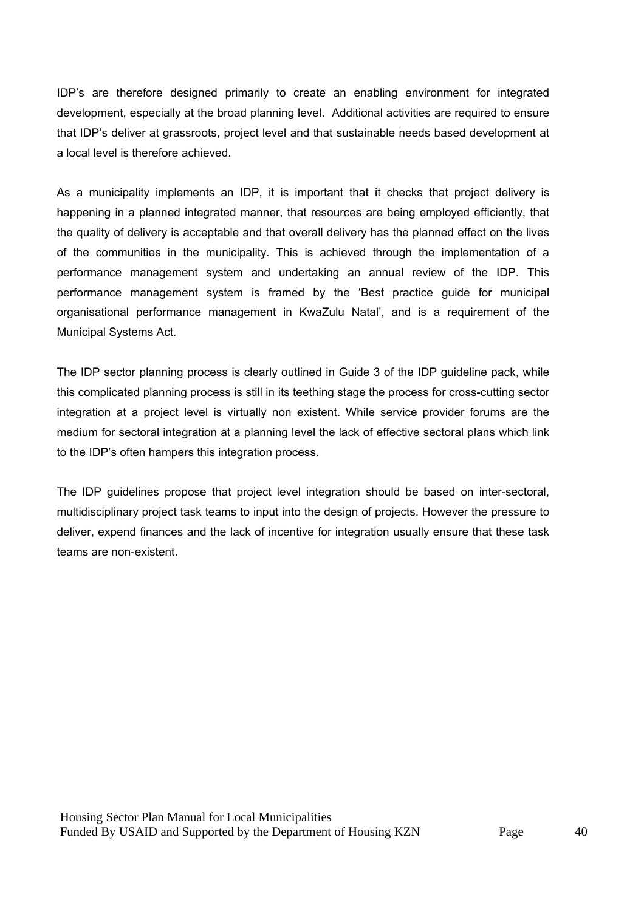IDP's are therefore designed primarily to create an enabling environment for integrated development, especially at the broad planning level. Additional activities are required to ensure that IDP's deliver at grassroots, project level and that sustainable needs based development at a local level is therefore achieved.

As a municipality implements an IDP, it is important that it checks that project delivery is happening in a planned integrated manner, that resources are being employed efficiently, that the quality of delivery is acceptable and that overall delivery has the planned effect on the lives of the communities in the municipality. This is achieved through the implementation of a performance management system and undertaking an annual review of the IDP. This performance management system is framed by the 'Best practice guide for municipal organisational performance management in KwaZulu Natal', and is a requirement of the Municipal Systems Act.

The IDP sector planning process is clearly outlined in Guide 3 of the IDP guideline pack, while this complicated planning process is still in its teething stage the process for cross-cutting sector integration at a project level is virtually non existent. While service provider forums are the medium for sectoral integration at a planning level the lack of effective sectoral plans which link to the IDP's often hampers this integration process.

The IDP guidelines propose that project level integration should be based on inter-sectoral, multidisciplinary project task teams to input into the design of projects. However the pressure to deliver, expend finances and the lack of incentive for integration usually ensure that these task teams are non-existent.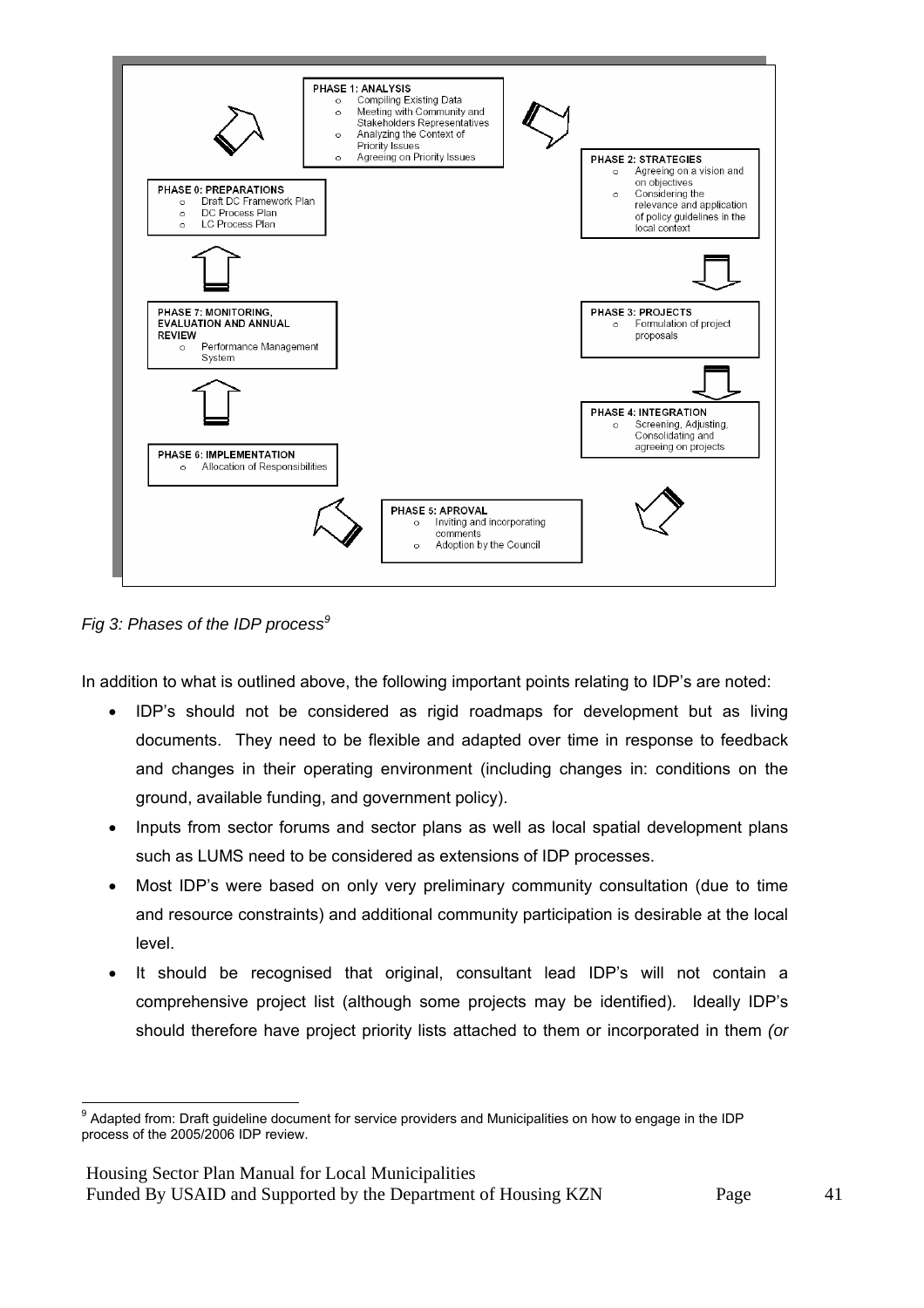**PHASE 1: ANALYSIS**
- Compiling Existing Data
- Meeting with Community and Stakeholders Representatives
- Analyzing the Context of Priority Issues
- Agreeing on Priority Issues

**PHASE 2: STRATEGIES**
- Agreeing on a vision and on objectives
- Considering the relevance and application of policy guidelines in the local context

**PHASE 3: PROJECTS**
- Formulation of project proposals

**PHASE 4: INTEGRATION**
- Screening, Adjusting, Consolidating and agreeing on projects

**PHASE 5: APROVAL**
- Inviting and incorporating comments
- Adoption by the Council

**PHASE 6: IMPLEMENTATION**
- Allocation of Responsibilities

**PHASE 7: MONITORING, EVALUATION AND ANNUAL REVIEW**
- Performance Management System

**PHASE 0: PREPARATIONS**
- Draft DC Framework Plan
- DC Process Plan
- LC Process Plan

*Fig 3: Phases of the IDP process*[9]

In addition to what is outlined above, the following important points relating to IDP's are noted:

- IDP's should not be considered as rigid roadmaps for development but as living documents. They need to be flexible and adapted over time in response to feedback and changes in their operating environment (including changes in: conditions on the ground, available funding, and government policy).
- Inputs from sector forums and sector plans as well as local spatial development plans such as LUMS need to be considered as extensions of IDP processes.
- Most IDP's were based on only very preliminary community consultation (due to time and resource constraints) and additional community participation is desirable at the local level.
- It should be recognised that original, consultant lead IDP's will not contain a comprehensive project list (although some projects may be identified). Ideally IDP's should therefore have project priority lists attached to them or incorporated in them *(or*

[9] Adapted from: Draft guideline document for service providers and Municipalities on how to engage in the IDP process of the 2005/2006 IDP review.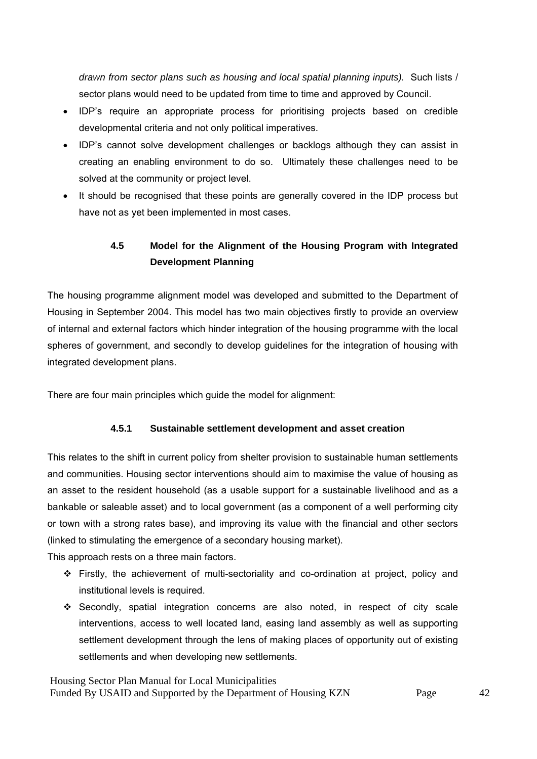*drawn from sector plans such as housing and local spatial planning inputs).* Such lists / sector plans would need to be updated from time to time and approved by Council.

- IDP's require an appropriate process for prioritising projects based on credible developmental criteria and not only political imperatives.
- IDP's cannot solve development challenges or backlogs although they can assist in creating an enabling environment to do so. Ultimately these challenges need to be solved at the community or project level.
- It should be recognised that these points are generally covered in the IDP process but have not as yet been implemented in most cases.

### 4.5 Model for the Alignment of the Housing Program with Integrated Development Planning

The housing programme alignment model was developed and submitted to the Department of Housing in September 2004. This model has two main objectives firstly to provide an overview of internal and external factors which hinder integration of the housing programme with the local spheres of government, and secondly to develop guidelines for the integration of housing with integrated development plans.

There are four main principles which guide the model for alignment:

#### 4.5.1 Sustainable settlement development and asset creation

This relates to the shift in current policy from shelter provision to sustainable human settlements and communities. Housing sector interventions should aim to maximise the value of housing as an asset to the resident household (as a usable support for a sustainable livelihood and as a bankable or saleable asset) and to local government (as a component of a well performing city or town with a strong rates base), and improving its value with the financial and other sectors (linked to stimulating the emergence of a secondary housing market).

This approach rests on a three main factors.

- Firstly, the achievement of multi-sectoriality and co-ordination at project, policy and institutional levels is required.
- Secondly, spatial integration concerns are also noted, in respect of city scale interventions, access to well located land, easing land assembly as well as supporting settlement development through the lens of making places of opportunity out of existing settlements and when developing new settlements.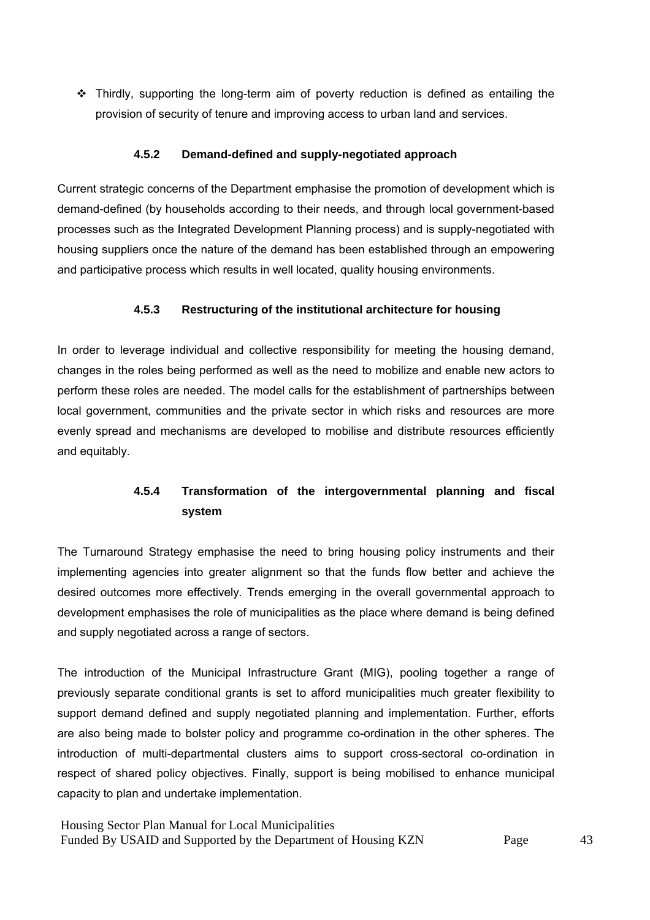- Thirdly, supporting the long-term aim of poverty reduction is defined as entailing the provision of security of tenure and improving access to urban land and services.

#### 4.5.2 Demand-defined and supply-negotiated approach

Current strategic concerns of the Department emphasise the promotion of development which is demand-defined (by households according to their needs, and through local government-based processes such as the Integrated Development Planning process) and is supply-negotiated with housing suppliers once the nature of the demand has been established through an empowering and participative process which results in well located, quality housing environments.

#### 4.5.3 Restructuring of the institutional architecture for housing

In order to leverage individual and collective responsibility for meeting the housing demand, changes in the roles being performed as well as the need to mobilize and enable new actors to perform these roles are needed. The model calls for the establishment of partnerships between local government, communities and the private sector in which risks and resources are more evenly spread and mechanisms are developed to mobilise and distribute resources efficiently and equitably.

#### 4.5.4 Transformation of the intergovernmental planning and fiscal system

The Turnaround Strategy emphasise the need to bring housing policy instruments and their implementing agencies into greater alignment so that the funds flow better and achieve the desired outcomes more effectively. Trends emerging in the overall governmental approach to development emphasises the role of municipalities as the place where demand is being defined and supply negotiated across a range of sectors.

The introduction of the Municipal Infrastructure Grant (MIG), pooling together a range of previously separate conditional grants is set to afford municipalities much greater flexibility to support demand defined and supply negotiated planning and implementation. Further, efforts are also being made to bolster policy and programme co-ordination in the other spheres. The introduction of multi-departmental clusters aims to support cross-sectoral co-ordination in respect of shared policy objectives. Finally, support is being mobilised to enhance municipal capacity to plan and undertake implementation.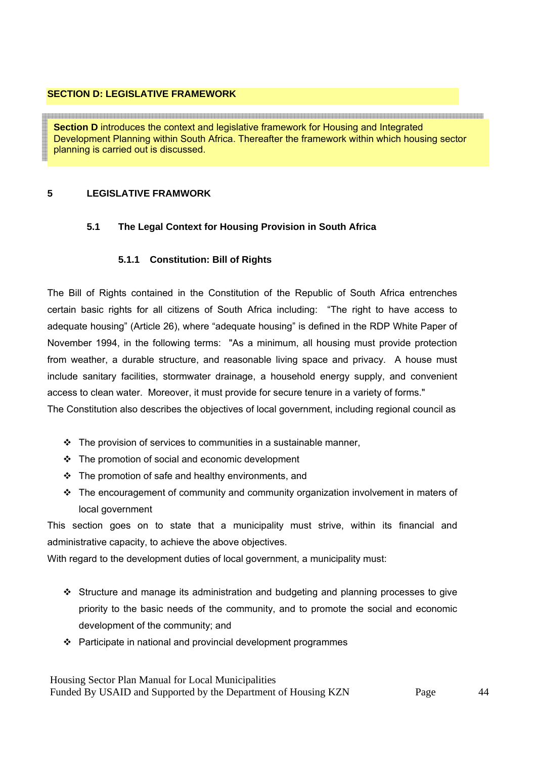## SECTION D: LEGISLATIVE FRAMEWORK

**Section D** introduces the context and legislative framework for Housing and Integrated Development Planning within South Africa. Thereafter the framework within which housing sector planning is carried out is discussed.

# 5 LEGISLATIVE FRAMWORK

## 5.1 The Legal Context for Housing Provision in South Africa

### 5.1.1 Constitution: Bill of Rights

The Bill of Rights contained in the Constitution of the Republic of South Africa entrenches certain basic rights for all citizens of South Africa including: "The right to have access to adequate housing" (Article 26), where "adequate housing" is defined in the RDP White Paper of November 1994, in the following terms: "As a minimum, all housing must provide protection from weather, a durable structure, and reasonable living space and privacy. A house must include sanitary facilities, stormwater drainage, a household energy supply, and convenient access to clean water. Moreover, it must provide for secure tenure in a variety of forms."
The Constitution also describes the objectives of local government, including regional council as

- The provision of services to communities in a sustainable manner,
- The promotion of social and economic development
- The promotion of safe and healthy environments, and
- The encouragement of community and community organization involvement in maters of local government

This section goes on to state that a municipality must strive, within its financial and administrative capacity, to achieve the above objectives.
With regard to the development duties of local government, a municipality must:

- Structure and manage its administration and budgeting and planning processes to give priority to the basic needs of the community, and to promote the social and economic development of the community; and
- Participate in national and provincial development programmes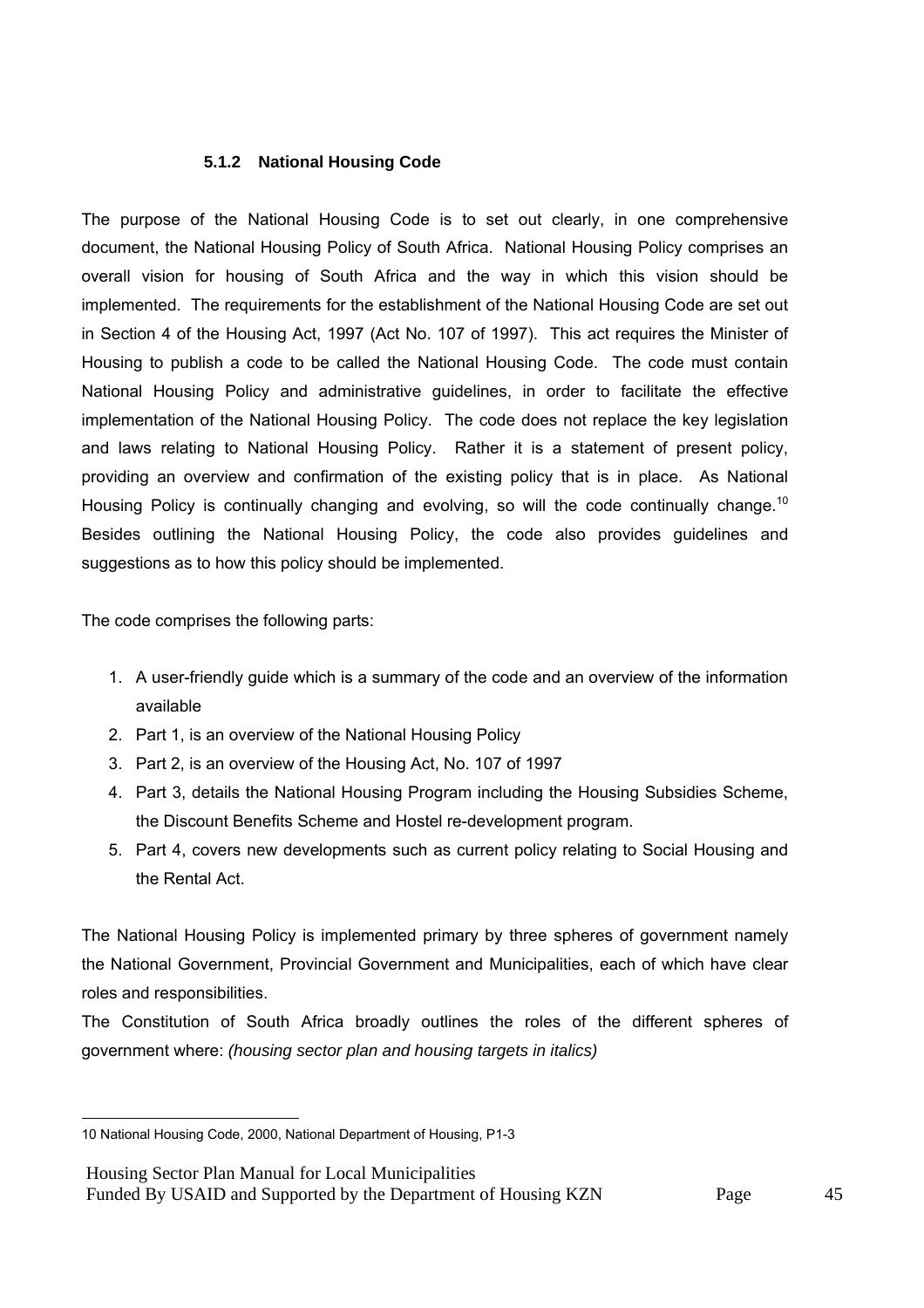### 5.1.2 National Housing Code

The purpose of the National Housing Code is to set out clearly, in one comprehensive document, the National Housing Policy of South Africa. National Housing Policy comprises an overall vision for housing of South Africa and the way in which this vision should be implemented. The requirements for the establishment of the National Housing Code are set out in Section 4 of the Housing Act, 1997 (Act No. 107 of 1997). This act requires the Minister of Housing to publish a code to be called the National Housing Code. The code must contain National Housing Policy and administrative guidelines, in order to facilitate the effective implementation of the National Housing Policy. The code does not replace the key legislation and laws relating to National Housing Policy. Rather it is a statement of present policy, providing an overview and confirmation of the existing policy that is in place. As National Housing Policy is continually changing and evolving, so will the code continually change.[10] Besides outlining the National Housing Policy, the code also provides guidelines and suggestions as to how this policy should be implemented.

The code comprises the following parts:

1. A user-friendly guide which is a summary of the code and an overview of the information available
2. Part 1, is an overview of the National Housing Policy
3. Part 2, is an overview of the Housing Act, No. 107 of 1997
4. Part 3, details the National Housing Program including the Housing Subsidies Scheme, the Discount Benefits Scheme and Hostel re-development program.
5. Part 4, covers new developments such as current policy relating to Social Housing and the Rental Act.

The National Housing Policy is implemented primary by three spheres of government namely the National Government, Provincial Government and Municipalities, each of which have clear roles and responsibilities.

The Constitution of South Africa broadly outlines the roles of the different spheres of government where: *(housing sector plan and housing targets in italics)*

---

10 National Housing Code, 2000, National Department of Housing, P1-3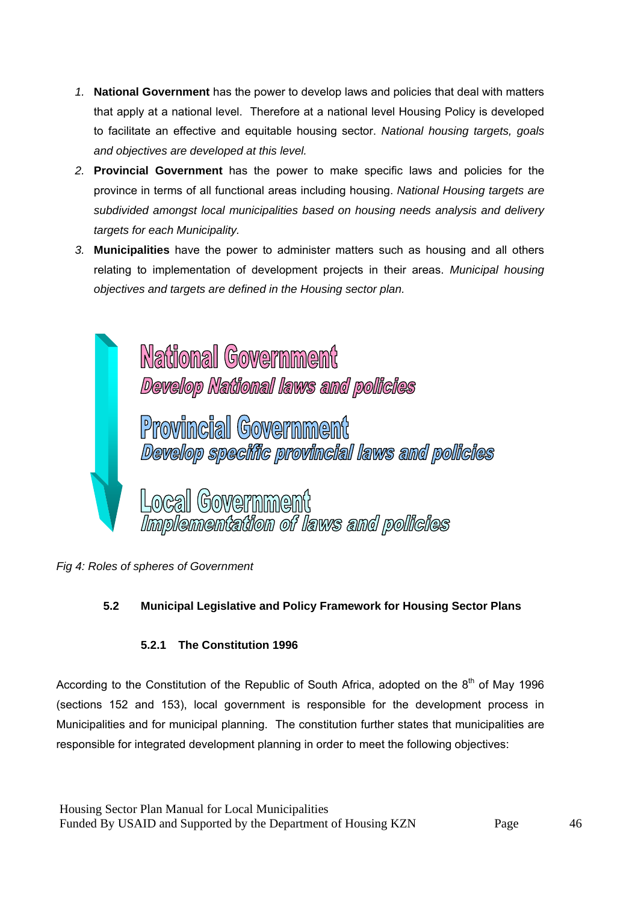1. **National Government** has the power to develop laws and policies that deal with matters that apply at a national level. Therefore at a national level Housing Policy is developed to facilitate an effective and equitable housing sector. *National housing targets, goals and objectives are developed at this level.*
2. **Provincial Government** has the power to make specific laws and policies for the province in terms of all functional areas including housing. *National Housing targets are subdivided amongst local municipalities based on housing needs analysis and delivery targets for each Municipality.*
3. **Municipalities** have the power to administer matters such as housing and all others relating to implementation of development projects in their areas. *Municipal housing objectives and targets are defined in the Housing sector plan.*

**National Government**
*Develop National laws and policies*

**Provincial Government**
*Develop specific provincial laws and policies*

**Local Government**
*Implementation of laws and policies*

*Fig 4: Roles of spheres of Government*

### 5.2 Municipal Legislative and Policy Framework for Housing Sector Plans

#### 5.2.1 The Constitution 1996

According to the Constitution of the Republic of South Africa, adopted on the 8th of May 1996 (sections 152 and 153), local government is responsible for the development process in Municipalities and for municipal planning. The constitution further states that municipalities are responsible for integrated development planning in order to meet the following objectives: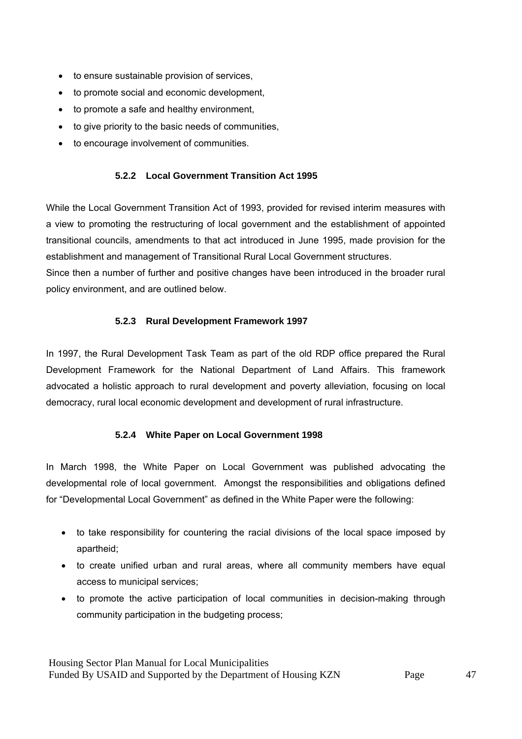- to ensure sustainable provision of services,
- to promote social and economic development,
- to promote a safe and healthy environment,
- to give priority to the basic needs of communities,
- to encourage involvement of communities.

#### 5.2.2 Local Government Transition Act 1995

While the Local Government Transition Act of 1993, provided for revised interim measures with a view to promoting the restructuring of local government and the establishment of appointed transitional councils, amendments to that act introduced in June 1995, made provision for the establishment and management of Transitional Rural Local Government structures.
Since then a number of further and positive changes have been introduced in the broader rural policy environment, and are outlined below.

#### 5.2.3 Rural Development Framework 1997

In 1997, the Rural Development Task Team as part of the old RDP office prepared the Rural Development Framework for the National Department of Land Affairs. This framework advocated a holistic approach to rural development and poverty alleviation, focusing on local democracy, rural local economic development and development of rural infrastructure.

#### 5.2.4 White Paper on Local Government 1998

In March 1998, the White Paper on Local Government was published advocating the developmental role of local government. Amongst the responsibilities and obligations defined for "Developmental Local Government" as defined in the White Paper were the following:

- to take responsibility for countering the racial divisions of the local space imposed by apartheid;
- to create unified urban and rural areas, where all community members have equal access to municipal services;
- to promote the active participation of local communities in decision-making through community participation in the budgeting process;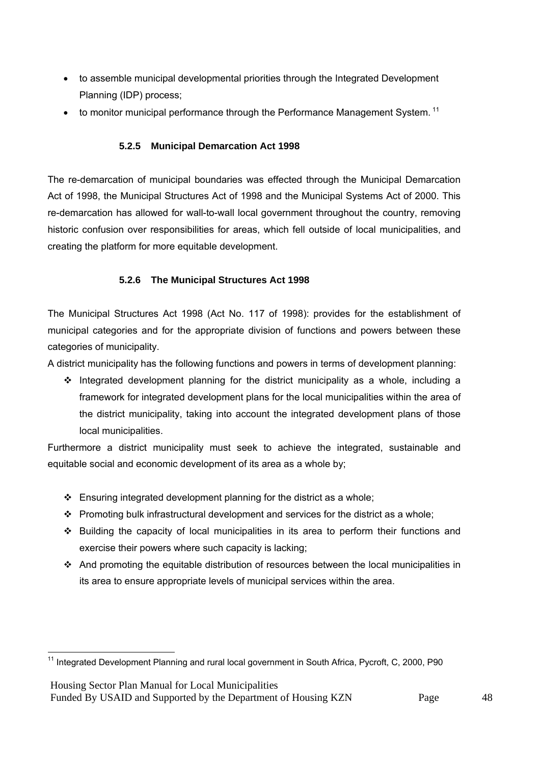- to assemble municipal developmental priorities through the Integrated Development Planning (IDP) process;
- to monitor municipal performance through the Performance Management System.[11]

#### 5.2.5 Municipal Demarcation Act 1998

The re-demarcation of municipal boundaries was effected through the Municipal Demarcation Act of 1998, the Municipal Structures Act of 1998 and the Municipal Systems Act of 2000. This re-demarcation has allowed for wall-to-wall local government throughout the country, removing historic confusion over responsibilities for areas, which fell outside of local municipalities, and creating the platform for more equitable development.

#### 5.2.6 The Municipal Structures Act 1998

The Municipal Structures Act 1998 (Act No. 117 of 1998): provides for the establishment of municipal categories and for the appropriate division of functions and powers between these categories of municipality.

A district municipality has the following functions and powers in terms of development planning:

- Integrated development planning for the district municipality as a whole, including a framework for integrated development plans for the local municipalities within the area of the district municipality, taking into account the integrated development plans of those local municipalities.

Furthermore a district municipality must seek to achieve the integrated, sustainable and equitable social and economic development of its area as a whole by;

- Ensuring integrated development planning for the district as a whole;
- Promoting bulk infrastructural development and services for the district as a whole;
- Building the capacity of local municipalities in its area to perform their functions and exercise their powers where such capacity is lacking;
- And promoting the equitable distribution of resources between the local municipalities in its area to ensure appropriate levels of municipal services within the area.

[11] Integrated Development Planning and rural local government in South Africa, Pycroft, C, 2000, P90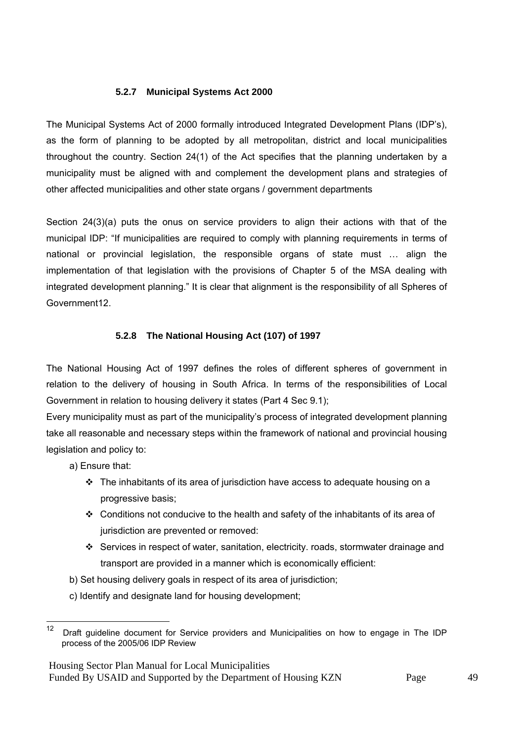#### 5.2.7 Municipal Systems Act 2000

The Municipal Systems Act of 2000 formally introduced Integrated Development Plans (IDP's), as the form of planning to be adopted by all metropolitan, district and local municipalities throughout the country. Section 24(1) of the Act specifies that the planning undertaken by a municipality must be aligned with and complement the development plans and strategies of other affected municipalities and other state organs / government departments

Section 24(3)(a) puts the onus on service providers to align their actions with that of the municipal IDP: "If municipalities are required to comply with planning requirements in terms of national or provincial legislation, the responsible organs of state must … align the implementation of that legislation with the provisions of Chapter 5 of the MSA dealing with integrated development planning." It is clear that alignment is the responsibility of all Spheres of Government12.

#### 5.2.8 The National Housing Act (107) of 1997

The National Housing Act of 1997 defines the roles of different spheres of government in relation to the delivery of housing in South Africa. In terms of the responsibilities of Local Government in relation to housing delivery it states (Part 4 Sec 9.1);

Every municipality must as part of the municipality's process of integrated development planning take all reasonable and necessary steps within the framework of national and provincial housing legislation and policy to:

a) Ensure that:

- The inhabitants of its area of jurisdiction have access to adequate housing on a progressive basis;
- Conditions not conducive to the health and safety of the inhabitants of its area of jurisdiction are prevented or removed:
- Services in respect of water, sanitation, electricity. roads, stormwater drainage and transport are provided in a manner which is economically efficient:

b) Set housing delivery goals in respect of its area of jurisdiction;

c) Identify and designate land for housing development;

---

[12] Draft guideline document for Service providers and Municipalities on how to engage in The IDP process of the 2005/06 IDP Review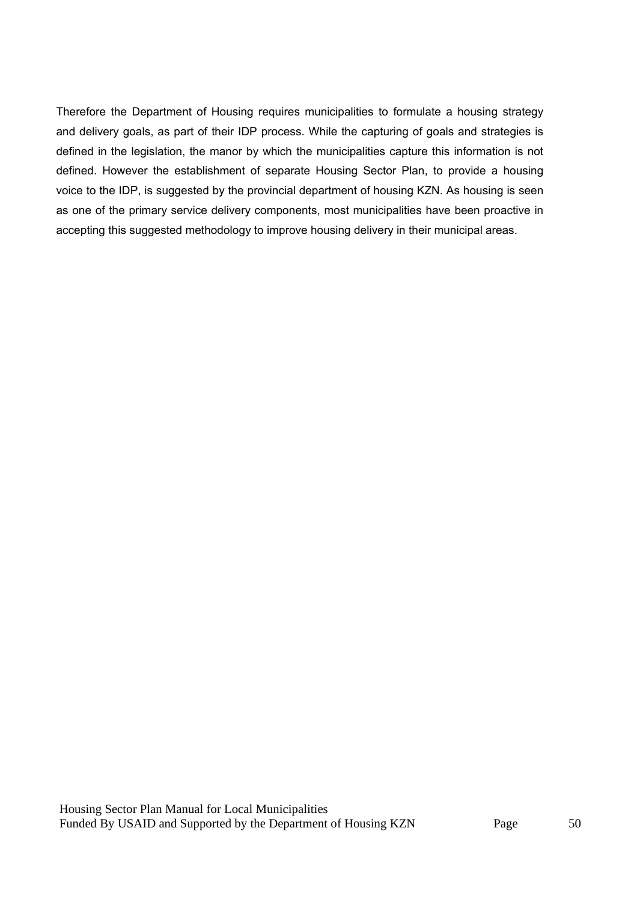Therefore the Department of Housing requires municipalities to formulate a housing strategy and delivery goals, as part of their IDP process. While the capturing of goals and strategies is defined in the legislation, the manor by which the municipalities capture this information is not defined. However the establishment of separate Housing Sector Plan, to provide a housing voice to the IDP, is suggested by the provincial department of housing KZN. As housing is seen as one of the primary service delivery components, most municipalities have been proactive in accepting this suggested methodology to improve housing delivery in their municipal areas.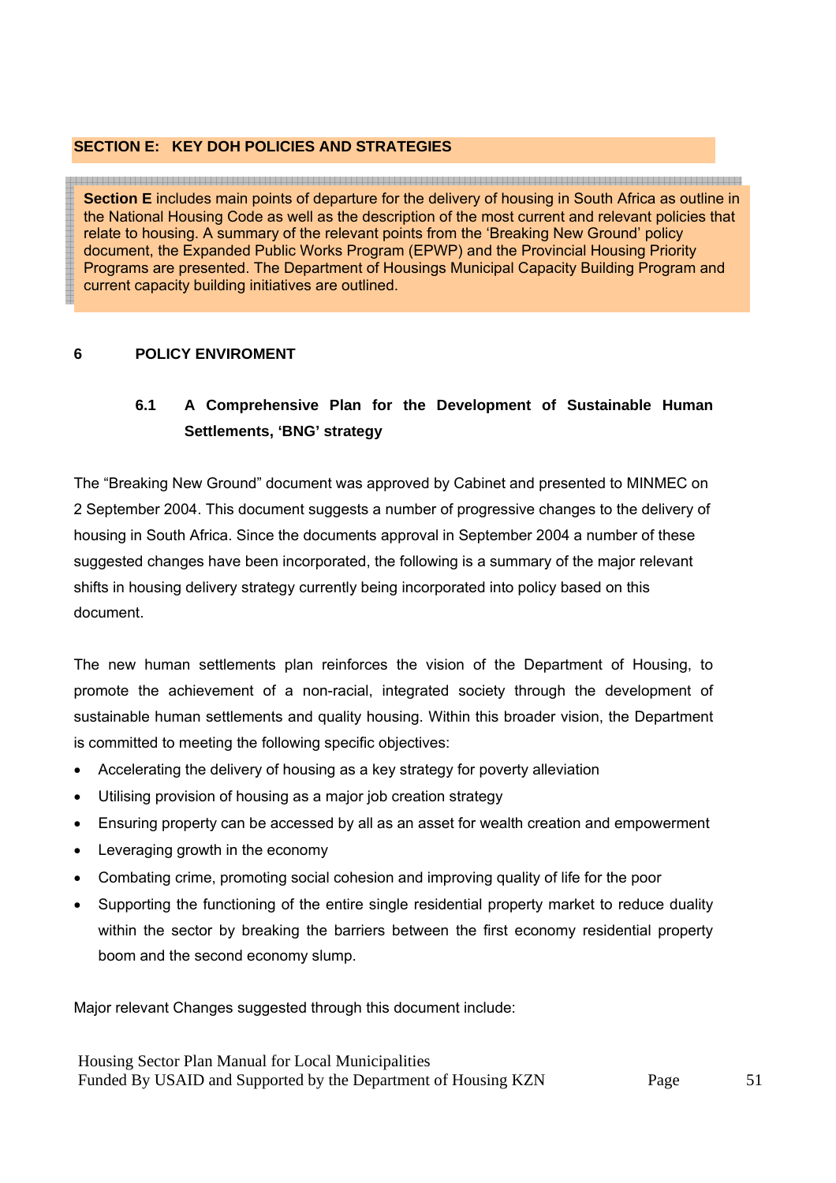## SECTION E: KEY DOH POLICIES AND STRATEGIES

**Section E** includes main points of departure for the delivery of housing in South Africa as outline in the National Housing Code as well as the description of the most current and relevant policies that relate to housing. A summary of the relevant points from the 'Breaking New Ground' policy document, the Expanded Public Works Program (EPWP) and the Provincial Housing Priority Programs are presented. The Department of Housings Municipal Capacity Building Program and current capacity building initiatives are outlined.

## 6 POLICY ENVIROMENT

### 6.1 A Comprehensive Plan for the Development of Sustainable Human Settlements, 'BNG' strategy

The "Breaking New Ground" document was approved by Cabinet and presented to MINMEC on 2 September 2004. This document suggests a number of progressive changes to the delivery of housing in South Africa. Since the documents approval in September 2004 a number of these suggested changes have been incorporated, the following is a summary of the major relevant shifts in housing delivery strategy currently being incorporated into policy based on this document.

The new human settlements plan reinforces the vision of the Department of Housing, to promote the achievement of a non-racial, integrated society through the development of sustainable human settlements and quality housing. Within this broader vision, the Department is committed to meeting the following specific objectives:

- Accelerating the delivery of housing as a key strategy for poverty alleviation
- Utilising provision of housing as a major job creation strategy
- Ensuring property can be accessed by all as an asset for wealth creation and empowerment
- Leveraging growth in the economy
- Combating crime, promoting social cohesion and improving quality of life for the poor
- Supporting the functioning of the entire single residential property market to reduce duality within the sector by breaking the barriers between the first economy residential property boom and the second economy slump.

Major relevant Changes suggested through this document include: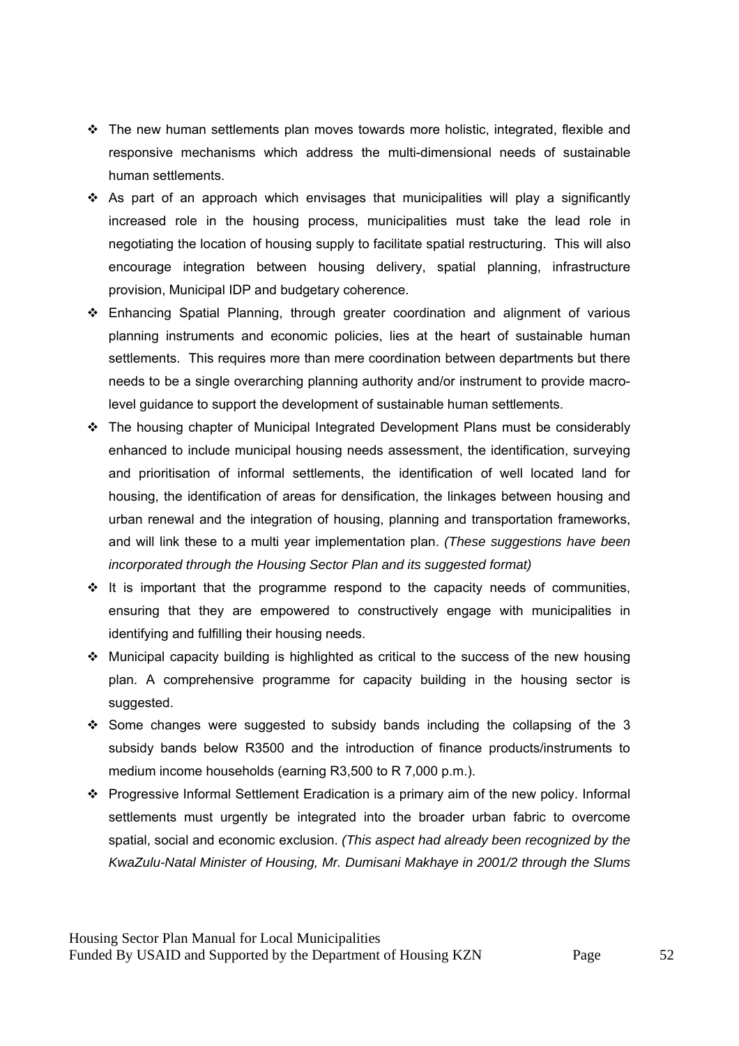- The new human settlements plan moves towards more holistic, integrated, flexible and responsive mechanisms which address the multi-dimensional needs of sustainable human settlements.
- As part of an approach which envisages that municipalities will play a significantly increased role in the housing process, municipalities must take the lead role in negotiating the location of housing supply to facilitate spatial restructuring. This will also encourage integration between housing delivery, spatial planning, infrastructure provision, Municipal IDP and budgetary coherence.
- Enhancing Spatial Planning, through greater coordination and alignment of various planning instruments and economic policies, lies at the heart of sustainable human settlements. This requires more than mere coordination between departments but there needs to be a single overarching planning authority and/or instrument to provide macro-level guidance to support the development of sustainable human settlements.
- The housing chapter of Municipal Integrated Development Plans must be considerably enhanced to include municipal housing needs assessment, the identification, surveying and prioritisation of informal settlements, the identification of well located land for housing, the identification of areas for densification, the linkages between housing and urban renewal and the integration of housing, planning and transportation frameworks, and will link these to a multi year implementation plan. *(These suggestions have been incorporated through the Housing Sector Plan and its suggested format)*
- It is important that the programme respond to the capacity needs of communities, ensuring that they are empowered to constructively engage with municipalities in identifying and fulfilling their housing needs.
- Municipal capacity building is highlighted as critical to the success of the new housing plan. A comprehensive programme for capacity building in the housing sector is suggested.
- Some changes were suggested to subsidy bands including the collapsing of the 3 subsidy bands below R3500 and the introduction of finance products/instruments to medium income households (earning R3,500 to R 7,000 p.m.).
- Progressive Informal Settlement Eradication is a primary aim of the new policy. Informal settlements must urgently be integrated into the broader urban fabric to overcome spatial, social and economic exclusion. *(This aspect had already been recognized by the KwaZulu-Natal Minister of Housing, Mr. Dumisani Makhaye in 2001/2 through the Slums*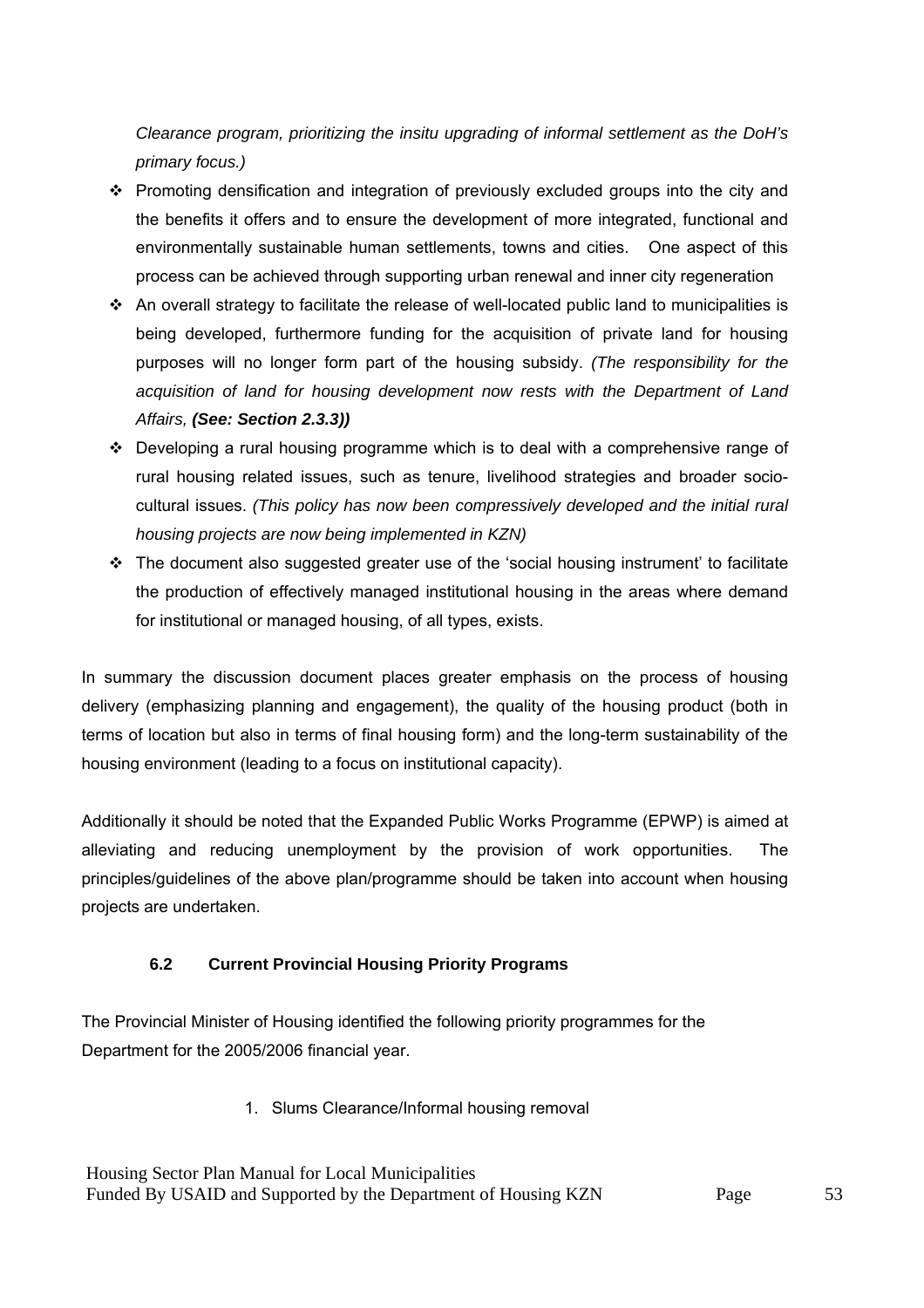*Clearance program, prioritizing the insitu upgrading of informal settlement as the DoH's primary focus.)*

- Promoting densification and integration of previously excluded groups into the city and the benefits it offers and to ensure the development of more integrated, functional and environmentally sustainable human settlements, towns and cities. One aspect of this process can be achieved through supporting urban renewal and inner city regeneration
- An overall strategy to facilitate the release of well-located public land to municipalities is being developed, furthermore funding for the acquisition of private land for housing purposes will no longer form part of the housing subsidy. *(The responsibility for the acquisition of land for housing development now rests with the Department of Land Affairs,* ***(See: Section 2.3.3))***
- Developing a rural housing programme which is to deal with a comprehensive range of rural housing related issues, such as tenure, livelihood strategies and broader socio-cultural issues. *(This policy has now been compressively developed and the initial rural housing projects are now being implemented in KZN)*
- The document also suggested greater use of the 'social housing instrument' to facilitate the production of effectively managed institutional housing in the areas where demand for institutional or managed housing, of all types, exists.

In summary the discussion document places greater emphasis on the process of housing delivery (emphasizing planning and engagement), the quality of the housing product (both in terms of location but also in terms of final housing form) and the long-term sustainability of the housing environment (leading to a focus on institutional capacity).

Additionally it should be noted that the Expanded Public Works Programme (EPWP) is aimed at alleviating and reducing unemployment by the provision of work opportunities. The principles/guidelines of the above plan/programme should be taken into account when housing projects are undertaken.

### 6.2 Current Provincial Housing Priority Programs

The Provincial Minister of Housing identified the following priority programmes for the Department for the 2005/2006 financial year.

1. Slums Clearance/Informal housing removal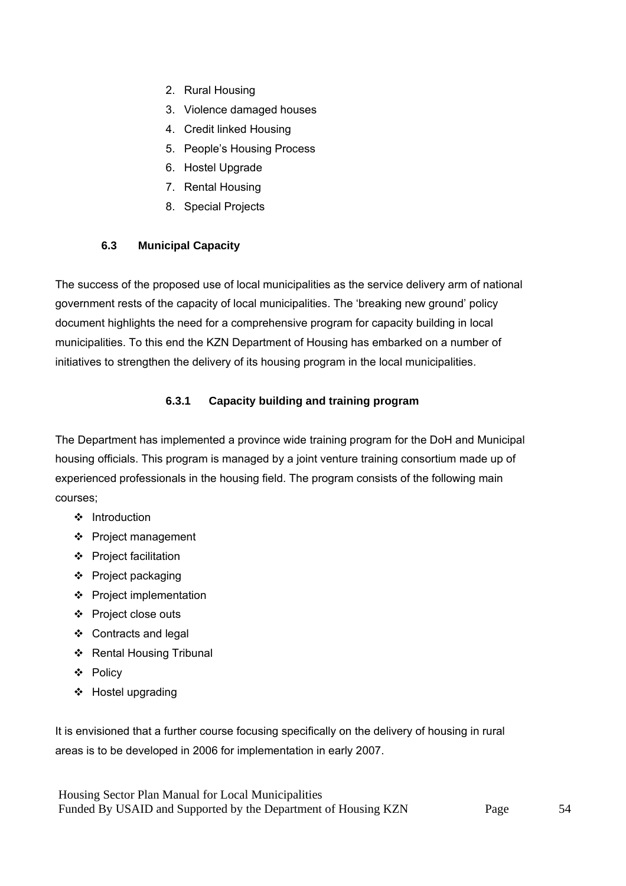2. Rural Housing
3. Violence damaged houses
4. Credit linked Housing
5. People's Housing Process
6. Hostel Upgrade
7. Rental Housing
8. Special Projects

### 6.3 Municipal Capacity

The success of the proposed use of local municipalities as the service delivery arm of national government rests of the capacity of local municipalities. The 'breaking new ground' policy document highlights the need for a comprehensive program for capacity building in local municipalities. To this end the KZN Department of Housing has embarked on a number of initiatives to strengthen the delivery of its housing program in the local municipalities.

#### 6.3.1 Capacity building and training program

The Department has implemented a province wide training program for the DoH and Municipal housing officials. This program is managed by a joint venture training consortium made up of experienced professionals in the housing field. The program consists of the following main courses;

- Introduction
- Project management
- Project facilitation
- Project packaging
- Project implementation
- Project close outs
- Contracts and legal
- Rental Housing Tribunal
- Policy
- Hostel upgrading

It is envisioned that a further course focusing specifically on the delivery of housing in rural areas is to be developed in 2006 for implementation in early 2007.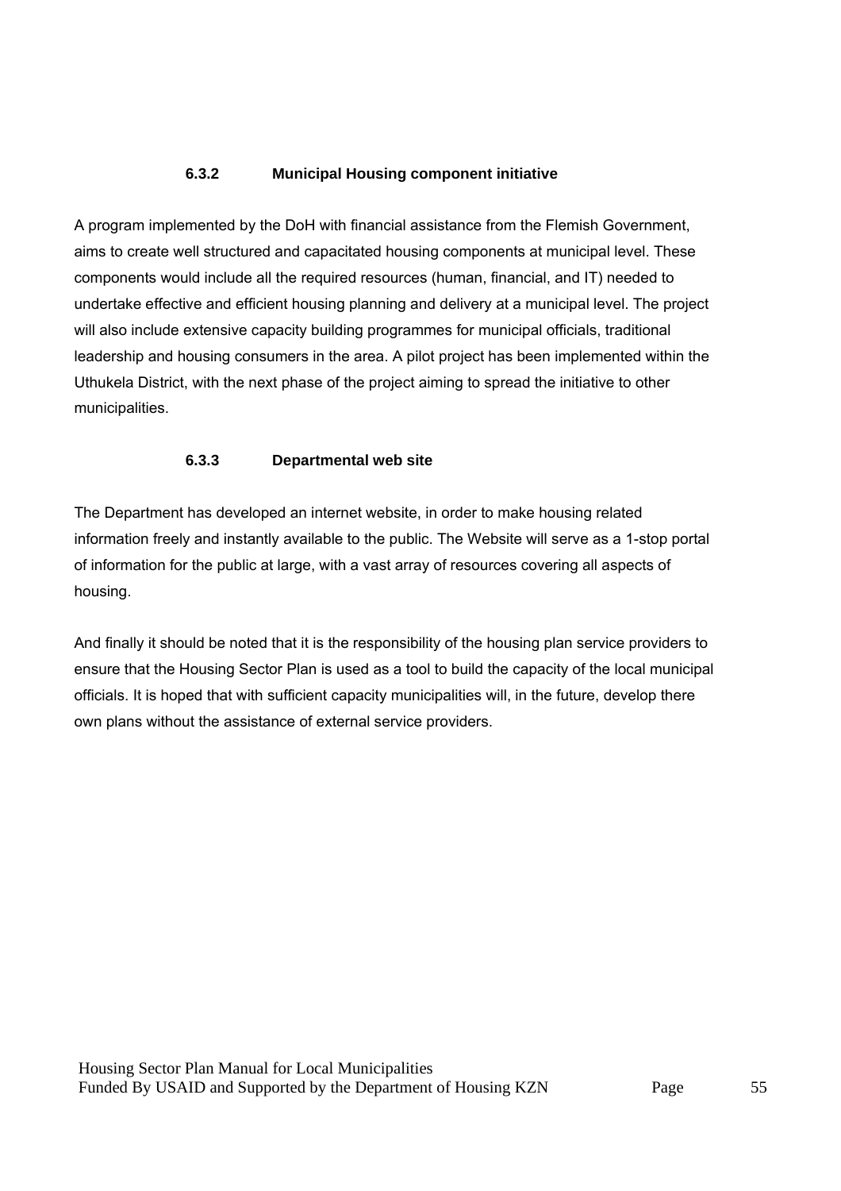### 6.3.2 Municipal Housing component initiative

A program implemented by the DoH with financial assistance from the Flemish Government, aims to create well structured and capacitated housing components at municipal level. These components would include all the required resources (human, financial, and IT) needed to undertake effective and efficient housing planning and delivery at a municipal level. The project will also include extensive capacity building programmes for municipal officials, traditional leadership and housing consumers in the area. A pilot project has been implemented within the Uthukela District, with the next phase of the project aiming to spread the initiative to other municipalities.

### 6.3.3 Departmental web site

The Department has developed an internet website, in order to make housing related information freely and instantly available to the public. The Website will serve as a 1-stop portal of information for the public at large, with a vast array of resources covering all aspects of housing.

And finally it should be noted that it is the responsibility of the housing plan service providers to ensure that the Housing Sector Plan is used as a tool to build the capacity of the local municipal officials. It is hoped that with sufficient capacity municipalities will, in the future, develop there own plans without the assistance of external service providers.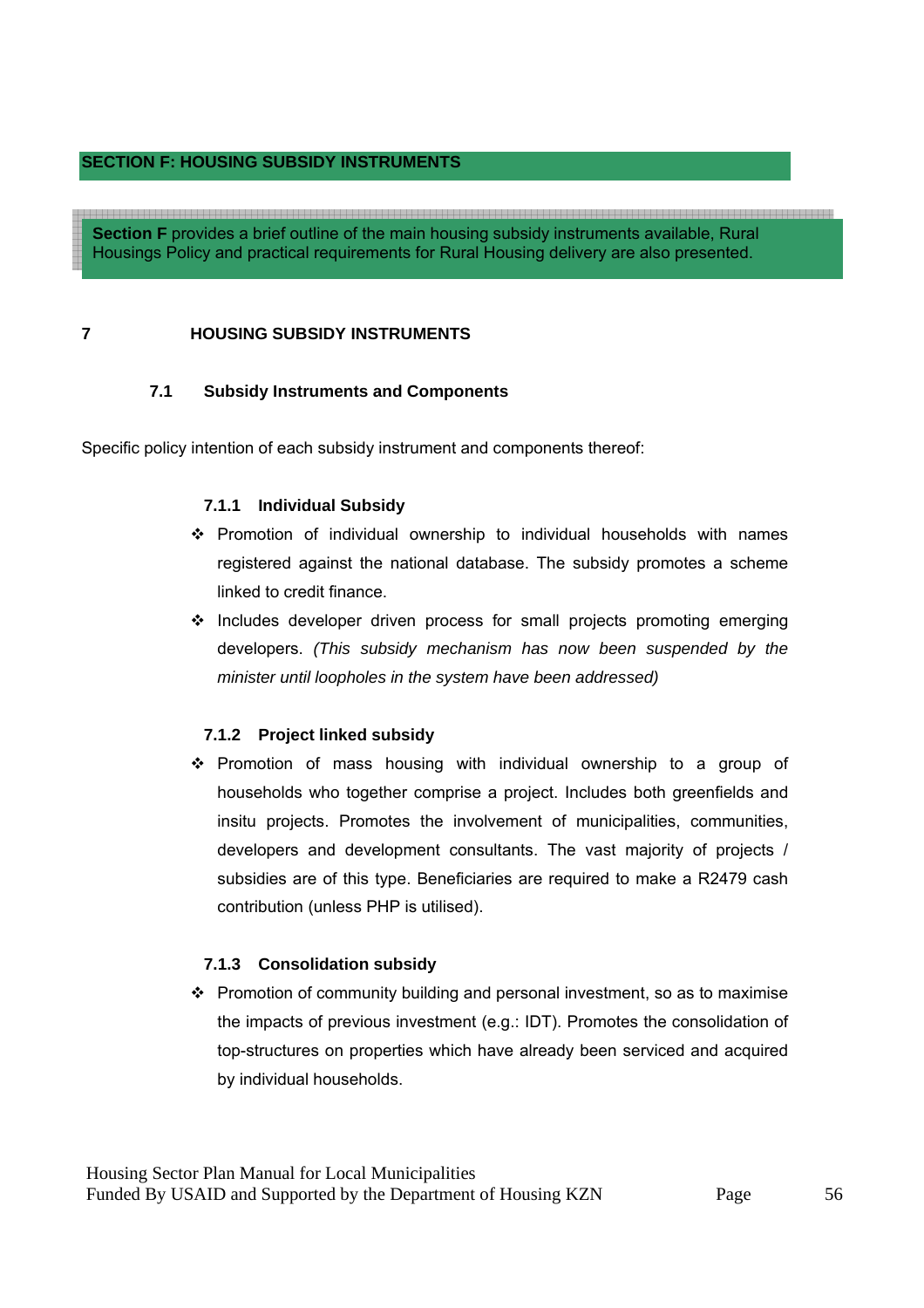## SECTION F: HOUSING SUBSIDY INSTRUMENTS

**Section F** provides a brief outline of the main housing subsidy instruments available, Rural Housings Policy and practical requirements for Rural Housing delivery are also presented.

# 7 HOUSING SUBSIDY INSTRUMENTS

## 7.1 Subsidy Instruments and Components

Specific policy intention of each subsidy instrument and components thereof:

### 7.1.1 Individual Subsidy

- Promotion of individual ownership to individual households with names registered against the national database. The subsidy promotes a scheme linked to credit finance.
- Includes developer driven process for small projects promoting emerging developers. *(This subsidy mechanism has now been suspended by the minister until loopholes in the system have been addressed)*

### 7.1.2 Project linked subsidy

- Promotion of mass housing with individual ownership to a group of households who together comprise a project. Includes both greenfields and insitu projects. Promotes the involvement of municipalities, communities, developers and development consultants. The vast majority of projects / subsidies are of this type. Beneficiaries are required to make a R2479 cash contribution (unless PHP is utilised).

### 7.1.3 Consolidation subsidy

- Promotion of community building and personal investment, so as to maximise the impacts of previous investment (e.g.: IDT). Promotes the consolidation of top-structures on properties which have already been serviced and acquired by individual households.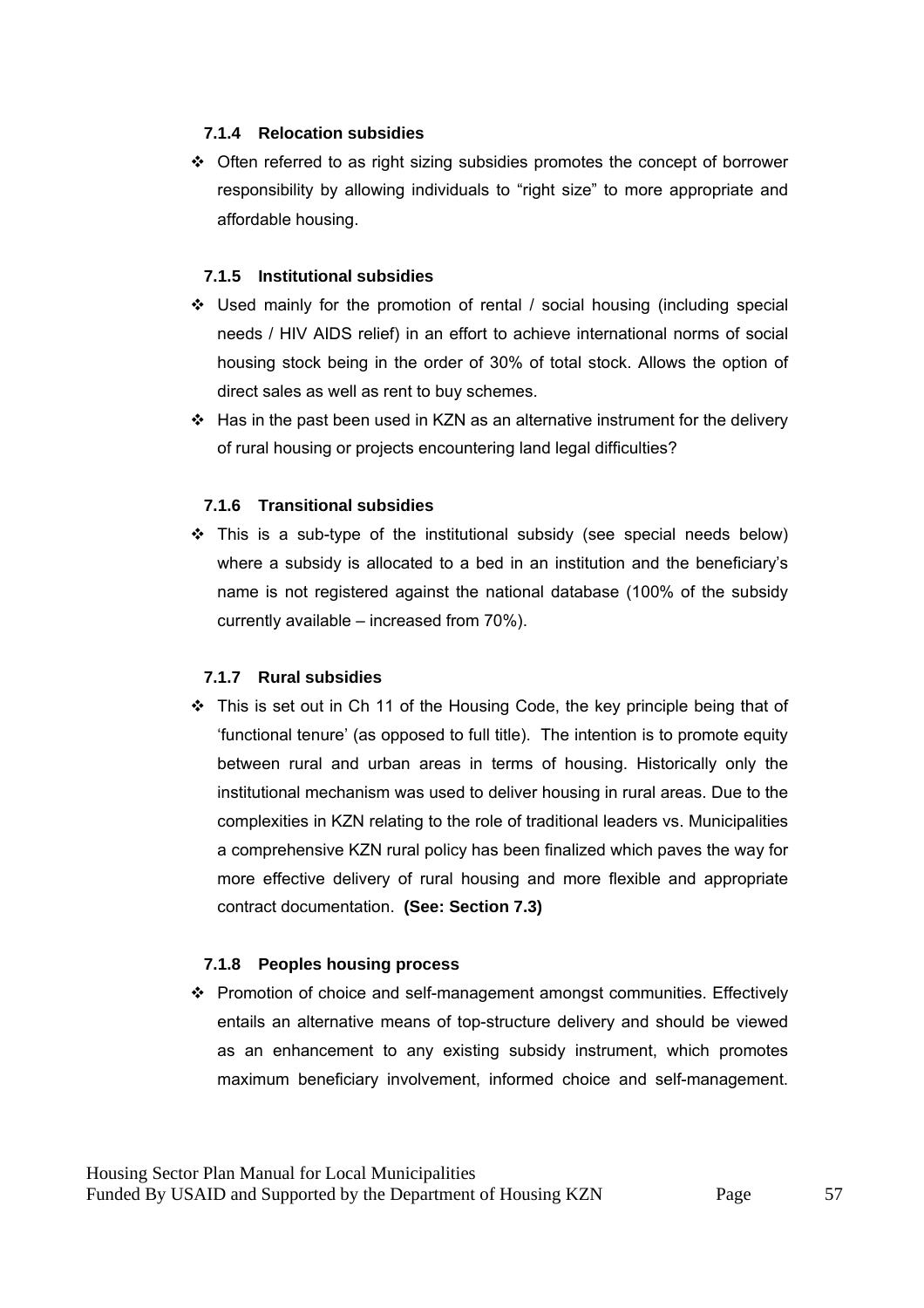### 7.1.4 Relocation subsidies

- Often referred to as right sizing subsidies promotes the concept of borrower responsibility by allowing individuals to "right size" to more appropriate and affordable housing.

### 7.1.5 Institutional subsidies

- Used mainly for the promotion of rental / social housing (including special needs / HIV AIDS relief) in an effort to achieve international norms of social housing stock being in the order of 30% of total stock. Allows the option of direct sales as well as rent to buy schemes.
- Has in the past been used in KZN as an alternative instrument for the delivery of rural housing or projects encountering land legal difficulties?

### 7.1.6 Transitional subsidies

- This is a sub-type of the institutional subsidy (see special needs below) where a subsidy is allocated to a bed in an institution and the beneficiary's name is not registered against the national database (100% of the subsidy currently available – increased from 70%).

### 7.1.7 Rural subsidies

- This is set out in Ch 11 of the Housing Code, the key principle being that of 'functional tenure' (as opposed to full title). The intention is to promote equity between rural and urban areas in terms of housing. Historically only the institutional mechanism was used to deliver housing in rural areas. Due to the complexities in KZN relating to the role of traditional leaders vs. Municipalities a comprehensive KZN rural policy has been finalized which paves the way for more effective delivery of rural housing and more flexible and appropriate contract documentation. **(See: Section 7.3)**

### 7.1.8 Peoples housing process

- Promotion of choice and self-management amongst communities. Effectively entails an alternative means of top-structure delivery and should be viewed as an enhancement to any existing subsidy instrument, which promotes maximum beneficiary involvement, informed choice and self-management.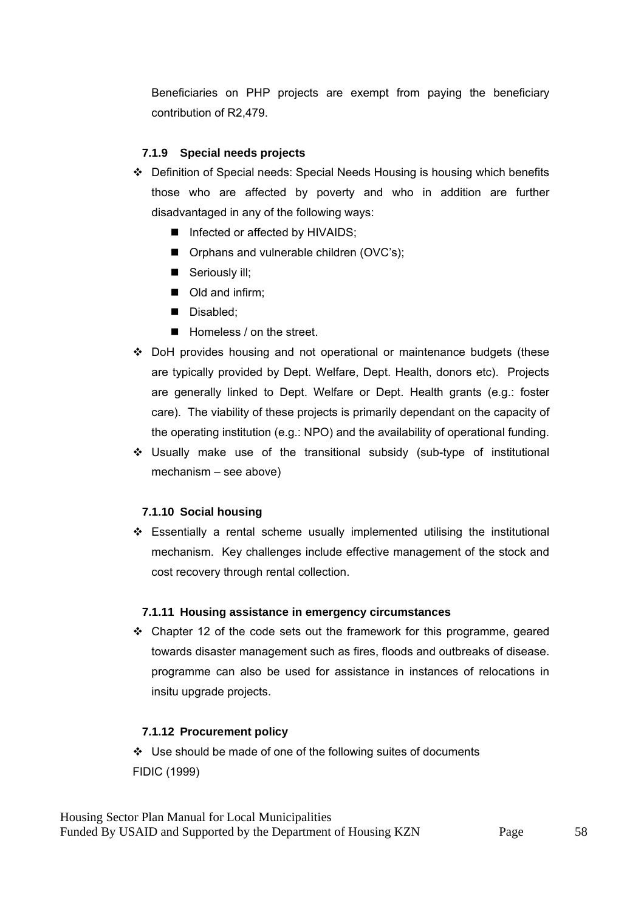Beneficiaries on PHP projects are exempt from paying the beneficiary contribution of R2,479.

### 7.1.9 Special needs projects

- Definition of Special needs: Special Needs Housing is housing which benefits those who are affected by poverty and who in addition are further disadvantaged in any of the following ways:
  - Infected or affected by HIVAIDS;
  - Orphans and vulnerable children (OVC's);
  - Seriously ill;
  - Old and infirm;
  - Disabled;
  - Homeless / on the street.
- DoH provides housing and not operational or maintenance budgets (these are typically provided by Dept. Welfare, Dept. Health, donors etc). Projects are generally linked to Dept. Welfare or Dept. Health grants (e.g.: foster care). The viability of these projects is primarily dependant on the capacity of the operating institution (e.g.: NPO) and the availability of operational funding.
- Usually make use of the transitional subsidy (sub-type of institutional mechanism – see above)

### 7.1.10 Social housing

- Essentially a rental scheme usually implemented utilising the institutional mechanism. Key challenges include effective management of the stock and cost recovery through rental collection.

### 7.1.11 Housing assistance in emergency circumstances

- Chapter 12 of the code sets out the framework for this programme, geared towards disaster management such as fires, floods and outbreaks of disease. programme can also be used for assistance in instances of relocations in insitu upgrade projects.

### 7.1.12 Procurement policy

- Use should be made of one of the following suites of documents

FIDIC (1999)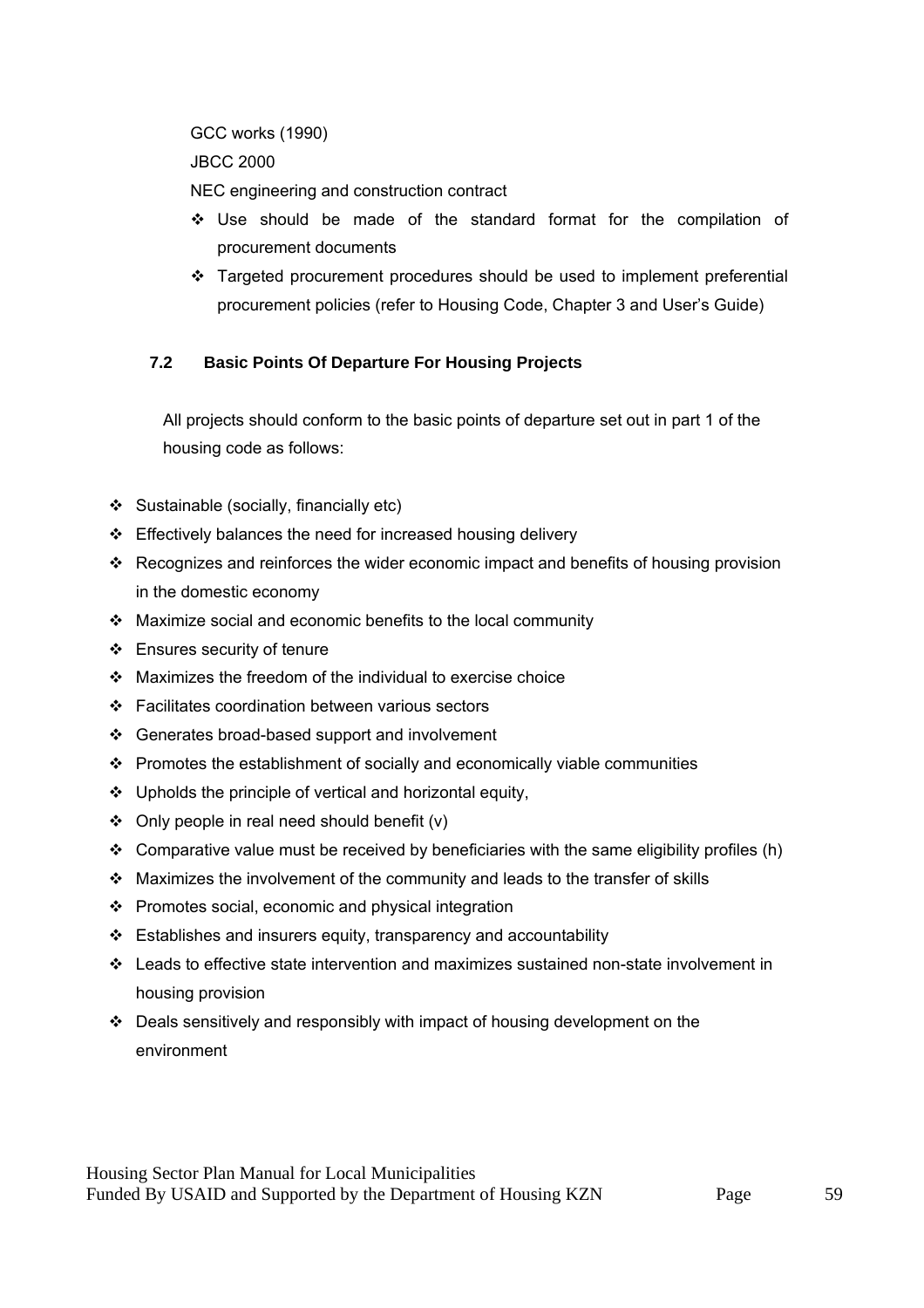GCC works (1990)

JBCC 2000

NEC engineering and construction contract

- Use should be made of the standard format for the compilation of procurement documents
- Targeted procurement procedures should be used to implement preferential procurement policies (refer to Housing Code, Chapter 3 and User's Guide)

### 7.2 Basic Points Of Departure For Housing Projects

All projects should conform to the basic points of departure set out in part 1 of the housing code as follows:

- Sustainable (socially, financially etc)
- Effectively balances the need for increased housing delivery
- Recognizes and reinforces the wider economic impact and benefits of housing provision in the domestic economy
- Maximize social and economic benefits to the local community
- Ensures security of tenure
- Maximizes the freedom of the individual to exercise choice
- Facilitates coordination between various sectors
- Generates broad-based support and involvement
- Promotes the establishment of socially and economically viable communities
- Upholds the principle of vertical and horizontal equity,
- Only people in real need should benefit (v)
- Comparative value must be received by beneficiaries with the same eligibility profiles (h)
- Maximizes the involvement of the community and leads to the transfer of skills
- Promotes social, economic and physical integration
- Establishes and insurers equity, transparency and accountability
- Leads to effective state intervention and maximizes sustained non-state involvement in housing provision
- Deals sensitively and responsibly with impact of housing development on the environment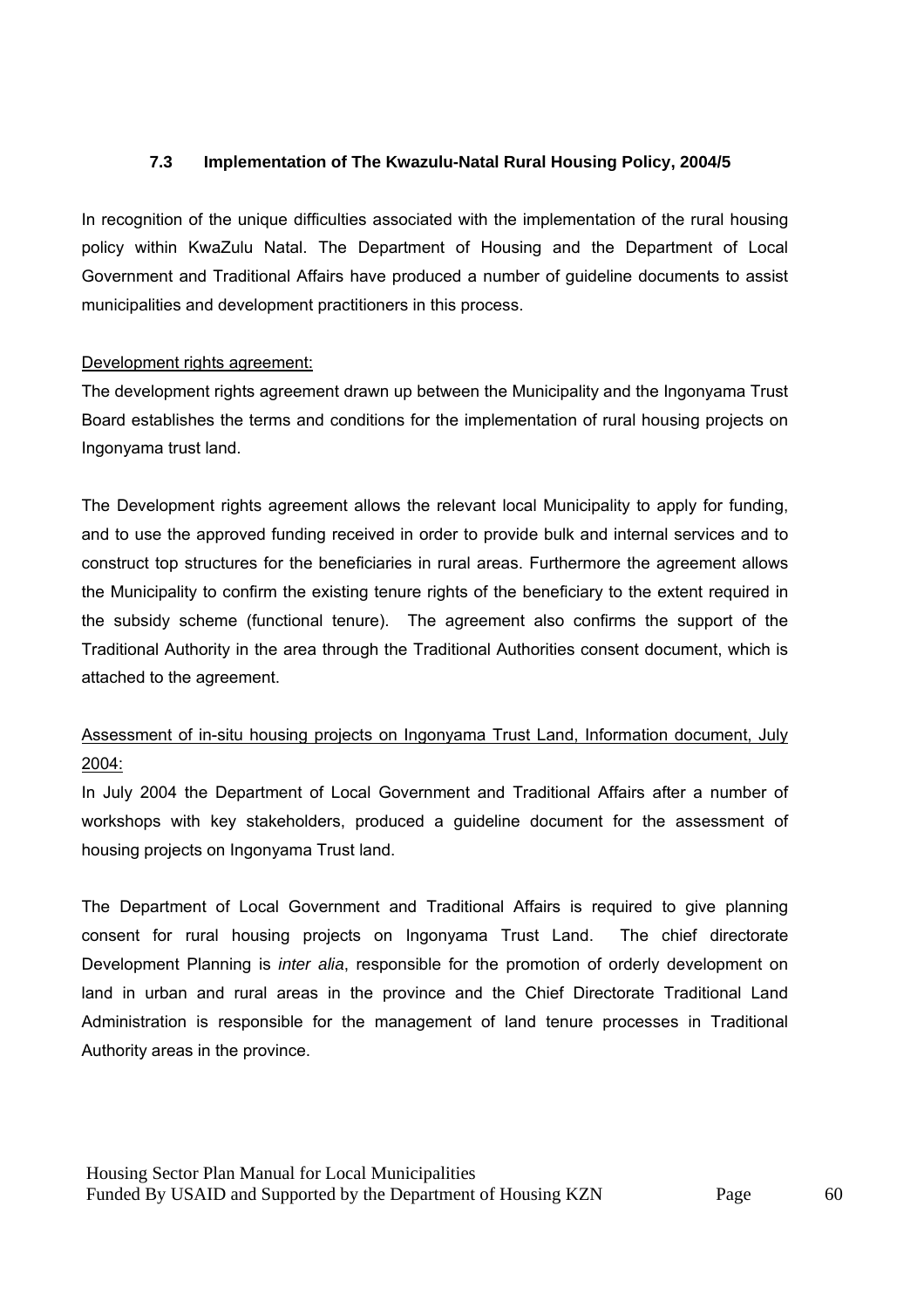### 7.3 Implementation of The Kwazulu-Natal Rural Housing Policy, 2004/5

In recognition of the unique difficulties associated with the implementation of the rural housing policy within KwaZulu Natal. The Department of Housing and the Department of Local Government and Traditional Affairs have produced a number of guideline documents to assist municipalities and development practitioners in this process.

<u>Development rights agreement:</u>

The development rights agreement drawn up between the Municipality and the Ingonyama Trust Board establishes the terms and conditions for the implementation of rural housing projects on Ingonyama trust land.

The Development rights agreement allows the relevant local Municipality to apply for funding, and to use the approved funding received in order to provide bulk and internal services and to construct top structures for the beneficiaries in rural areas. Furthermore the agreement allows the Municipality to confirm the existing tenure rights of the beneficiary to the extent required in the subsidy scheme (functional tenure). The agreement also confirms the support of the Traditional Authority in the area through the Traditional Authorities consent document, which is attached to the agreement.

<u>Assessment of in-situ housing projects on Ingonyama Trust Land, Information document, July 2004:</u>

In July 2004 the Department of Local Government and Traditional Affairs after a number of workshops with key stakeholders, produced a guideline document for the assessment of housing projects on Ingonyama Trust land.

The Department of Local Government and Traditional Affairs is required to give planning consent for rural housing projects on Ingonyama Trust Land. The chief directorate Development Planning is *inter alia*, responsible for the promotion of orderly development on land in urban and rural areas in the province and the Chief Directorate Traditional Land Administration is responsible for the management of land tenure processes in Traditional Authority areas in the province.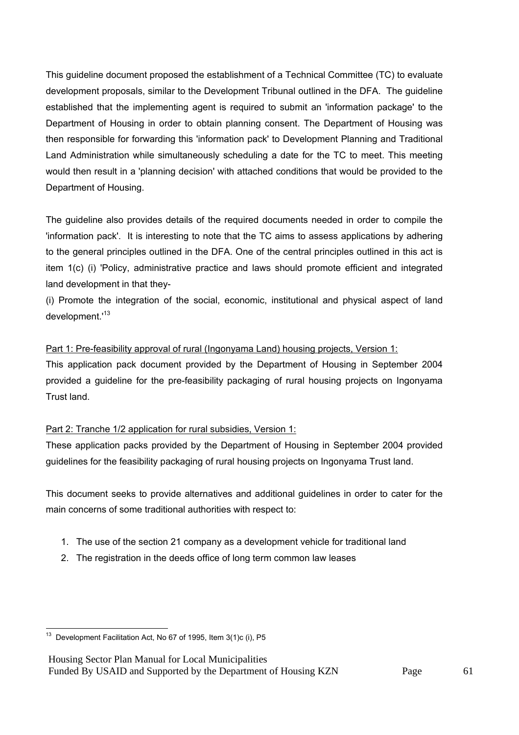This guideline document proposed the establishment of a Technical Committee (TC) to evaluate development proposals, similar to the Development Tribunal outlined in the DFA. The guideline established that the implementing agent is required to submit an 'information package' to the Department of Housing in order to obtain planning consent. The Department of Housing was then responsible for forwarding this 'information pack' to Development Planning and Traditional Land Administration while simultaneously scheduling a date for the TC to meet. This meeting would then result in a 'planning decision' with attached conditions that would be provided to the Department of Housing.

The guideline also provides details of the required documents needed in order to compile the 'information pack'. It is interesting to note that the TC aims to assess applications by adhering to the general principles outlined in the DFA. One of the central principles outlined in this act is item 1(c) (i) 'Policy, administrative practice and laws should promote efficient and integrated land development in that they-

(i) Promote the integration of the social, economic, institutional and physical aspect of land development.'[13]

<u>Part 1: Pre-feasibility approval of rural (Ingonyama Land) housing projects, Version 1:</u>

This application pack document provided by the Department of Housing in September 2004 provided a guideline for the pre-feasibility packaging of rural housing projects on Ingonyama Trust land.

<u>Part 2: Tranche 1/2 application for rural subsidies, Version 1:</u>

These application packs provided by the Department of Housing in September 2004 provided guidelines for the feasibility packaging of rural housing projects on Ingonyama Trust land.

This document seeks to provide alternatives and additional guidelines in order to cater for the main concerns of some traditional authorities with respect to:

1. The use of the section 21 company as a development vehicle for traditional land
2. The registration in the deeds office of long term common law leases

---

[13] Development Facilitation Act, No 67 of 1995, Item 3(1)c (i), P5